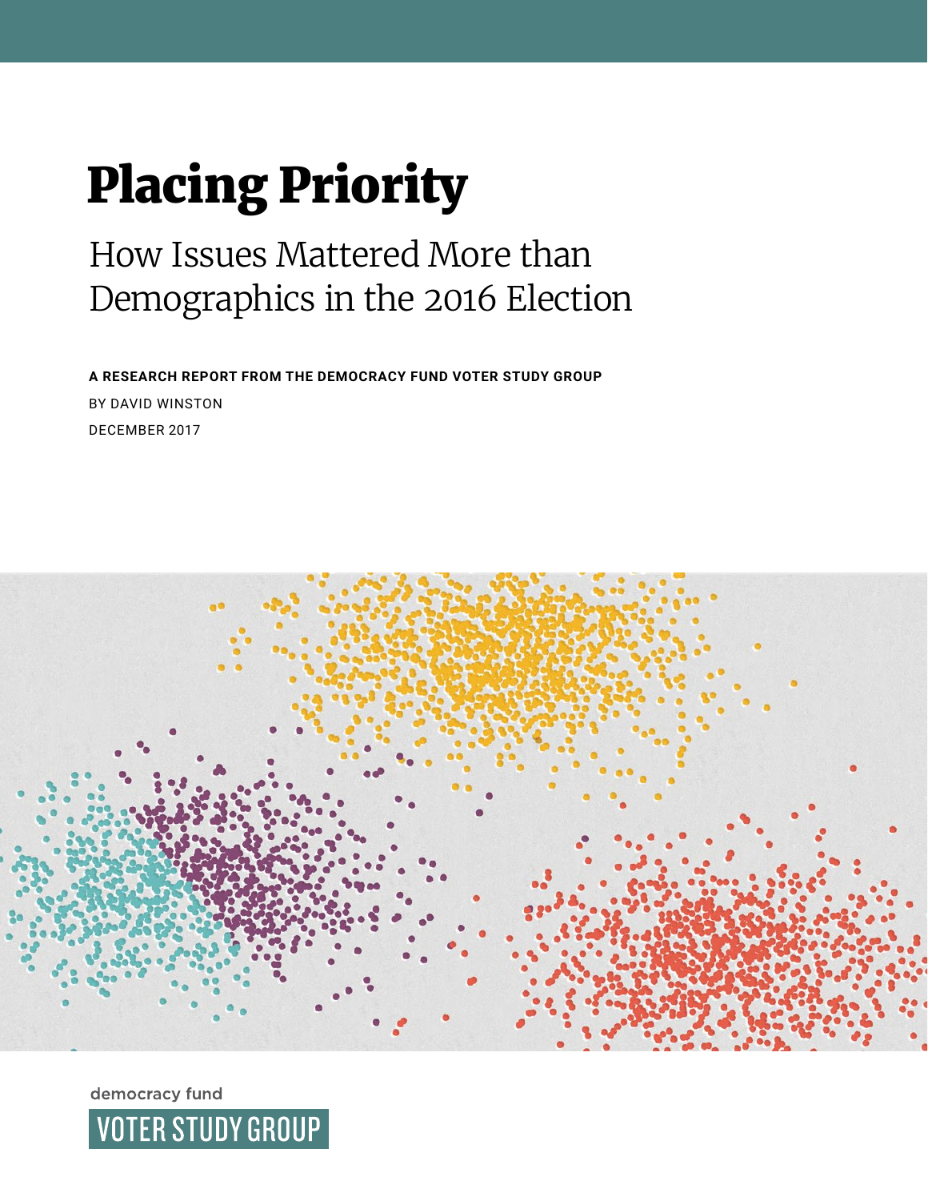# Placing Priority

## How Issues Mattered More than Demographics in the 2016 Election

**A RESEARCH REPORT FROM THE DEMOCRACY FUND VOTER STUDY GROUP**

BY DAVID WINSTON

DECEMBER 2017

democracy fund

VOTER STUDY GROUP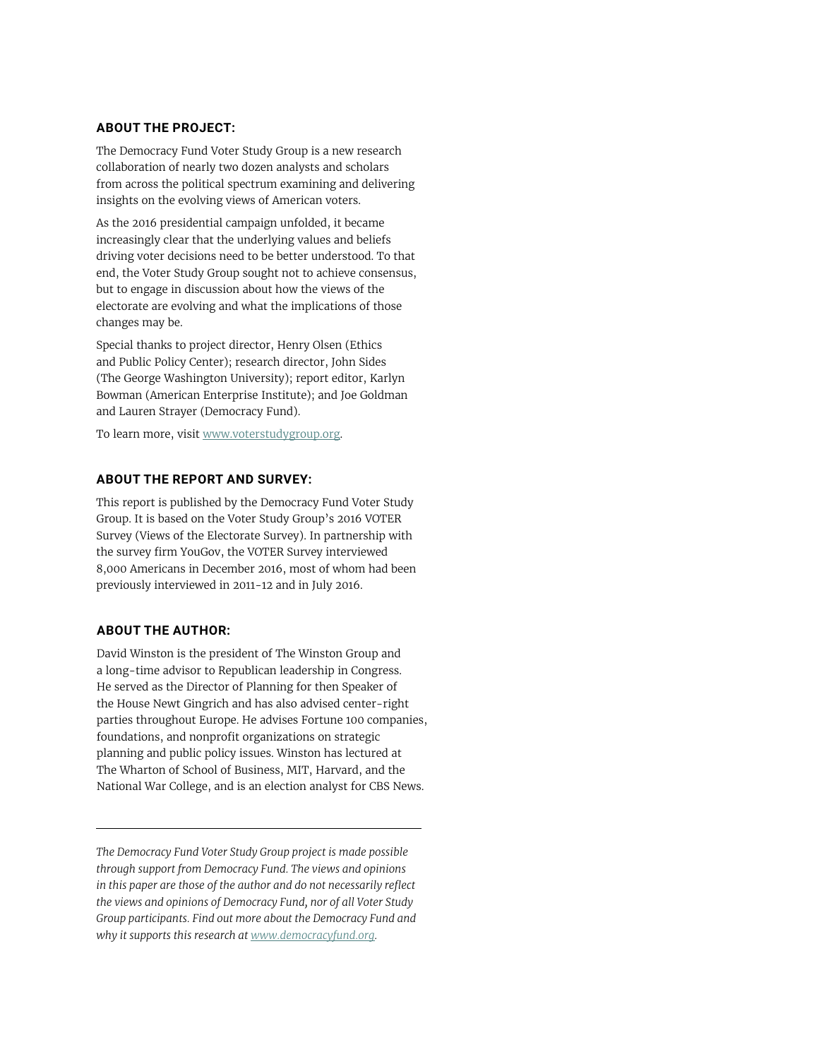## ABOUT THE PROJECT:

The Democracy Fund Voter Study Group is a new research collaboration of nearly two dozen analysts and scholars from across the political spectrum examining and delivering insights on the evolving views of American voters.

As the 2016 presidential campaign unfolded, it became increasingly clear that the underlying values and beliefs driving voter decisions need to be better understood. To that end, the Voter Study Group sought not to achieve consensus, but to engage in discussion about how the views of the electorate are evolving and what the implications of those changes may be.

Special thanks to project director, Henry Olsen (Ethics and Public Policy Center); research director, John Sides (The George Washington University); report editor, Karlyn Bowman (American Enterprise Institute); and Joe Goldman and Lauren Strayer (Democracy Fund).

To learn more, visit [www.voterstudygroup.org](http://www.voterstudygroup.org).

## ABOUT THE REPORT AND SURVEY:

This report is published by the Democracy Fund Voter Study Group. It is based on the Voter Study Group's 2016 VOTER Survey (Views of the Electorate Survey). In partnership with the survey firm YouGov, the VOTER Survey interviewed 8,000 Americans in December 2016, most of whom had been previously interviewed in 2011-12 and in July 2016.

## ABOUT THE AUTHOR:

David Winston is the president of The Winston Group and a long-time advisor to Republican leadership in Congress. He served as the Director of Planning for then Speaker of the House Newt Gingrich and has also advised center-right parties throughout Europe. He advises Fortune 100 companies, foundations, and nonprofit organizations on strategic planning and public policy issues. Winston has lectured at The Wharton of School of Business, MIT, Harvard, and the National War College, and is an election analyst for CBS News.

---

*The Democracy Fund Voter Study Group project is made possible through support from Democracy Fund. The views and opinions in this paper are those of the author and do not necessarily reflect the views and opinions of Democracy Fund, nor of all Voter Study Group participants. Find out more about the Democracy Fund and why it supports this research at [www.democracyfund.org](http://www.democracyfund.org).*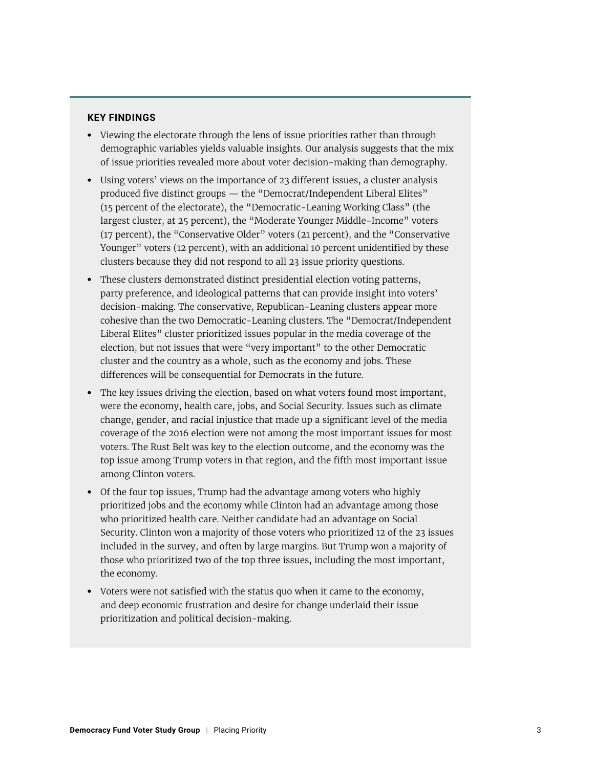### KEY FINDINGS

- Viewing the electorate through the lens of issue priorities rather than through demographic variables yields valuable insights. Our analysis suggests that the mix of issue priorities revealed more about voter decision-making than demography.
- Using voters' views on the importance of 23 different issues, a cluster analysis produced five distinct groups — the "Democrat/Independent Liberal Elites" (15 percent of the electorate), the "Democratic-Leaning Working Class" (the largest cluster, at 25 percent), the "Moderate Younger Middle-Income" voters (17 percent), the "Conservative Older" voters (21 percent), and the "Conservative Younger" voters (12 percent), with an additional 10 percent unidentified by these clusters because they did not respond to all 23 issue priority questions.
- These clusters demonstrated distinct presidential election voting patterns, party preference, and ideological patterns that can provide insight into voters' decision-making. The conservative, Republican-Leaning clusters appear more cohesive than the two Democratic-Leaning clusters. The "Democrat/Independent Liberal Elites" cluster prioritized issues popular in the media coverage of the election, but not issues that were "very important" to the other Democratic cluster and the country as a whole, such as the economy and jobs. These differences will be consequential for Democrats in the future.
- The key issues driving the election, based on what voters found most important, were the economy, health care, jobs, and Social Security. Issues such as climate change, gender, and racial injustice that made up a significant level of the media coverage of the 2016 election were not among the most important issues for most voters. The Rust Belt was key to the election outcome, and the economy was the top issue among Trump voters in that region, and the fifth most important issue among Clinton voters.
- Of the four top issues, Trump had the advantage among voters who highly prioritized jobs and the economy while Clinton had an advantage among those who prioritized health care. Neither candidate had an advantage on Social Security. Clinton won a majority of those voters who prioritized 12 of the 23 issues included in the survey, and often by large margins. But Trump won a majority of those who prioritized two of the top three issues, including the most important, the economy.
- Voters were not satisfied with the status quo when it came to the economy, and deep economic frustration and desire for change underlaid their issue prioritization and political decision-making.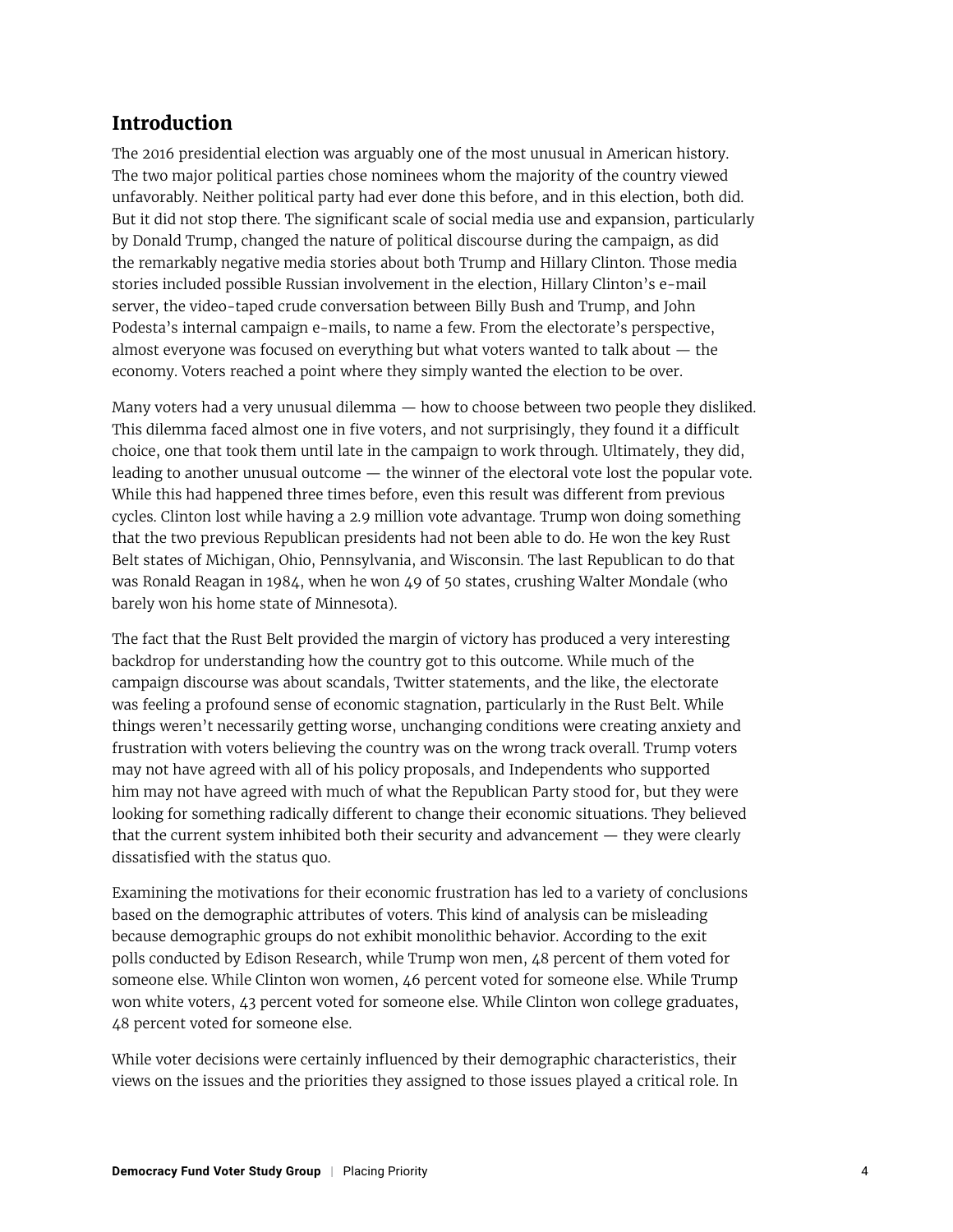## Introduction

The 2016 presidential election was arguably one of the most unusual in American history. The two major political parties chose nominees whom the majority of the country viewed unfavorably. Neither political party had ever done this before, and in this election, both did. But it did not stop there. The significant scale of social media use and expansion, particularly by Donald Trump, changed the nature of political discourse during the campaign, as did the remarkably negative media stories about both Trump and Hillary Clinton. Those media stories included possible Russian involvement in the election, Hillary Clinton's e-mail server, the video-taped crude conversation between Billy Bush and Trump, and John Podesta's internal campaign e-mails, to name a few. From the electorate's perspective, almost everyone was focused on everything but what voters wanted to talk about — the economy. Voters reached a point where they simply wanted the election to be over.

Many voters had a very unusual dilemma — how to choose between two people they disliked. This dilemma faced almost one in five voters, and not surprisingly, they found it a difficult choice, one that took them until late in the campaign to work through. Ultimately, they did, leading to another unusual outcome — the winner of the electoral vote lost the popular vote. While this had happened three times before, even this result was different from previous cycles. Clinton lost while having a 2.9 million vote advantage. Trump won doing something that the two previous Republican presidents had not been able to do. He won the key Rust Belt states of Michigan, Ohio, Pennsylvania, and Wisconsin. The last Republican to do that was Ronald Reagan in 1984, when he won 49 of 50 states, crushing Walter Mondale (who barely won his home state of Minnesota).

The fact that the Rust Belt provided the margin of victory has produced a very interesting backdrop for understanding how the country got to this outcome. While much of the campaign discourse was about scandals, Twitter statements, and the like, the electorate was feeling a profound sense of economic stagnation, particularly in the Rust Belt. While things weren't necessarily getting worse, unchanging conditions were creating anxiety and frustration with voters believing the country was on the wrong track overall. Trump voters may not have agreed with all of his policy proposals, and Independents who supported him may not have agreed with much of what the Republican Party stood for, but they were looking for something radically different to change their economic situations. They believed that the current system inhibited both their security and advancement — they were clearly dissatisfied with the status quo.

Examining the motivations for their economic frustration has led to a variety of conclusions based on the demographic attributes of voters. This kind of analysis can be misleading because demographic groups do not exhibit monolithic behavior. According to the exit polls conducted by Edison Research, while Trump won men, 48 percent of them voted for someone else. While Clinton won women, 46 percent voted for someone else. While Trump won white voters, 43 percent voted for someone else. While Clinton won college graduates, 48 percent voted for someone else.

While voter decisions were certainly influenced by their demographic characteristics, their views on the issues and the priorities they assigned to those issues played a critical role. In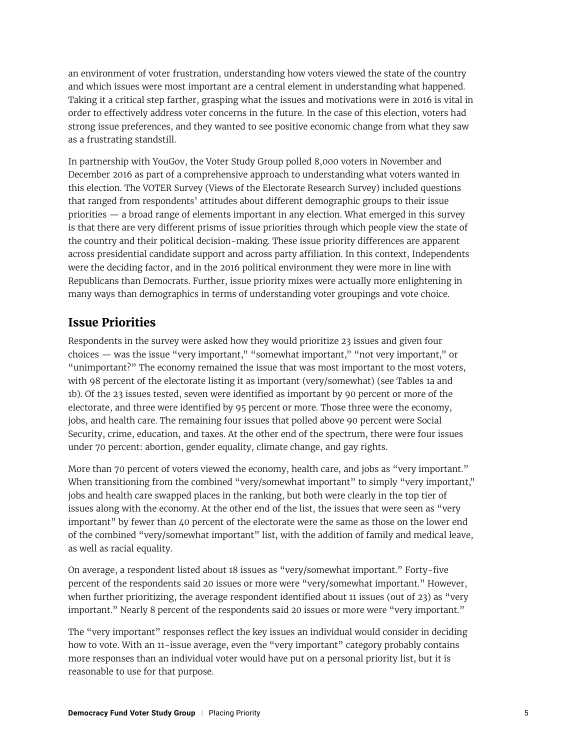an environment of voter frustration, understanding how voters viewed the state of the country and which issues were most important are a central element in understanding what happened. Taking it a critical step farther, grasping what the issues and motivations were in 2016 is vital in order to effectively address voter concerns in the future. In the case of this election, voters had strong issue preferences, and they wanted to see positive economic change from what they saw as a frustrating standstill.

In partnership with YouGov, the Voter Study Group polled 8,000 voters in November and December 2016 as part of a comprehensive approach to understanding what voters wanted in this election. The VOTER Survey (Views of the Electorate Research Survey) included questions that ranged from respondents' attitudes about different demographic groups to their issue priorities — a broad range of elements important in any election. What emerged in this survey is that there are very different prisms of issue priorities through which people view the state of the country and their political decision-making. These issue priority differences are apparent across presidential candidate support and across party affiliation. In this context, Independents were the deciding factor, and in the 2016 political environment they were more in line with Republicans than Democrats. Further, issue priority mixes were actually more enlightening in many ways than demographics in terms of understanding voter groupings and vote choice.

## Issue Priorities

Respondents in the survey were asked how they would prioritize 23 issues and given four choices — was the issue "very important," "somewhat important," "not very important," or "unimportant?" The economy remained the issue that was most important to the most voters, with 98 percent of the electorate listing it as important (very/somewhat) (see Tables 1a and 1b). Of the 23 issues tested, seven were identified as important by 90 percent or more of the electorate, and three were identified by 95 percent or more. Those three were the economy, jobs, and health care. The remaining four issues that polled above 90 percent were Social Security, crime, education, and taxes. At the other end of the spectrum, there were four issues under 70 percent: abortion, gender equality, climate change, and gay rights.

More than 70 percent of voters viewed the economy, health care, and jobs as "very important." When transitioning from the combined "very/somewhat important" to simply "very important," jobs and health care swapped places in the ranking, but both were clearly in the top tier of issues along with the economy. At the other end of the list, the issues that were seen as "very important" by fewer than 40 percent of the electorate were the same as those on the lower end of the combined "very/somewhat important" list, with the addition of family and medical leave, as well as racial equality.

On average, a respondent listed about 18 issues as "very/somewhat important." Forty-five percent of the respondents said 20 issues or more were "very/somewhat important." However, when further prioritizing, the average respondent identified about 11 issues (out of 23) as "very important." Nearly 8 percent of the respondents said 20 issues or more were "very important."

The "very important" responses reflect the key issues an individual would consider in deciding how to vote. With an 11-issue average, even the "very important" category probably contains more responses than an individual voter would have put on a personal priority list, but it is reasonable to use for that purpose.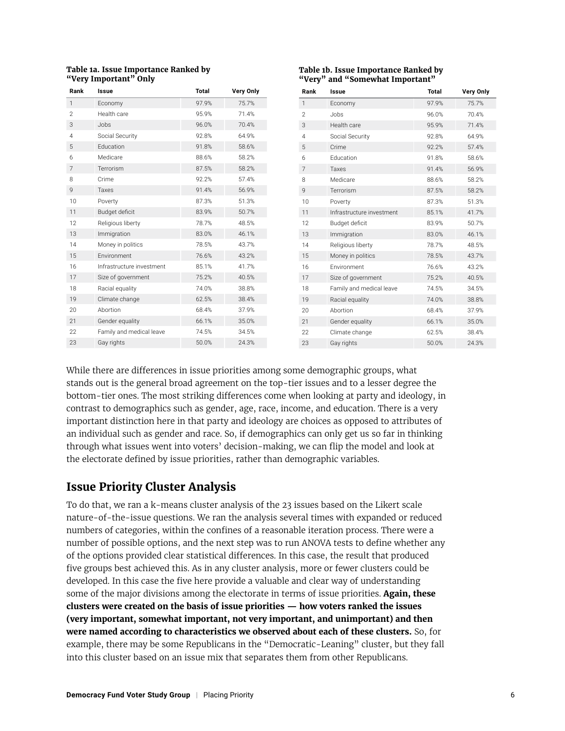**Table 1a. Issue Importance Ranked by "Very Important" Only**

| Rank | Issue | Total | Very Only |
|---|---|---|---|
| 1 | Economy | 97.9% | 75.7% |
| 2 | Health care | 95.9% | 71.4% |
| 3 | Jobs | 96.0% | 70.4% |
| 4 | Social Security | 92.8% | 64.9% |
| 5 | Education | 91.8% | 58.6% |
| 6 | Medicare | 88.6% | 58.2% |
| 7 | Terrorism | 87.5% | 58.2% |
| 8 | Crime | 92.2% | 57.4% |
| 9 | Taxes | 91.4% | 56.9% |
| 10 | Poverty | 87.3% | 51.3% |
| 11 | Budget deficit | 83.9% | 50.7% |
| 12 | Religious liberty | 78.7% | 48.5% |
| 13 | Immigration | 83.0% | 46.1% |
| 14 | Money in politics | 78.5% | 43.7% |
| 15 | Environment | 76.6% | 43.2% |
| 16 | Infrastructure investment | 85.1% | 41.7% |
| 17 | Size of government | 75.2% | 40.5% |
| 18 | Racial equality | 74.0% | 38.8% |
| 19 | Climate change | 62.5% | 38.4% |
| 20 | Abortion | 68.4% | 37.9% |
| 21 | Gender equality | 66.1% | 35.0% |
| 22 | Family and medical leave | 74.5% | 34.5% |
| 23 | Gay rights | 50.0% | 24.3% |

**Table 1b. Issue Importance Ranked by "Very" and "Somewhat Important"**

| Rank | Issue | Total | Very Only |
|---|---|---|---|
| 1 | Economy | 97.9% | 75.7% |
| 2 | Jobs | 96.0% | 70.4% |
| 3 | Health care | 95.9% | 71.4% |
| 4 | Social Security | 92.8% | 64.9% |
| 5 | Crime | 92.2% | 57.4% |
| 6 | Education | 91.8% | 58.6% |
| 7 | Taxes | 91.4% | 56.9% |
| 8 | Medicare | 88.6% | 58.2% |
| 9 | Terrorism | 87.5% | 58.2% |
| 10 | Poverty | 87.3% | 51.3% |
| 11 | Infrastructure investment | 85.1% | 41.7% |
| 12 | Budget deficit | 83.9% | 50.7% |
| 13 | Immigration | 83.0% | 46.1% |
| 14 | Religious liberty | 78.7% | 48.5% |
| 15 | Money in politics | 78.5% | 43.7% |
| 16 | Environment | 76.6% | 43.2% |
| 17 | Size of government | 75.2% | 40.5% |
| 18 | Family and medical leave | 74.5% | 34.5% |
| 19 | Racial equality | 74.0% | 38.8% |
| 20 | Abortion | 68.4% | 37.9% |
| 21 | Gender equality | 66.1% | 35.0% |
| 22 | Climate change | 62.5% | 38.4% |
| 23 | Gay rights | 50.0% | 24.3% |

While there are differences in issue priorities among some demographic groups, what stands out is the general broad agreement on the top-tier issues and to a lesser degree the bottom-tier ones. The most striking differences come when looking at party and ideology, in contrast to demographics such as gender, age, race, income, and education. There is a very important distinction here in that party and ideology are choices as opposed to attributes of an individual such as gender and race. So, if demographics can only get us so far in thinking through what issues went into voters' decision-making, we can flip the model and look at the electorate defined by issue priorities, rather than demographic variables.

## Issue Priority Cluster Analysis

To do that, we ran a k-means cluster analysis of the 23 issues based on the Likert scale nature-of-the-issue questions. We ran the analysis several times with expanded or reduced numbers of categories, within the confines of a reasonable iteration process. There were a number of possible options, and the next step was to run ANOVA tests to define whether any of the options provided clear statistical differences. In this case, the result that produced five groups best achieved this. As in any cluster analysis, more or fewer clusters could be developed. In this case the five here provide a valuable and clear way of understanding some of the major divisions among the electorate in terms of issue priorities. **Again, these clusters were created on the basis of issue priorities — how voters ranked the issues (very important, somewhat important, not very important, and unimportant) and then were named according to characteristics we observed about each of these clusters.** So, for example, there may be some Republicans in the "Democratic-Leaning" cluster, but they fall into this cluster based on an issue mix that separates them from other Republicans.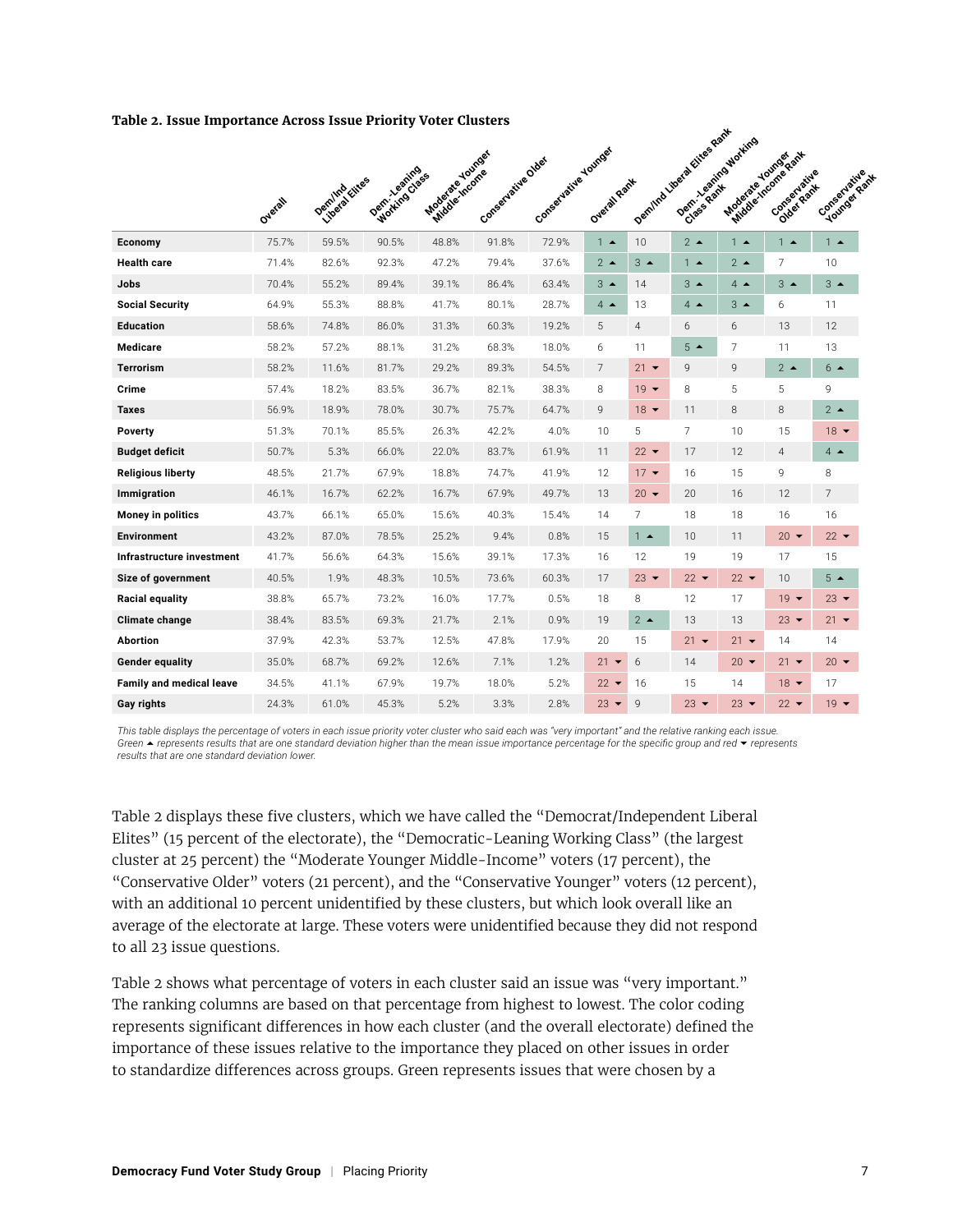**Table 2. Issue Importance Across Issue Priority Voter Clusters**

| | Overall | Dem/Ind Liberal Elites | Dem.-Leaning Working Class | Moderate Younger Middle-Income | Conservative Older | Conservative Younger | Overall Rank | Dem/Ind Liberal Elites Rank | Dem.-Leaning Working Class Rank | Moderate Younger Middle-Income Rank | Conservative Older Rank | Conservative Younger Rank |
|---|---|---|---|---|---|---|---|---|---|---|---|---|
| **Economy** | 75.7% | 59.5% | 90.5% | 48.8% | 91.8% | 72.9% | 1 ▲ | 10 | 2 ▲ | 1 ▲ | 1 ▲ | 1 ▲ |
| **Health care** | 71.4% | 82.6% | 92.3% | 47.2% | 79.4% | 37.6% | 2 ▲ | 3 ▲ | 1 ▲ | 2 ▲ | 7 | 10 |
| **Jobs** | 70.4% | 55.2% | 89.4% | 39.1% | 86.4% | 63.4% | 3 ▲ | 14 | 3 ▲ | 4 ▲ | 3 ▲ | 3 ▲ |
| **Social Security** | 64.9% | 55.3% | 88.8% | 41.7% | 80.1% | 28.7% | 4 ▲ | 13 | 4 ▲ | 3 ▲ | 6 | 11 |
| **Education** | 58.6% | 74.8% | 86.0% | 31.3% | 60.3% | 19.2% | 5 | 4 | 6 | 6 | 13 | 12 |
| **Medicare** | 58.2% | 57.2% | 88.1% | 31.2% | 68.3% | 18.0% | 6 | 11 | 5 ▲ | 7 | 11 | 13 |
| **Terrorism** | 58.2% | 11.6% | 81.7% | 29.2% | 89.3% | 54.5% | 7 | 21 ▼ | 9 | 9 | 2 ▲ | 6 ▲ |
| **Crime** | 57.4% | 18.2% | 83.5% | 36.7% | 82.1% | 38.3% | 8 | 19 ▼ | 8 | 5 | 5 | 9 |
| **Taxes** | 56.9% | 18.9% | 78.0% | 30.7% | 75.7% | 64.7% | 9 | 18 ▼ | 11 | 8 | 8 | 2 ▲ |
| **Poverty** | 51.3% | 70.1% | 85.5% | 26.3% | 42.2% | 4.0% | 10 | 5 | 7 | 10 | 15 | 18 ▼ |
| **Budget deficit** | 50.7% | 5.3% | 66.0% | 22.0% | 83.7% | 61.9% | 11 | 22 ▼ | 17 | 12 | 4 | 4 ▲ |
| **Religious liberty** | 48.5% | 21.7% | 67.9% | 18.8% | 74.7% | 41.9% | 12 | 17 ▼ | 16 | 15 | 9 | 8 |
| **Immigration** | 46.1% | 16.7% | 62.2% | 16.7% | 67.9% | 49.7% | 13 | 20 ▼ | 20 | 16 | 12 | 7 |
| **Money in politics** | 43.7% | 66.1% | 65.0% | 15.6% | 40.3% | 15.4% | 14 | 7 | 18 | 18 | 16 | 16 |
| **Environment** | 43.2% | 87.0% | 78.5% | 25.2% | 9.4% | 0.8% | 15 | 1 ▲ | 10 | 11 | 20 ▼ | 22 ▼ |
| **Infrastructure investment** | 41.7% | 56.6% | 64.3% | 15.6% | 39.1% | 17.3% | 16 | 12 | 19 | 19 | 17 | 15 |
| **Size of government** | 40.5% | 1.9% | 48.3% | 10.5% | 73.6% | 60.3% | 17 | 23 ▼ | 22 ▼ | 22 ▼ | 10 | 5 ▲ |
| **Racial equality** | 38.8% | 65.7% | 73.2% | 16.0% | 17.7% | 0.5% | 18 | 8 | 12 | 17 | 19 ▼ | 23 ▼ |
| **Climate change** | 38.4% | 83.5% | 69.3% | 21.7% | 2.1% | 0.9% | 19 | 2 ▲ | 13 | 13 | 23 ▼ | 21 ▼ |
| **Abortion** | 37.9% | 42.3% | 53.7% | 12.5% | 47.8% | 17.9% | 20 | 15 | 21 ▼ | 21 ▼ | 14 | 14 |
| **Gender equality** | 35.0% | 68.7% | 69.2% | 12.6% | 7.1% | 1.2% | 21 ▼ | 6 | 14 | 20 ▼ | 21 ▼ | 20 ▼ |
| **Family and medical leave** | 34.5% | 41.1% | 67.9% | 19.7% | 18.0% | 5.2% | 22 ▼ | 16 | 15 | 14 | 18 ▼ | 17 |
| **Gay rights** | 24.3% | 61.0% | 45.3% | 5.2% | 3.3% | 2.8% | 23 ▼ | 9 | 23 ▼ | 23 ▼ | 22 ▼ | 19 ▼ |

*This table displays the percentage of voters in each issue priority voter cluster who said each was "very important" and the relative ranking each issue. Green ▲ represents results that are one standard deviation higher than the mean issue importance percentage for the specific group and red ▼ represents results that are one standard deviation lower.*

Table 2 displays these five clusters, which we have called the "Democrat/Independent Liberal Elites" (15 percent of the electorate), the "Democratic-Leaning Working Class" (the largest cluster at 25 percent) the "Moderate Younger Middle-Income" voters (17 percent), the "Conservative Older" voters (21 percent), and the "Conservative Younger" voters (12 percent), with an additional 10 percent unidentified by these clusters, but which look overall like an average of the electorate at large. These voters were unidentified because they did not respond to all 23 issue questions.

Table 2 shows what percentage of voters in each cluster said an issue was "very important." The ranking columns are based on that percentage from highest to lowest. The color coding represents significant differences in how each cluster (and the overall electorate) defined the importance of these issues relative to the importance they placed on other issues in order to standardize differences across groups. Green represents issues that were chosen by a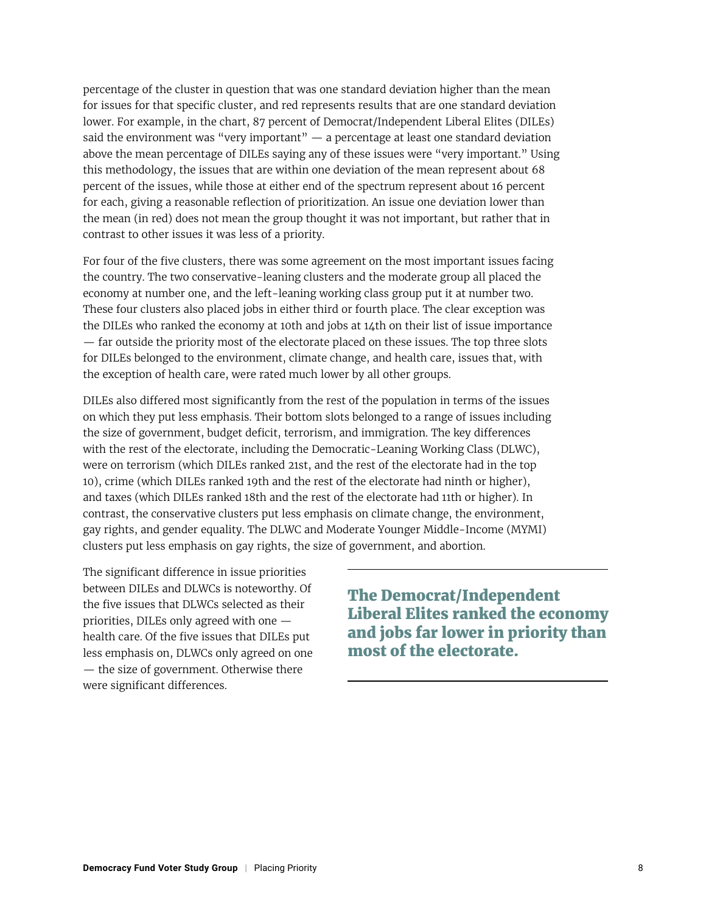percentage of the cluster in question that was one standard deviation higher than the mean for issues for that specific cluster, and red represents results that are one standard deviation lower. For example, in the chart, 87 percent of Democrat/Independent Liberal Elites (DILEs) said the environment was "very important" — a percentage at least one standard deviation above the mean percentage of DILEs saying any of these issues were "very important." Using this methodology, the issues that are within one deviation of the mean represent about 68 percent of the issues, while those at either end of the spectrum represent about 16 percent for each, giving a reasonable reflection of prioritization. An issue one deviation lower than the mean (in red) does not mean the group thought it was not important, but rather that in contrast to other issues it was less of a priority.

For four of the five clusters, there was some agreement on the most important issues facing the country. The two conservative-leaning clusters and the moderate group all placed the economy at number one, and the left-leaning working class group put it at number two. These four clusters also placed jobs in either third or fourth place. The clear exception was the DILEs who ranked the economy at 10th and jobs at 14th on their list of issue importance — far outside the priority most of the electorate placed on these issues. The top three slots for DILEs belonged to the environment, climate change, and health care, issues that, with the exception of health care, were rated much lower by all other groups.

DILEs also differed most significantly from the rest of the population in terms of the issues on which they put less emphasis. Their bottom slots belonged to a range of issues including the size of government, budget deficit, terrorism, and immigration. The key differences with the rest of the electorate, including the Democratic-Leaning Working Class (DLWC), were on terrorism (which DILEs ranked 21st, and the rest of the electorate had in the top 10), crime (which DILEs ranked 19th and the rest of the electorate had ninth or higher), and taxes (which DILEs ranked 18th and the rest of the electorate had 11th or higher). In contrast, the conservative clusters put less emphasis on climate change, the environment, gay rights, and gender equality. The DLWC and Moderate Younger Middle-Income (MYMI) clusters put less emphasis on gay rights, the size of government, and abortion.

The significant difference in issue priorities between DILEs and DLWCs is noteworthy. Of the five issues that DLWCs selected as their priorities, DILEs only agreed with one — health care. Of the five issues that DILEs put less emphasis on, DLWCs only agreed on one — the size of government. Otherwise there were significant differences.

**The Democrat/Independent Liberal Elites ranked the economy and jobs far lower in priority than most of the electorate.**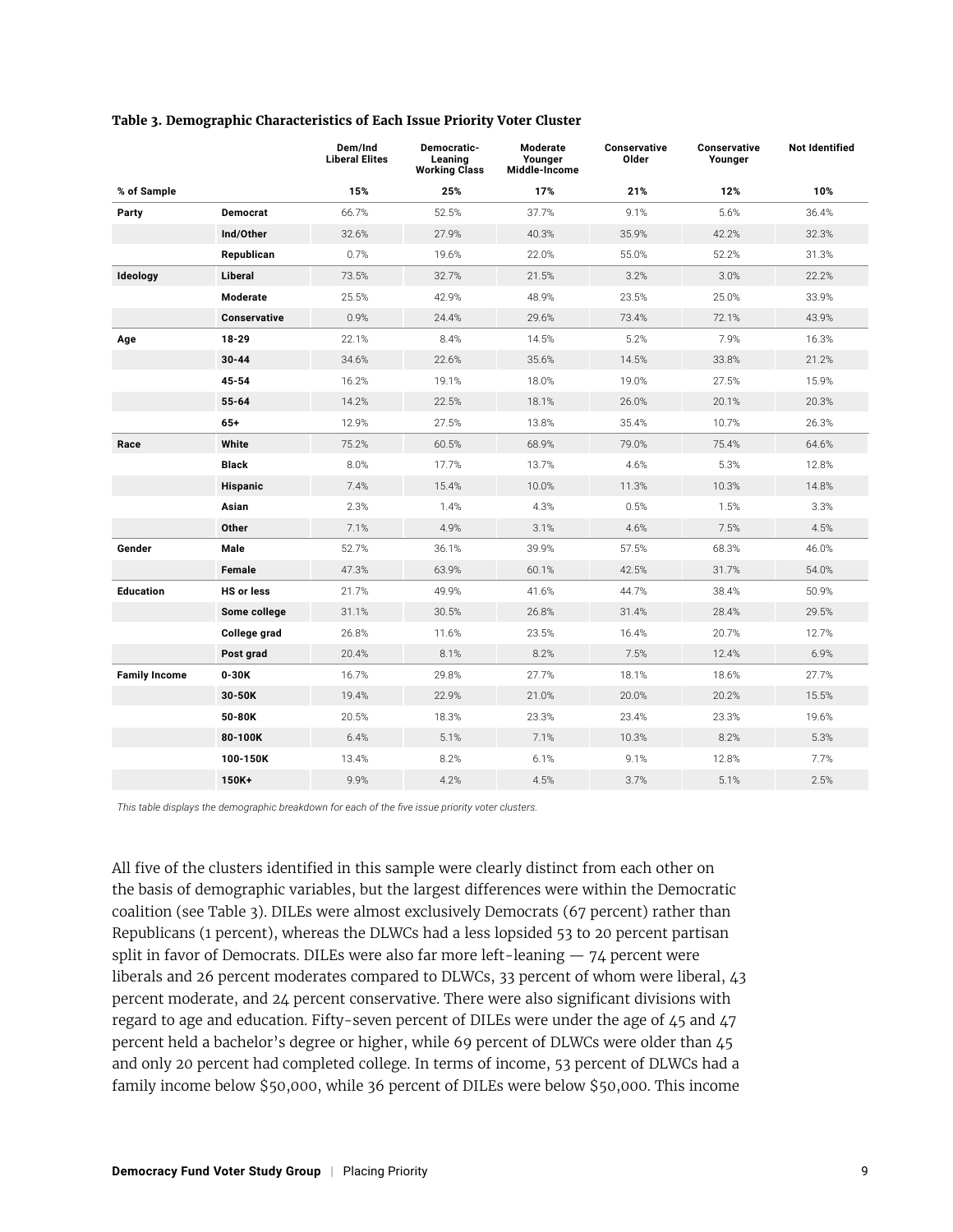**Table 3. Demographic Characteristics of Each Issue Priority Voter Cluster**

| | | Dem/Ind Liberal Elites | Democratic-Leaning Working Class | Moderate Younger Middle-Income | Conservative Older | Conservative Younger | Not Identified |
|---|---|---|---|---|---|---|---|
| **% of Sample** | | **15%** | **25%** | **17%** | **21%** | **12%** | **10%** |
| **Party** | **Democrat** | 66.7% | 52.5% | 37.7% | 9.1% | 5.6% | 36.4% |
| | **Ind/Other** | 32.6% | 27.9% | 40.3% | 35.9% | 42.2% | 32.3% |
| | **Republican** | 0.7% | 19.6% | 22.0% | 55.0% | 52.2% | 31.3% |
| **Ideology** | **Liberal** | 73.5% | 32.7% | 21.5% | 3.2% | 3.0% | 22.2% |
| | **Moderate** | 25.5% | 42.9% | 48.9% | 23.5% | 25.0% | 33.9% |
| | **Conservative** | 0.9% | 24.4% | 29.6% | 73.4% | 72.1% | 43.9% |
| **Age** | **18-29** | 22.1% | 8.4% | 14.5% | 5.2% | 7.9% | 16.3% |
| | **30-44** | 34.6% | 22.6% | 35.6% | 14.5% | 33.8% | 21.2% |
| | **45-54** | 16.2% | 19.1% | 18.0% | 19.0% | 27.5% | 15.9% |
| | **55-64** | 14.2% | 22.5% | 18.1% | 26.0% | 20.1% | 20.3% |
| | **65+** | 12.9% | 27.5% | 13.8% | 35.4% | 10.7% | 26.3% |
| **Race** | **White** | 75.2% | 60.5% | 68.9% | 79.0% | 75.4% | 64.6% |
| | **Black** | 8.0% | 17.7% | 13.7% | 4.6% | 5.3% | 12.8% |
| | **Hispanic** | 7.4% | 15.4% | 10.0% | 11.3% | 10.3% | 14.8% |
| | **Asian** | 2.3% | 1.4% | 4.3% | 0.5% | 1.5% | 3.3% |
| | **Other** | 7.1% | 4.9% | 3.1% | 4.6% | 7.5% | 4.5% |
| **Gender** | **Male** | 52.7% | 36.1% | 39.9% | 57.5% | 68.3% | 46.0% |
| | **Female** | 47.3% | 63.9% | 60.1% | 42.5% | 31.7% | 54.0% |
| **Education** | **HS or less** | 21.7% | 49.9% | 41.6% | 44.7% | 38.4% | 50.9% |
| | **Some college** | 31.1% | 30.5% | 26.8% | 31.4% | 28.4% | 29.5% |
| | **College grad** | 26.8% | 11.6% | 23.5% | 16.4% | 20.7% | 12.7% |
| | **Post grad** | 20.4% | 8.1% | 8.2% | 7.5% | 12.4% | 6.9% |
| **Family Income** | **0-30K** | 16.7% | 29.8% | 27.7% | 18.1% | 18.6% | 27.7% |
| | **30-50K** | 19.4% | 22.9% | 21.0% | 20.0% | 20.2% | 15.5% |
| | **50-80K** | 20.5% | 18.3% | 23.3% | 23.4% | 23.3% | 19.6% |
| | **80-100K** | 6.4% | 5.1% | 7.1% | 10.3% | 8.2% | 5.3% |
| | **100-150K** | 13.4% | 8.2% | 6.1% | 9.1% | 12.8% | 7.7% |
| | **150K+** | 9.9% | 4.2% | 4.5% | 3.7% | 5.1% | 2.5% |

*This table displays the demographic breakdown for each of the five issue priority voter clusters.*

All five of the clusters identified in this sample were clearly distinct from each other on the basis of demographic variables, but the largest differences were within the Democratic coalition (see Table 3). DILEs were almost exclusively Democrats (67 percent) rather than Republicans (1 percent), whereas the DLWCs had a less lopsided 53 to 20 percent partisan split in favor of Democrats. DILEs were also far more left-leaning — 74 percent were liberals and 26 percent moderates compared to DLWCs, 33 percent of whom were liberal, 43 percent moderate, and 24 percent conservative. There were also significant divisions with regard to age and education. Fifty-seven percent of DILEs were under the age of 45 and 47 percent held a bachelor's degree or higher, while 69 percent of DLWCs were older than 45 and only 20 percent had completed college. In terms of income, 53 percent of DLWCs had a family income below $50,000, while 36 percent of DILEs were below $50,000. This income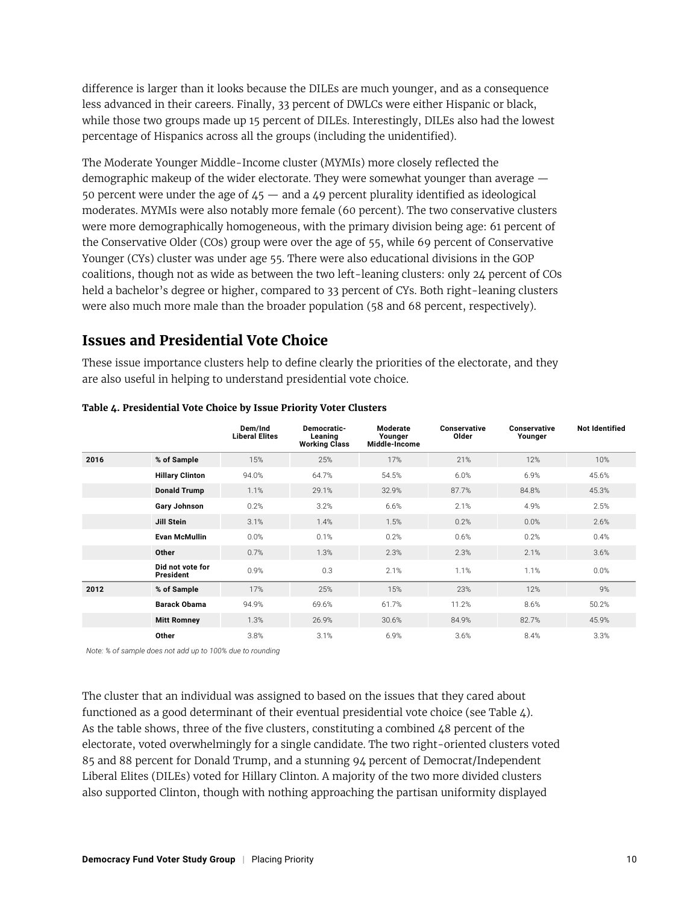difference is larger than it looks because the DILEs are much younger, and as a consequence less advanced in their careers. Finally, 33 percent of DWLCs were either Hispanic or black, while those two groups made up 15 percent of DILEs. Interestingly, DILEs also had the lowest percentage of Hispanics across all the groups (including the unidentified).

The Moderate Younger Middle-Income cluster (MYMIs) more closely reflected the demographic makeup of the wider electorate. They were somewhat younger than average — 50 percent were under the age of 45 — and a 49 percent plurality identified as ideological moderates. MYMIs were also notably more female (60 percent). The two conservative clusters were more demographically homogeneous, with the primary division being age: 61 percent of the Conservative Older (COs) group were over the age of 55, while 69 percent of Conservative Younger (CYs) cluster was under age 55. There were also educational divisions in the GOP coalitions, though not as wide as between the two left-leaning clusters: only 24 percent of COs held a bachelor's degree or higher, compared to 33 percent of CYs. Both right-leaning clusters were also much more male than the broader population (58 and 68 percent, respectively).

## Issues and Presidential Vote Choice

These issue importance clusters help to define clearly the priorities of the electorate, and they are also useful in helping to understand presidential vote choice.

**Table 4. Presidential Vote Choice by Issue Priority Voter Clusters**

| | | Dem/Ind Liberal Elites | Democratic-Leaning Working Class | Moderate Younger Middle-Income | Conservative Older | Conservative Younger | Not Identified |
|---|---|---|---|---|---|---|---|
| **2016** | **% of Sample** | 15% | 25% | 17% | 21% | 12% | 10% |
| | **Hillary Clinton** | 94.0% | 64.7% | 54.5% | 6.0% | 6.9% | 45.6% |
| | **Donald Trump** | 1.1% | 29.1% | 32.9% | 87.7% | 84.8% | 45.3% |
| | **Gary Johnson** | 0.2% | 3.2% | 6.6% | 2.1% | 4.9% | 2.5% |
| | **Jill Stein** | 3.1% | 1.4% | 1.5% | 0.2% | 0.0% | 2.6% |
| | **Evan McMullin** | 0.0% | 0.1% | 0.2% | 0.6% | 0.2% | 0.4% |
| | **Other** | 0.7% | 1.3% | 2.3% | 2.3% | 2.1% | 3.6% |
| | **Did not vote for President** | 0.9% | 0.3 | 2.1% | 1.1% | 1.1% | 0.0% |
| **2012** | **% of Sample** | 17% | 25% | 15% | 23% | 12% | 9% |
| | **Barack Obama** | 94.9% | 69.6% | 61.7% | 11.2% | 8.6% | 50.2% |
| | **Mitt Romney** | 1.3% | 26.9% | 30.6% | 84.9% | 82.7% | 45.9% |
| | **Other** | 3.8% | 3.1% | 6.9% | 3.6% | 8.4% | 3.3% |

*Note: % of sample does not add up to 100% due to rounding*

The cluster that an individual was assigned to based on the issues that they cared about functioned as a good determinant of their eventual presidential vote choice (see Table 4). As the table shows, three of the five clusters, constituting a combined 48 percent of the electorate, voted overwhelmingly for a single candidate. The two right-oriented clusters voted 85 and 88 percent for Donald Trump, and a stunning 94 percent of Democrat/Independent Liberal Elites (DILEs) voted for Hillary Clinton. A majority of the two more divided clusters also supported Clinton, though with nothing approaching the partisan uniformity displayed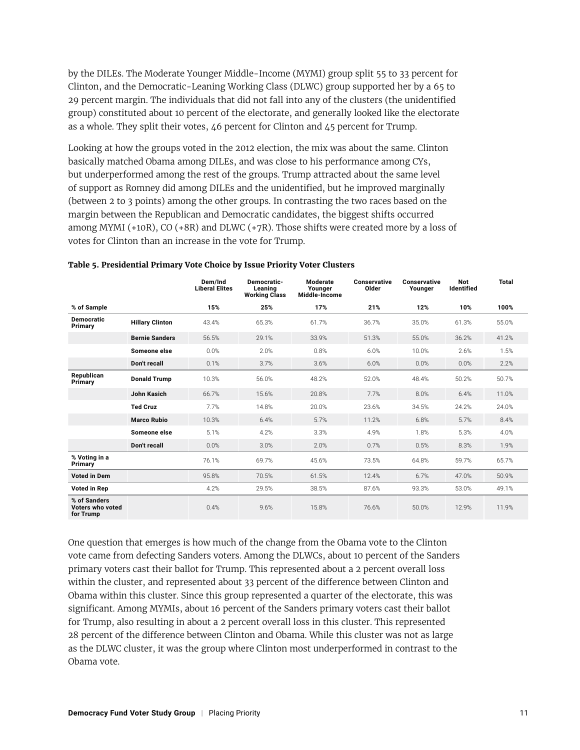by the DILEs. The Moderate Younger Middle-Income (MYMI) group split 55 to 33 percent for Clinton, and the Democratic-Leaning Working Class (DLWC) group supported her by a 65 to 29 percent margin. The individuals that did not fall into any of the clusters (the unidentified group) constituted about 10 percent of the electorate, and generally looked like the electorate as a whole. They split their votes, 46 percent for Clinton and 45 percent for Trump.

Looking at how the groups voted in the 2012 election, the mix was about the same. Clinton basically matched Obama among DILEs, and was close to his performance among CYs, but underperformed among the rest of the groups. Trump attracted about the same level of support as Romney did among DILEs and the unidentified, but he improved marginally (between 2 to 3 points) among the other groups. In contrasting the two races based on the margin between the Republican and Democratic candidates, the biggest shifts occurred among MYMI (+10R), CO (+8R) and DLWC (+7R). Those shifts were created more by a loss of votes for Clinton than an increase in the vote for Trump.

**Table 5. Presidential Primary Vote Choice by Issue Priority Voter Clusters**

| | | Dem/Ind Liberal Elites | Democratic-Leaning Working Class | Moderate Younger Middle-Income | Conservative Older | Conservative Younger | Not Identified | Total |
|---|---|---|---|---|---|---|---|---|
| **% of Sample** | | **15%** | **25%** | **17%** | **21%** | **12%** | **10%** | **100%** |
| **Democratic Primary** | **Hillary Clinton** | 43.4% | 65.3% | 61.7% | 36.7% | 35.0% | 61.3% | 55.0% |
| | **Bernie Sanders** | 56.5% | 29.1% | 33.9% | 51.3% | 55.0% | 36.2% | 41.2% |
| | **Someone else** | 0.0% | 2.0% | 0.8% | 6.0% | 10.0% | 2.6% | 1.5% |
| | **Don't recall** | 0.1% | 3.7% | 3.6% | 6.0% | 0.0% | 0.0% | 2.2% |
| **Republican Primary** | **Donald Trump** | 10.3% | 56.0% | 48.2% | 52.0% | 48.4% | 50.2% | 50.7% |
| | **John Kasich** | 66.7% | 15.6% | 20.8% | 7.7% | 8.0% | 6.4% | 11.0% |
| | **Ted Cruz** | 7.7% | 14.8% | 20.0% | 23.6% | 34.5% | 24.2% | 24.0% |
| | **Marco Rubio** | 10.3% | 6.4% | 5.7% | 11.2% | 6.8% | 5.7% | 8.4% |
| | **Someone else** | 5.1% | 4.2% | 3.3% | 4.9% | 1.8% | 5.3% | 4.0% |
| | **Don't recall** | 0.0% | 3.0% | 2.0% | 0.7% | 0.5% | 8.3% | 1.9% |
| **% Voting in a Primary** | | 76.1% | 69.7% | 45.6% | 73.5% | 64.8% | 59.7% | 65.7% |
| **Voted in Dem** | | 95.8% | 70.5% | 61.5% | 12.4% | 6.7% | 47.0% | 50.9% |
| **Voted in Rep** | | 4.2% | 29.5% | 38.5% | 87.6% | 93.3% | 53.0% | 49.1% |
| **% of Sanders Voters who voted for Trump** | | 0.4% | 9.6% | 15.8% | 76.6% | 50.0% | 12.9% | 11.9% |

One question that emerges is how much of the change from the Obama vote to the Clinton vote came from defecting Sanders voters. Among the DLWCs, about 10 percent of the Sanders primary voters cast their ballot for Trump. This represented about a 2 percent overall loss within the cluster, and represented about 33 percent of the difference between Clinton and Obama within this cluster. Since this group represented a quarter of the electorate, this was significant. Among MYMIs, about 16 percent of the Sanders primary voters cast their ballot for Trump, also resulting in about a 2 percent overall loss in this cluster. This represented 28 percent of the difference between Clinton and Obama. While this cluster was not as large as the DLWC cluster, it was the group where Clinton most underperformed in contrast to the Obama vote.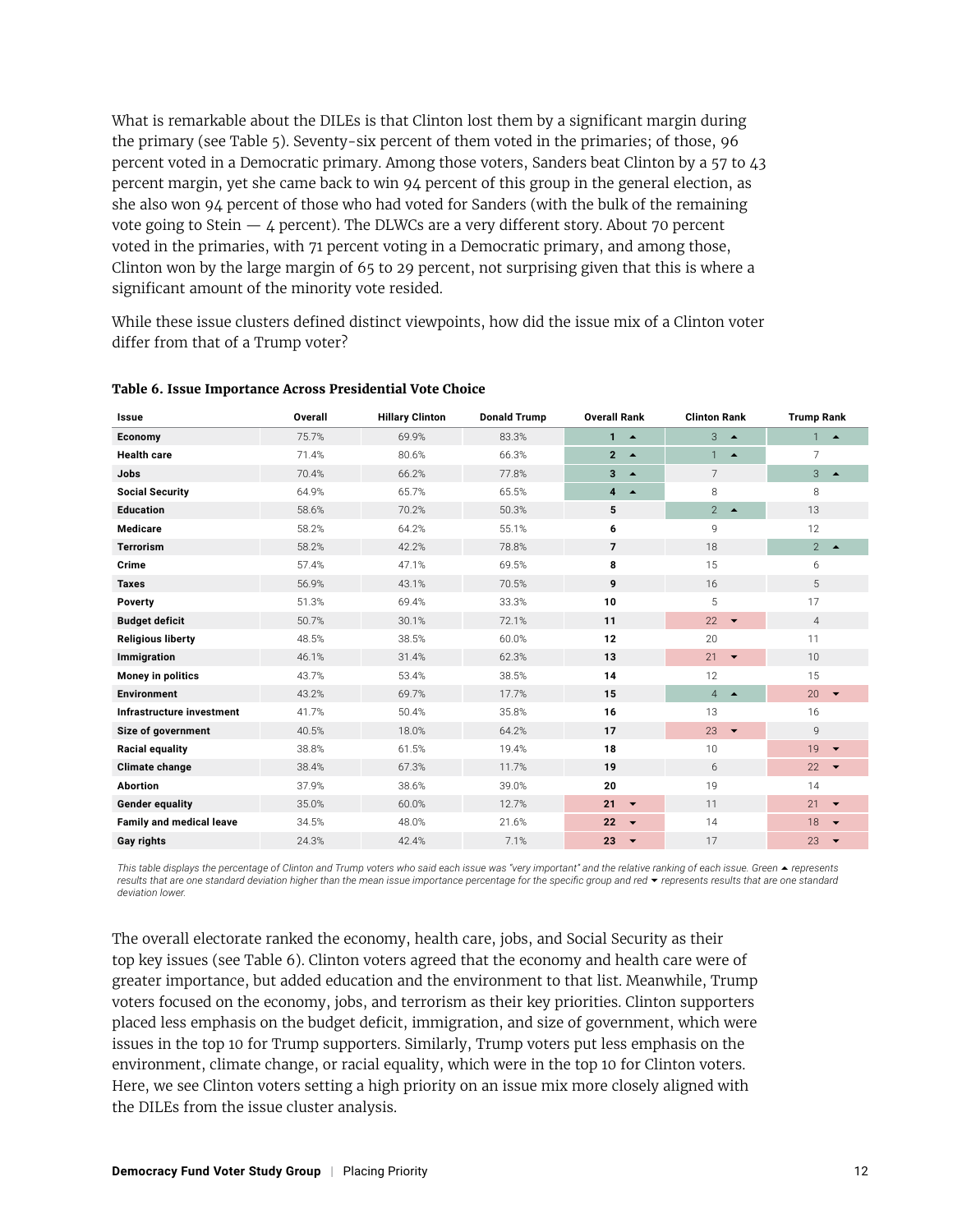What is remarkable about the DILEs is that Clinton lost them by a significant margin during the primary (see Table 5). Seventy-six percent of them voted in the primaries; of those, 96 percent voted in a Democratic primary. Among those voters, Sanders beat Clinton by a 57 to 43 percent margin, yet she came back to win 94 percent of this group in the general election, as she also won 94 percent of those who had voted for Sanders (with the bulk of the remaining vote going to Stein — 4 percent). The DLWCs are a very different story. About 70 percent voted in the primaries, with 71 percent voting in a Democratic primary, and among those, Clinton won by the large margin of 65 to 29 percent, not surprising given that this is where a significant amount of the minority vote resided.

While these issue clusters defined distinct viewpoints, how did the issue mix of a Clinton voter differ from that of a Trump voter?

**Table 6. Issue Importance Across Presidential Vote Choice**

| Issue | Overall | Hillary Clinton | Donald Trump | Overall Rank | Clinton Rank | Trump Rank |
|---|---|---|---|---|---|---|
| **Economy** | 75.7% | 69.9% | 83.3% | **1** ▲ | 3 ▲ | 1 ▲ |
| **Health care** | 71.4% | 80.6% | 66.3% | **2** ▲ | 1 ▲ | 7 |
| **Jobs** | 70.4% | 66.2% | 77.8% | **3** ▲ | 7 | 3 ▲ |
| **Social Security** | 64.9% | 65.7% | 65.5% | **4** ▲ | 8 | 8 |
| **Education** | 58.6% | 70.2% | 50.3% | **5** | 2 ▲ | 13 |
| **Medicare** | 58.2% | 64.2% | 55.1% | **6** | 9 | 12 |
| **Terrorism** | 58.2% | 42.2% | 78.8% | **7** | 18 | 2 ▲ |
| **Crime** | 57.4% | 47.1% | 69.5% | **8** | 15 | 6 |
| **Taxes** | 56.9% | 43.1% | 70.5% | **9** | 16 | 5 |
| **Poverty** | 51.3% | 69.4% | 33.3% | **10** | 5 | 17 |
| **Budget deficit** | 50.7% | 30.1% | 72.1% | **11** | 22 ▼ | 4 |
| **Religious liberty** | 48.5% | 38.5% | 60.0% | **12** | 20 | 11 |
| **Immigration** | 46.1% | 31.4% | 62.3% | **13** | 21 ▼ | 10 |
| **Money in politics** | 43.7% | 53.4% | 38.5% | **14** | 12 | 15 |
| **Environment** | 43.2% | 69.7% | 17.7% | **15** | 4 ▲ | 20 ▼ |
| **Infrastructure investment** | 41.7% | 50.4% | 35.8% | **16** | 13 | 16 |
| **Size of government** | 40.5% | 18.0% | 64.2% | **17** | 23 ▼ | 9 |
| **Racial equality** | 38.8% | 61.5% | 19.4% | **18** | 10 | 19 ▼ |
| **Climate change** | 38.4% | 67.3% | 11.7% | **19** | 6 | 22 ▼ |
| **Abortion** | 37.9% | 38.6% | 39.0% | **20** | 19 | 14 |
| **Gender equality** | 35.0% | 60.0% | 12.7% | **21** ▼ | 11 | 21 ▼ |
| **Family and medical leave** | 34.5% | 48.0% | 21.6% | **22** ▼ | 14 | 18 ▼ |
| **Gay rights** | 24.3% | 42.4% | 7.1% | **23** ▼ | 17 | 23 ▼ |

*This table displays the percentage of Clinton and Trump voters who said each issue was "very important" and the relative ranking of each issue. Green ▲ represents results that are one standard deviation higher than the mean issue importance percentage for the specific group and red ▼ represents results that are one standard deviation lower.*

The overall electorate ranked the economy, health care, jobs, and Social Security as their top key issues (see Table 6). Clinton voters agreed that the economy and health care were of greater importance, but added education and the environment to that list. Meanwhile, Trump voters focused on the economy, jobs, and terrorism as their key priorities. Clinton supporters placed less emphasis on the budget deficit, immigration, and size of government, which were issues in the top 10 for Trump supporters. Similarly, Trump voters put less emphasis on the environment, climate change, or racial equality, which were in the top 10 for Clinton voters. Here, we see Clinton voters setting a high priority on an issue mix more closely aligned with the DILEs from the issue cluster analysis.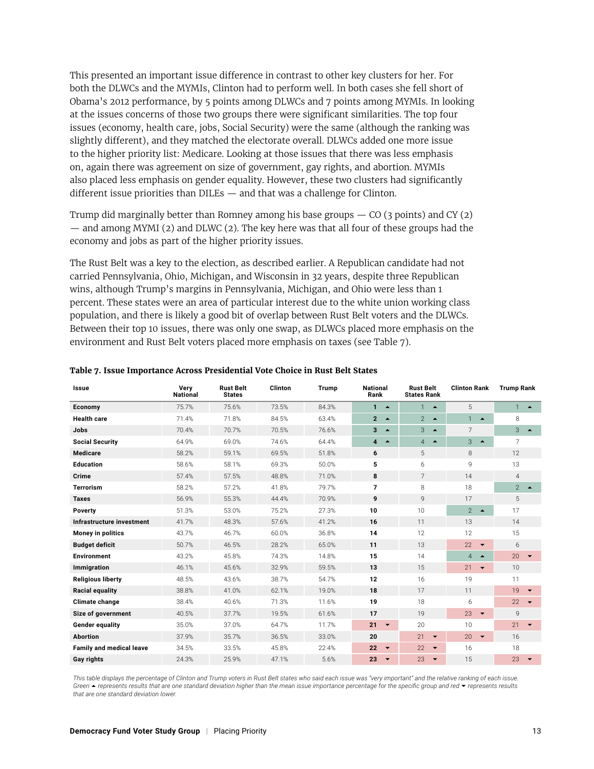This presented an important issue difference in contrast to other key clusters for her. For both the DLWCs and the MYMIs, Clinton had to perform well. In both cases she fell short of Obama's 2012 performance, by 5 points among DLWCs and 7 points among MYMIs. In looking at the issues concerns of those two groups there were significant similarities. The top four issues (economy, health care, jobs, Social Security) were the same (although the ranking was slightly different), and they matched the electorate overall. DLWCs added one more issue to the higher priority list: Medicare. Looking at those issues that there was less emphasis on, again there was agreement on size of government, gay rights, and abortion. MYMIs also placed less emphasis on gender equality. However, these two clusters had significantly different issue priorities than DILEs — and that was a challenge for Clinton.

Trump did marginally better than Romney among his base groups — CO (3 points) and CY (2) — and among MYMI (2) and DLWC (2). The key here was that all four of these groups had the economy and jobs as part of the higher priority issues.

The Rust Belt was a key to the election, as described earlier. A Republican candidate had not carried Pennsylvania, Ohio, Michigan, and Wisconsin in 32 years, despite three Republican wins, although Trump's margins in Pennsylvania, Michigan, and Ohio were less than 1 percent. These states were an area of particular interest due to the white union working class population, and there is likely a good bit of overlap between Rust Belt voters and the DLWCs. Between their top 10 issues, there was only one swap, as DLWCs placed more emphasis on the environment and Rust Belt voters placed more emphasis on taxes (see Table 7).

**Table 7. Issue Importance Across Presidential Vote Choice in Rust Belt States**

| Issue | Very National | Rust Belt States | Clinton | Trump | National Rank | Rust Belt States Rank | Clinton Rank | Trump Rank |
|---|---|---|---|---|---|---|---|---|
| Economy | 75.7% | 75.6% | 73.5% | 84.3% | 1 ▲ | 1 ▲ | 5 | 1 ▲ |
| Health care | 71.4% | 71.8% | 84.5% | 63.4% | 2 ▲ | 2 ▲ | 1 ▲ | 8 |
| Jobs | 70.4% | 70.7% | 70.5% | 76.6% | 3 ▲ | 3 ▲ | 7 | 3 ▲ |
| Social Security | 64.9% | 69.0% | 74.6% | 64.4% | 4 ▲ | 4 ▲ | 3 ▲ | 7 |
| Medicare | 58.2% | 59.1% | 69.5% | 51.8% | 6 | 5 | 8 | 12 |
| Education | 58.6% | 58.1% | 69.3% | 50.0% | 5 | 6 | 9 | 13 |
| Crime | 57.4% | 57.5% | 48.8% | 71.0% | 8 | 7 | 14 | 4 |
| Terrorism | 58.2% | 57.2% | 41.8% | 79.7% | 7 | 8 | 18 | 2 ▲ |
| Taxes | 56.9% | 55.3% | 44.4% | 70.9% | 9 | 9 | 17 | 5 |
| Poverty | 51.3% | 53.0% | 75.2% | 27.3% | 10 | 10 | 2 ▲ | 17 |
| Infrastructure investment | 41.7% | 48.3% | 57.6% | 41.2% | 16 | 11 | 13 | 14 |
| Money in politics | 43.7% | 46.7% | 60.0% | 36.8% | 14 | 12 | 12 | 15 |
| Budget deficit | 50.7% | 46.5% | 28.2% | 65.0% | 11 | 13 | 22 ▼ | 6 |
| Environment | 43.2% | 45.8% | 74.3% | 14.8% | 15 | 14 | 4 ▲ | 20 ▼ |
| Immigration | 46.1% | 45.6% | 32.9% | 59.5% | 13 | 15 | 21 ▼ | 10 |
| Religious liberty | 48.5% | 43.6% | 38.7% | 54.7% | 12 | 16 | 19 | 11 |
| Racial equality | 38.8% | 41.0% | 62.1% | 19.0% | 18 | 17 | 11 | 19 ▼ |
| Climate change | 38.4% | 40.6% | 71.3% | 11.6% | 19 | 18 | 6 | 22 ▼ |
| Size of government | 40.5% | 37.7% | 19.5% | 61.6% | 17 | 19 | 23 ▼ | 9 |
| Gender equality | 35.0% | 37.0% | 64.7% | 11.7% | 21 ▼ | 20 | 10 | 21 ▼ |
| Abortion | 37.9% | 35.7% | 36.5% | 33.0% | 20 | 21 ▼ | 20 ▼ | 16 |
| Family and medical leave | 34.5% | 33.5% | 45.8% | 22.4% | 22 ▼ | 22 ▼ | 16 | 18 |
| Gay rights | 24.3% | 25.9% | 47.1% | 5.6% | 23 ▼ | 23 ▼ | 15 | 23 ▼ |

*This table displays the percentage of Clinton and Trump voters in Rust Belt states who said each issue was "very important" and the relative ranking of each issue. Green ▲ represents results that are one standard deviation higher than the mean issue importance percentage for the specific group and red ▼ represents results that are one standard deviation lower.*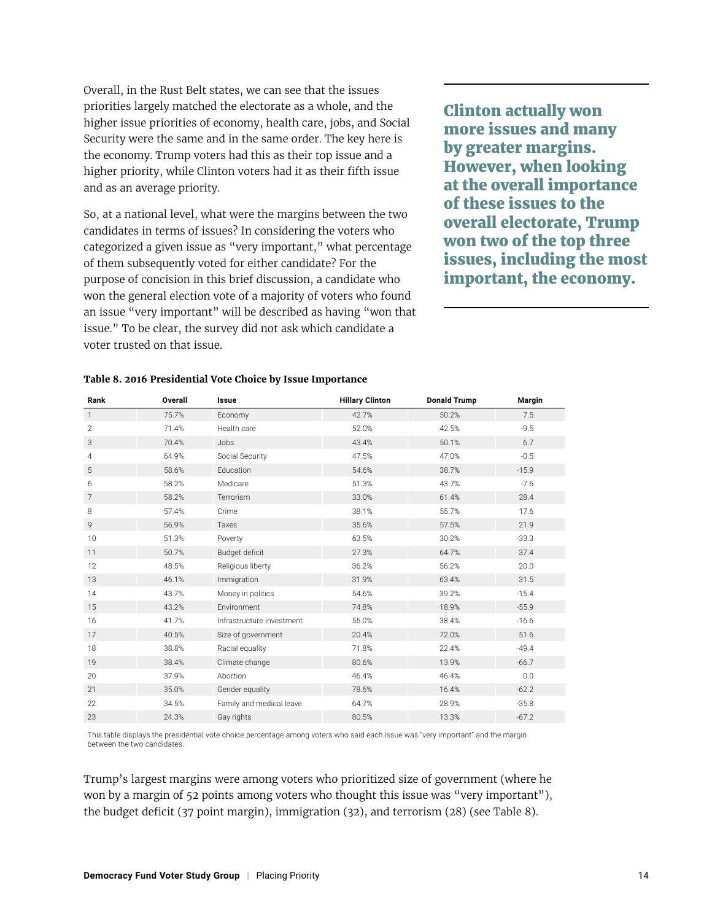Overall, in the Rust Belt states, we can see that the issues priorities largely matched the electorate as a whole, and the higher issue priorities of economy, health care, jobs, and Social Security were the same and in the same order. The key here is the economy. Trump voters had this as their top issue and a higher priority, while Clinton voters had it as their fifth issue and as an average priority.

So, at a national level, what were the margins between the two candidates in terms of issues? In considering the voters who categorized a given issue as "very important," what percentage of them subsequently voted for either candidate? For the purpose of concision in this brief discussion, a candidate who won the general election vote of a majority of voters who found an issue "very important" will be described as having "won that issue." To be clear, the survey did not ask which candidate a voter trusted on that issue.

**Clinton actually won more issues and many by greater margins. However, when looking at the overall importance of these issues to the overall electorate, Trump won two of the top three issues, including the most important, the economy.**

**Table 8. 2016 Presidential Vote Choice by Issue Importance**

| Rank | Overall | Issue | Hillary Clinton | Donald Trump | Margin |
|---|---|---|---|---|---|
| 1 | 75.7% | Economy | 42.7% | 50.2% | 7.5 |
| 2 | 71.4% | Health care | 52.0% | 42.5% | -9.5 |
| 3 | 70.4% | Jobs | 43.4% | 50.1% | 6.7 |
| 4 | 64.9% | Social Security | 47.5% | 47.0% | -0.5 |
| 5 | 58.6% | Education | 54.6% | 38.7% | -15.9 |
| 6 | 58.2% | Medicare | 51.3% | 43.7% | -7.6 |
| 7 | 58.2% | Terrorism | 33.0% | 61.4% | 28.4 |
| 8 | 57.4% | Crime | 38.1% | 55.7% | 17.6 |
| 9 | 56.9% | Taxes | 35.6% | 57.5% | 21.9 |
| 10 | 51.3% | Poverty | 63.5% | 30.2% | -33.3 |
| 11 | 50.7% | Budget deficit | 27.3% | 64.7% | 37.4 |
| 12 | 48.5% | Religious liberty | 36.2% | 56.2% | 20.0 |
| 13 | 46.1% | Immigration | 31.9% | 63.4% | 31.5 |
| 14 | 43.7% | Money in politics | 54.6% | 39.2% | -15.4 |
| 15 | 43.2% | Environment | 74.8% | 18.9% | -55.9 |
| 16 | 41.7% | Infrastructure investment | 55.0% | 38.4% | -16.6 |
| 17 | 40.5% | Size of government | 20.4% | 72.0% | 51.6 |
| 18 | 38.8% | Racial equality | 71.8% | 22.4% | -49.4 |
| 19 | 38.4% | Climate change | 80.6% | 13.9% | -66.7 |
| 20 | 37.9% | Abortion | 46.4% | 46.4% | 0.0 |
| 21 | 35.0% | Gender equality | 78.6% | 16.4% | -62.2 |
| 22 | 34.5% | Family and medical leave | 64.7% | 28.9% | -35.8 |
| 23 | 24.3% | Gay rights | 80.5% | 13.3% | -67.2 |

This table displays the presidential vote choice percentage among voters who said each issue was "very important" and the margin between the two candidates.

Trump's largest margins were among voters who prioritized size of government (where he won by a margin of 52 points among voters who thought this issue was "very important"), the budget deficit (37 point margin), immigration (32), and terrorism (28) (see Table 8).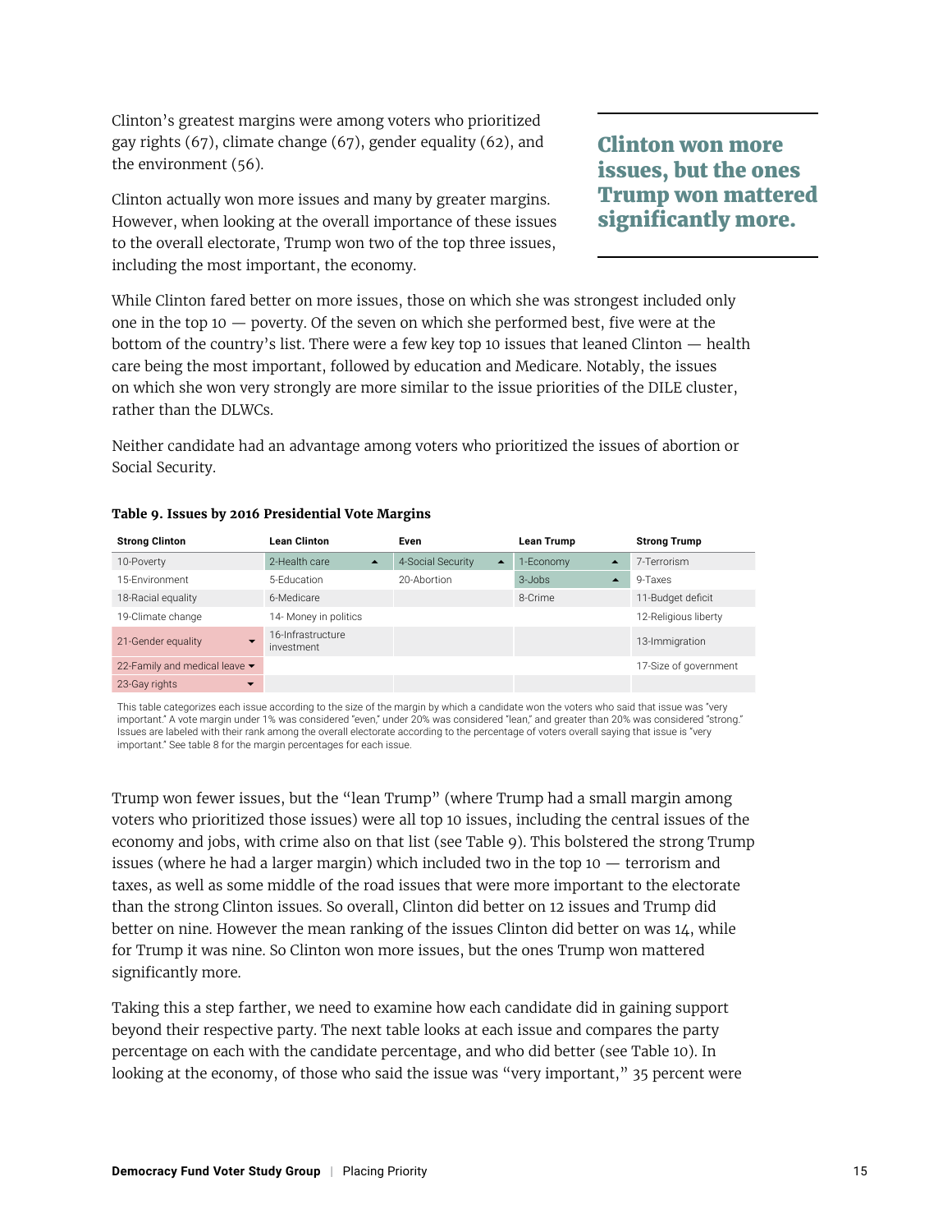Clinton's greatest margins were among voters who prioritized gay rights (67), climate change (67), gender equality (62), and the environment (56).

Clinton actually won more issues and many by greater margins. However, when looking at the overall importance of these issues to the overall electorate, Trump won two of the top three issues, including the most important, the economy.

**Clinton won more issues, but the ones Trump won mattered significantly more.**

While Clinton fared better on more issues, those on which she was strongest included only one in the top 10 — poverty. Of the seven on which she performed best, five were at the bottom of the country's list. There were a few key top 10 issues that leaned Clinton — health care being the most important, followed by education and Medicare. Notably, the issues on which she won very strongly are more similar to the issue priorities of the DILE cluster, rather than the DLWCs.

Neither candidate had an advantage among voters who prioritized the issues of abortion or Social Security.

**Table 9. Issues by 2016 Presidential Vote Margins**

| Strong Clinton | Lean Clinton | Even | Lean Trump | Strong Trump |
|---|---|---|---|---|
| 10-Poverty | 2-Health care ▲ | 4-Social Security ▲ | 1-Economy ▲ | 7-Terrorism |
| 15-Environment | 5-Education | 20-Abortion | 3-Jobs ▲ | 9-Taxes |
| 18-Racial equality | 6-Medicare | | 8-Crime | 11-Budget deficit |
| 19-Climate change | 14- Money in politics | | | 12-Religious liberty |
| 21-Gender equality ▼ | 16-Infrastructure investment | | | 13-Immigration |
| 22-Family and medical leave ▼ | | | | 17-Size of government |
| 23-Gay rights ▼ | | | | |

This table categorizes each issue according to the size of the margin by which a candidate won the voters who said that issue was "very important." A vote margin under 1% was considered "even," under 20% was considered "lean," and greater than 20% was considered "strong." Issues are labeled with their rank among the overall electorate according to the percentage of voters overall saying that issue is "very important." See table 8 for the margin percentages for each issue.

Trump won fewer issues, but the "lean Trump" (where Trump had a small margin among voters who prioritized those issues) were all top 10 issues, including the central issues of the economy and jobs, with crime also on that list (see Table 9). This bolstered the strong Trump issues (where he had a larger margin) which included two in the top 10 — terrorism and taxes, as well as some middle of the road issues that were more important to the electorate than the strong Clinton issues. So overall, Clinton did better on 12 issues and Trump did better on nine. However the mean ranking of the issues Clinton did better on was 14, while for Trump it was nine. So Clinton won more issues, but the ones Trump won mattered significantly more.

Taking this a step farther, we need to examine how each candidate did in gaining support beyond their respective party. The next table looks at each issue and compares the party percentage on each with the candidate percentage, and who did better (see Table 10). In looking at the economy, of those who said the issue was "very important," 35 percent were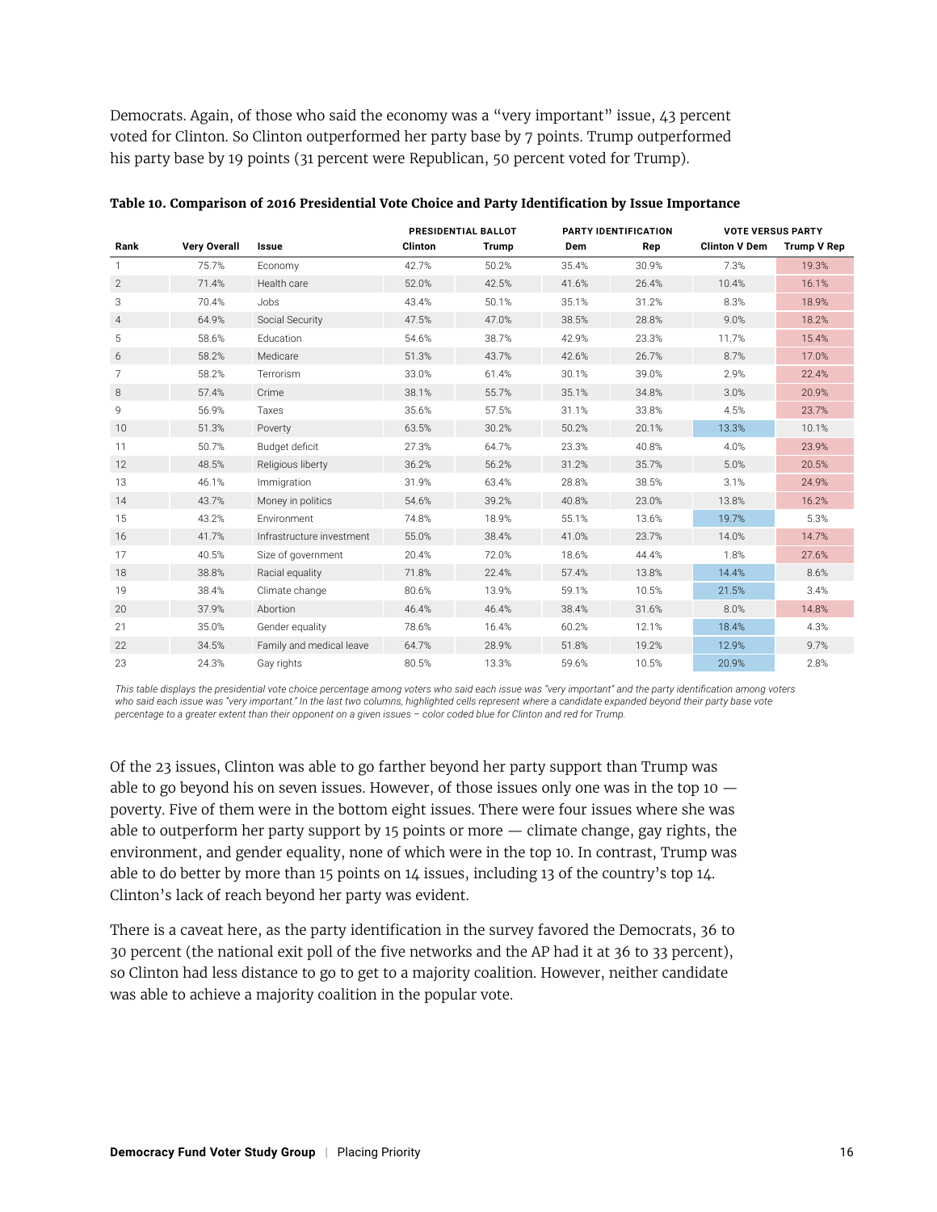Democrats. Again, of those who said the economy was a "very important" issue, 43 percent voted for Clinton. So Clinton outperformed her party base by 7 points. Trump outperformed his party base by 19 points (31 percent were Republican, 50 percent voted for Trump).

**Table 10. Comparison of 2016 Presidential Vote Choice and Party Identification by Issue Importance**

| | | | PRESIDENTIAL BALLOT | | PARTY IDENTIFICATION | | VOTE VERSUS PARTY | |
|---|---|---|---|---|---|---|---|---|
| **Rank** | **Very Overall** | **Issue** | **Clinton** | **Trump** | **Dem** | **Rep** | **Clinton V Dem** | **Trump V Rep** |
| 1 | 75.7% | Economy | 42.7% | 50.2% | 35.4% | 30.9% | 7.3% | 19.3% |
| 2 | 71.4% | Health care | 52.0% | 42.5% | 41.6% | 26.4% | 10.4% | 16.1% |
| 3 | 70.4% | Jobs | 43.4% | 50.1% | 35.1% | 31.2% | 8.3% | 18.9% |
| 4 | 64.9% | Social Security | 47.5% | 47.0% | 38.5% | 28.8% | 9.0% | 18.2% |
| 5 | 58.6% | Education | 54.6% | 38.7% | 42.9% | 23.3% | 11.7% | 15.4% |
| 6 | 58.2% | Medicare | 51.3% | 43.7% | 42.6% | 26.7% | 8.7% | 17.0% |
| 7 | 58.2% | Terrorism | 33.0% | 61.4% | 30.1% | 39.0% | 2.9% | 22.4% |
| 8 | 57.4% | Crime | 38.1% | 55.7% | 35.1% | 34.8% | 3.0% | 20.9% |
| 9 | 56.9% | Taxes | 35.6% | 57.5% | 31.1% | 33.8% | 4.5% | 23.7% |
| 10 | 51.3% | Poverty | 63.5% | 30.2% | 50.2% | 20.1% | 13.3% | 10.1% |
| 11 | 50.7% | Budget deficit | 27.3% | 64.7% | 23.3% | 40.8% | 4.0% | 23.9% |
| 12 | 48.5% | Religious liberty | 36.2% | 56.2% | 31.2% | 35.7% | 5.0% | 20.5% |
| 13 | 46.1% | Immigration | 31.9% | 63.4% | 28.8% | 38.5% | 3.1% | 24.9% |
| 14 | 43.7% | Money in politics | 54.6% | 39.2% | 40.8% | 23.0% | 13.8% | 16.2% |
| 15 | 43.2% | Environment | 74.8% | 18.9% | 55.1% | 13.6% | 19.7% | 5.3% |
| 16 | 41.7% | Infrastructure investment | 55.0% | 38.4% | 41.0% | 23.7% | 14.0% | 14.7% |
| 17 | 40.5% | Size of government | 20.4% | 72.0% | 18.6% | 44.4% | 1.8% | 27.6% |
| 18 | 38.8% | Racial equality | 71.8% | 22.4% | 57.4% | 13.8% | 14.4% | 8.6% |
| 19 | 38.4% | Climate change | 80.6% | 13.9% | 59.1% | 10.5% | 21.5% | 3.4% |
| 20 | 37.9% | Abortion | 46.4% | 46.4% | 38.4% | 31.6% | 8.0% | 14.8% |
| 21 | 35.0% | Gender equality | 78.6% | 16.4% | 60.2% | 12.1% | 18.4% | 4.3% |
| 22 | 34.5% | Family and medical leave | 64.7% | 28.9% | 51.8% | 19.2% | 12.9% | 9.7% |
| 23 | 24.3% | Gay rights | 80.5% | 13.3% | 59.6% | 10.5% | 20.9% | 2.8% |

*This table displays the presidential vote choice percentage among voters who said each issue was "very important" and the party identification among voters who said each issue was "very important." In the last two columns, highlighted cells represent where a candidate expanded beyond their party base vote percentage to a greater extent than their opponent on a given issues – color coded blue for Clinton and red for Trump.*

Of the 23 issues, Clinton was able to go farther beyond her party support than Trump was able to go beyond his on seven issues. However, of those issues only one was in the top 10 — poverty. Five of them were in the bottom eight issues. There were four issues where she was able to outperform her party support by 15 points or more — climate change, gay rights, the environment, and gender equality, none of which were in the top 10. In contrast, Trump was able to do better by more than 15 points on 14 issues, including 13 of the country's top 14. Clinton's lack of reach beyond her party was evident.

There is a caveat here, as the party identification in the survey favored the Democrats, 36 to 30 percent (the national exit poll of the five networks and the AP had it at 36 to 33 percent), so Clinton had less distance to go to get to a majority coalition. However, neither candidate was able to achieve a majority coalition in the popular vote.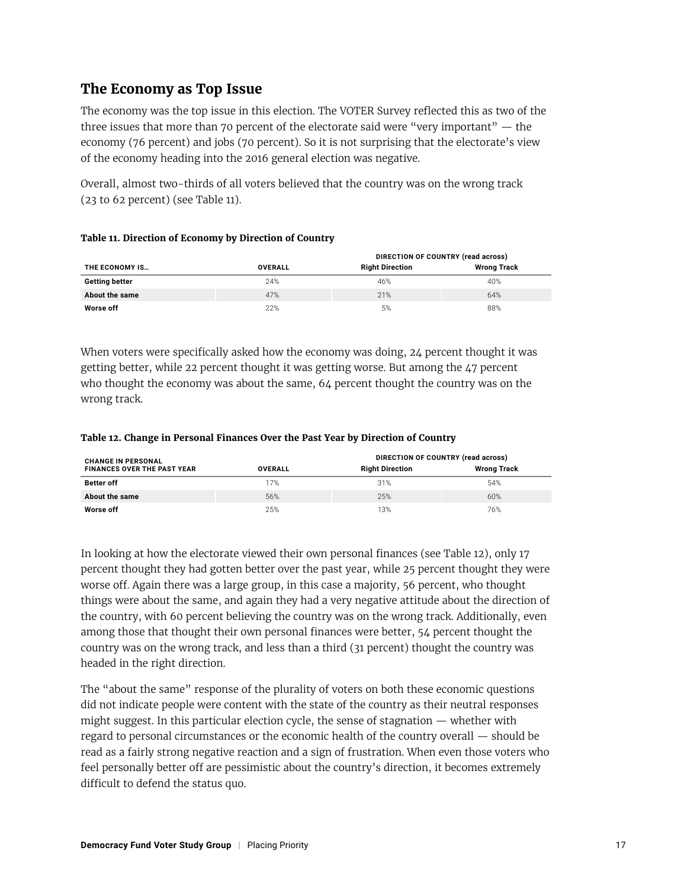## The Economy as Top Issue

The economy was the top issue in this election. The VOTER Survey reflected this as two of the three issues that more than 70 percent of the electorate said were "very important" — the economy (76 percent) and jobs (70 percent). So it is not surprising that the electorate's view of the economy heading into the 2016 general election was negative.

Overall, almost two-thirds of all voters believed that the country was on the wrong track (23 to 62 percent) (see Table 11).

**Table 11. Direction of Economy by Direction of Country**

| | | DIRECTION OF COUNTRY (read across) | |
|---|---|---|---|
| **THE ECONOMY IS…** | **OVERALL** | **Right Direction** | **Wrong Track** |
| **Getting better** | 24% | 46% | 40% |
| **About the same** | 47% | 21% | 64% |
| **Worse off** | 22% | 5% | 88% |

When voters were specifically asked how the economy was doing, 24 percent thought it was getting better, while 22 percent thought it was getting worse. But among the 47 percent who thought the economy was about the same, 64 percent thought the country was on the wrong track.

**Table 12. Change in Personal Finances Over the Past Year by Direction of Country**

| | | DIRECTION OF COUNTRY (read across) | |
|---|---|---|---|
| **CHANGE IN PERSONAL FINANCES OVER THE PAST YEAR** | **OVERALL** | **Right Direction** | **Wrong Track** |
| **Better off** | 17% | 31% | 54% |
| **About the same** | 56% | 25% | 60% |
| **Worse off** | 25% | 13% | 76% |

In looking at how the electorate viewed their own personal finances (see Table 12), only 17 percent thought they had gotten better over the past year, while 25 percent thought they were worse off. Again there was a large group, in this case a majority, 56 percent, who thought things were about the same, and again they had a very negative attitude about the direction of the country, with 60 percent believing the country was on the wrong track. Additionally, even among those that thought their own personal finances were better, 54 percent thought the country was on the wrong track, and less than a third (31 percent) thought the country was headed in the right direction.

The "about the same" response of the plurality of voters on both these economic questions did not indicate people were content with the state of the country as their neutral responses might suggest. In this particular election cycle, the sense of stagnation — whether with regard to personal circumstances or the economic health of the country overall — should be read as a fairly strong negative reaction and a sign of frustration. When even those voters who feel personally better off are pessimistic about the country's direction, it becomes extremely difficult to defend the status quo.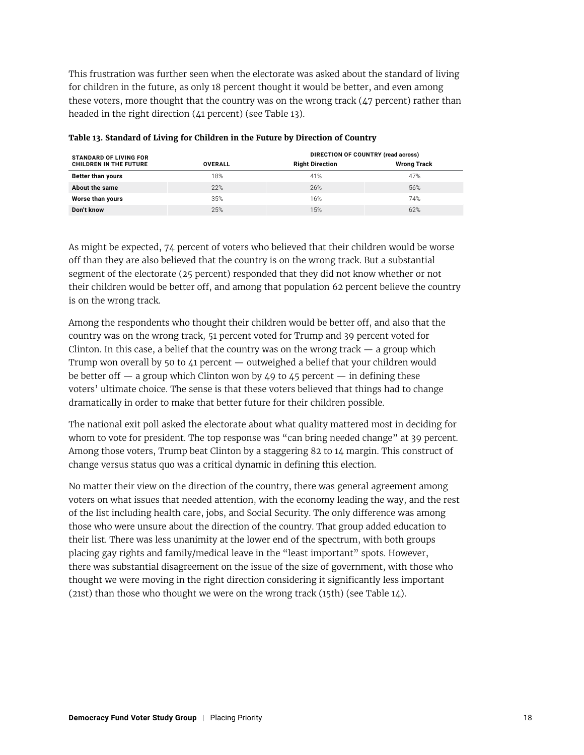This frustration was further seen when the electorate was asked about the standard of living for children in the future, as only 18 percent thought it would be better, and even among these voters, more thought that the country was on the wrong track (47 percent) rather than headed in the right direction (41 percent) (see Table 13).

**Table 13. Standard of Living for Children in the Future by Direction of Country**

| STANDARD OF LIVING FOR CHILDREN IN THE FUTURE | OVERALL | DIRECTION OF COUNTRY (read across) | |
|---|---|---|---|
| | | Right Direction | Wrong Track |
| **Better than yours** | 18% | 41% | 47% |
| **About the same** | 22% | 26% | 56% |
| **Worse than yours** | 35% | 16% | 74% |
| **Don't know** | 25% | 15% | 62% |

As might be expected, 74 percent of voters who believed that their children would be worse off than they are also believed that the country is on the wrong track. But a substantial segment of the electorate (25 percent) responded that they did not know whether or not their children would be better off, and among that population 62 percent believe the country is on the wrong track.

Among the respondents who thought their children would be better off, and also that the country was on the wrong track, 51 percent voted for Trump and 39 percent voted for Clinton. In this case, a belief that the country was on the wrong track — a group which Trump won overall by 50 to 41 percent — outweighed a belief that your children would be better off — a group which Clinton won by 49 to 45 percent — in defining these voters' ultimate choice. The sense is that these voters believed that things had to change dramatically in order to make that better future for their children possible.

The national exit poll asked the electorate about what quality mattered most in deciding for whom to vote for president. The top response was "can bring needed change" at 39 percent. Among those voters, Trump beat Clinton by a staggering 82 to 14 margin. This construct of change versus status quo was a critical dynamic in defining this election.

No matter their view on the direction of the country, there was general agreement among voters on what issues that needed attention, with the economy leading the way, and the rest of the list including health care, jobs, and Social Security. The only difference was among those who were unsure about the direction of the country. That group added education to their list. There was less unanimity at the lower end of the spectrum, with both groups placing gay rights and family/medical leave in the "least important" spots. However, there was substantial disagreement on the issue of the size of government, with those who thought we were moving in the right direction considering it significantly less important (21st) than those who thought we were on the wrong track (15th) (see Table 14).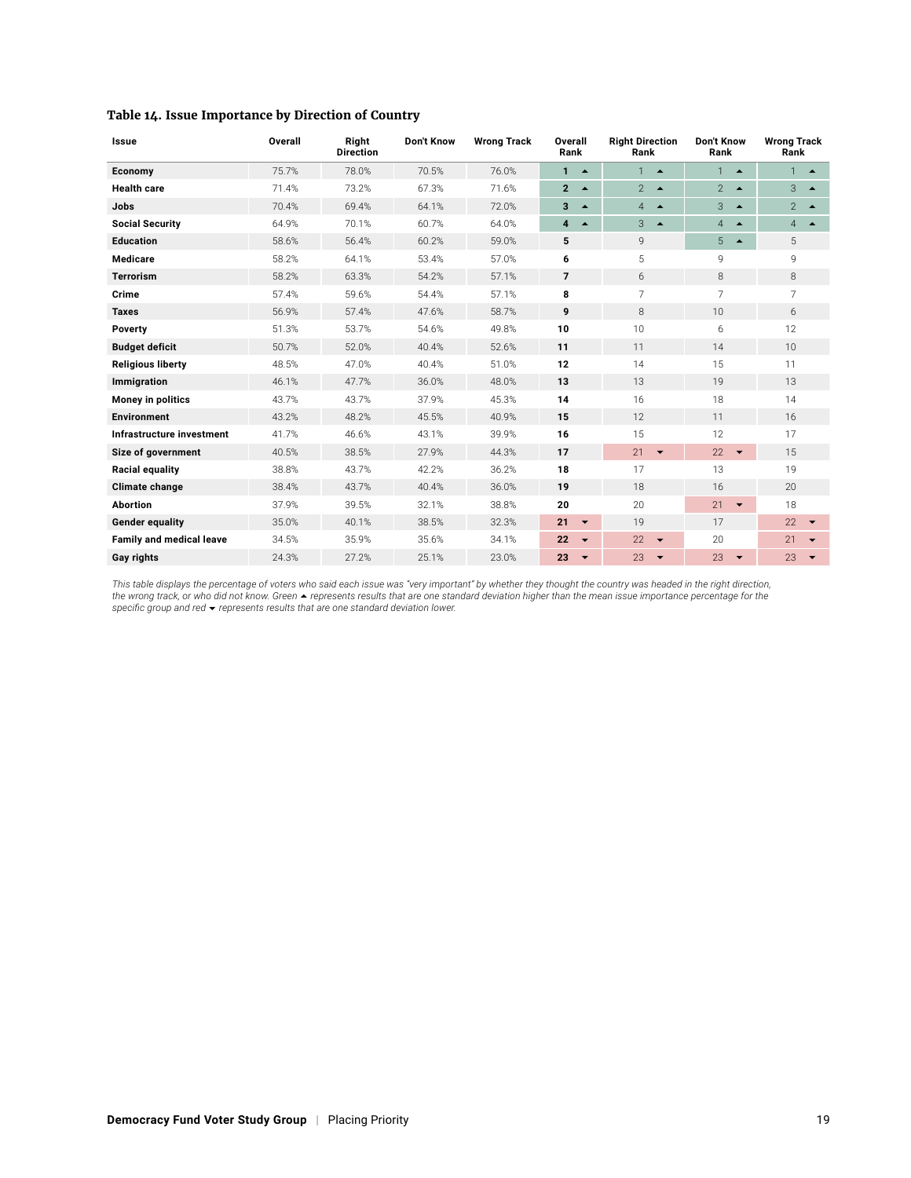### Table 14. Issue Importance by Direction of Country

| Issue | Overall | Right Direction | Don't Know | Wrong Track | Overall Rank | Right Direction Rank | Don't Know Rank | Wrong Track Rank |
|---|---|---|---|---|---|---|---|---|
| **Economy** | 75.7% | 78.0% | 70.5% | 76.0% | **1** ▲ | 1 ▲ | 1 ▲ | 1 ▲ |
| **Health care** | 71.4% | 73.2% | 67.3% | 71.6% | **2** ▲ | 2 ▲ | 2 ▲ | 3 ▲ |
| **Jobs** | 70.4% | 69.4% | 64.1% | 72.0% | **3** ▲ | 4 ▲ | 3 ▲ | 2 ▲ |
| **Social Security** | 64.9% | 70.1% | 60.7% | 64.0% | **4** ▲ | 3 ▲ | 4 ▲ | 4 ▲ |
| **Education** | 58.6% | 56.4% | 60.2% | 59.0% | **5** | 9 | 5 ▲ | 5 |
| **Medicare** | 58.2% | 64.1% | 53.4% | 57.0% | **6** | 5 | 9 | 9 |
| **Terrorism** | 58.2% | 63.3% | 54.2% | 57.1% | **7** | 6 | 8 | 8 |
| **Crime** | 57.4% | 59.6% | 54.4% | 57.1% | **8** | 7 | 7 | 7 |
| **Taxes** | 56.9% | 57.4% | 47.6% | 58.7% | **9** | 8 | 10 | 6 |
| **Poverty** | 51.3% | 53.7% | 54.6% | 49.8% | **10** | 10 | 6 | 12 |
| **Budget deficit** | 50.7% | 52.0% | 40.4% | 52.6% | **11** | 11 | 14 | 10 |
| **Religious liberty** | 48.5% | 47.0% | 40.4% | 51.0% | **12** | 14 | 15 | 11 |
| **Immigration** | 46.1% | 47.7% | 36.0% | 48.0% | **13** | 13 | 19 | 13 |
| **Money in politics** | 43.7% | 43.7% | 37.9% | 45.3% | **14** | 16 | 18 | 14 |
| **Environment** | 43.2% | 48.2% | 45.5% | 40.9% | **15** | 12 | 11 | 16 |
| **Infrastructure investment** | 41.7% | 46.6% | 43.1% | 39.9% | **16** | 15 | 12 | 17 |
| **Size of government** | 40.5% | 38.5% | 27.9% | 44.3% | **17** | 21 ▼ | 22 ▼ | 15 |
| **Racial equality** | 38.8% | 43.7% | 42.2% | 36.2% | **18** | 17 | 13 | 19 |
| **Climate change** | 38.4% | 43.7% | 40.4% | 36.0% | **19** | 18 | 16 | 20 |
| **Abortion** | 37.9% | 39.5% | 32.1% | 38.8% | **20** | 20 | 21 ▼ | 18 |
| **Gender equality** | 35.0% | 40.1% | 38.5% | 32.3% | **21** ▼ | 19 | 17 | 22 ▼ |
| **Family and medical leave** | 34.5% | 35.9% | 35.6% | 34.1% | **22** ▼ | 22 ▼ | 20 | 21 ▼ |
| **Gay rights** | 24.3% | 27.2% | 25.1% | 23.0% | **23** ▼ | 23 ▼ | 23 ▼ | 23 ▼ |

*This table displays the percentage of voters who said each issue was "very important" by whether they thought the country was headed in the right direction, the wrong track, or who did not know. Green ▲ represents results that are one standard deviation higher than the mean issue importance percentage for the specific group and red ▼ represents results that are one standard deviation lower.*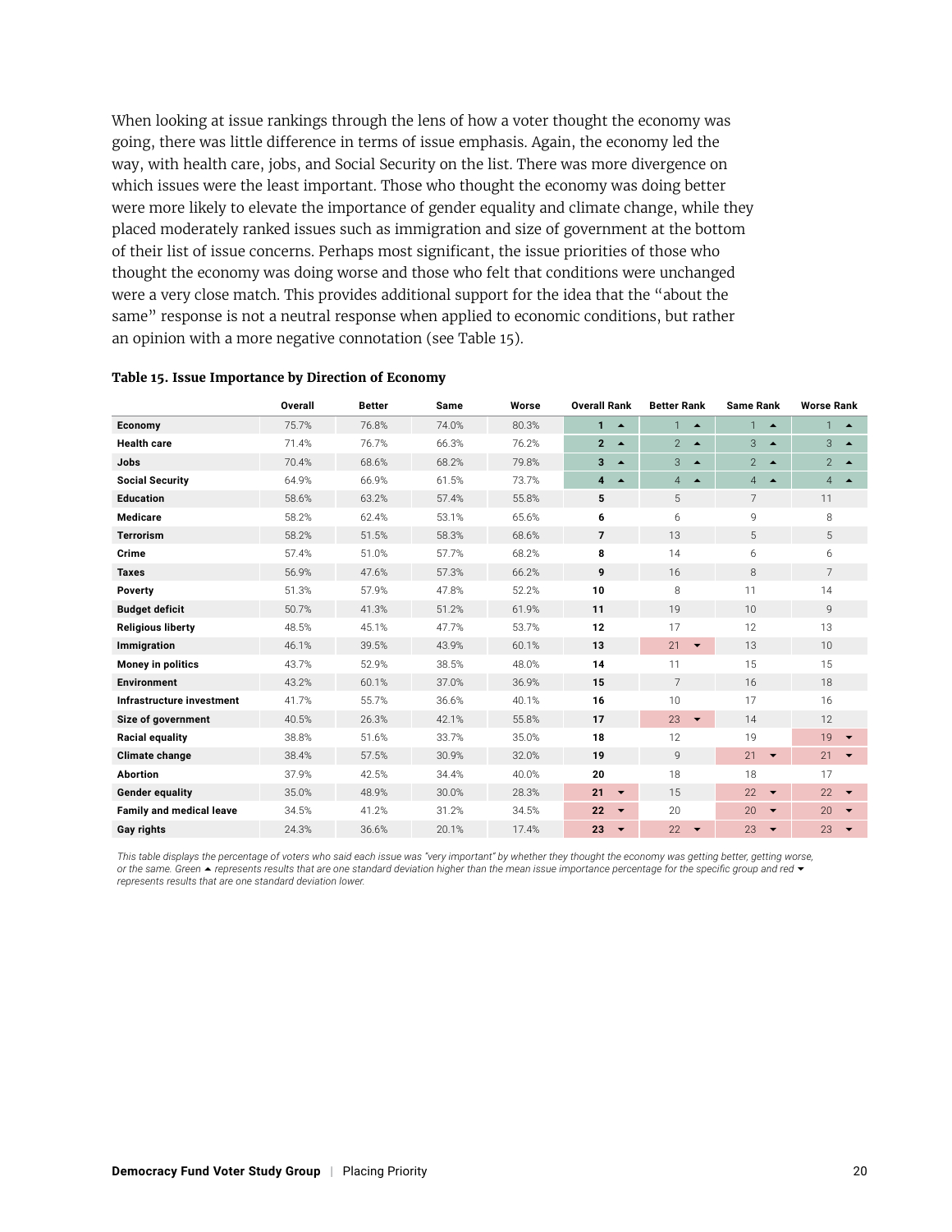When looking at issue rankings through the lens of how a voter thought the economy was going, there was little difference in terms of issue emphasis. Again, the economy led the way, with health care, jobs, and Social Security on the list. There was more divergence on which issues were the least important. Those who thought the economy was doing better were more likely to elevate the importance of gender equality and climate change, while they placed moderately ranked issues such as immigration and size of government at the bottom of their list of issue concerns. Perhaps most significant, the issue priorities of those who thought the economy was doing worse and those who felt that conditions were unchanged were a very close match. This provides additional support for the idea that the "about the same" response is not a neutral response when applied to economic conditions, but rather an opinion with a more negative connotation (see Table 15).

**Table 15. Issue Importance by Direction of Economy**

| | Overall | Better | Same | Worse | Overall Rank | Better Rank | Same Rank | Worse Rank |
|---|---|---|---|---|---|---|---|---|
| **Economy** | 75.7% | 76.8% | 74.0% | 80.3% | **1** ▲ | 1 ▲ | 1 ▲ | 1 ▲ |
| **Health care** | 71.4% | 76.7% | 66.3% | 76.2% | **2** ▲ | 2 ▲ | 3 ▲ | 3 ▲ |
| **Jobs** | 70.4% | 68.6% | 68.2% | 79.8% | **3** ▲ | 3 ▲ | 2 ▲ | 2 ▲ |
| **Social Security** | 64.9% | 66.9% | 61.5% | 73.7% | **4** ▲ | 4 ▲ | 4 ▲ | 4 ▲ |
| **Education** | 58.6% | 63.2% | 57.4% | 55.8% | **5** | 5 | 7 | 11 |
| **Medicare** | 58.2% | 62.4% | 53.1% | 65.6% | **6** | 6 | 9 | 8 |
| **Terrorism** | 58.2% | 51.5% | 58.3% | 68.6% | **7** | 13 | 5 | 5 |
| **Crime** | 57.4% | 51.0% | 57.7% | 68.2% | **8** | 14 | 6 | 6 |
| **Taxes** | 56.9% | 47.6% | 57.3% | 66.2% | **9** | 16 | 8 | 7 |
| **Poverty** | 51.3% | 57.9% | 47.8% | 52.2% | **10** | 8 | 11 | 14 |
| **Budget deficit** | 50.7% | 41.3% | 51.2% | 61.9% | **11** | 19 | 10 | 9 |
| **Religious liberty** | 48.5% | 45.1% | 47.7% | 53.7% | **12** | 17 | 12 | 13 |
| **Immigration** | 46.1% | 39.5% | 43.9% | 60.1% | **13** | 21 ▼ | 13 | 10 |
| **Money in politics** | 43.7% | 52.9% | 38.5% | 48.0% | **14** | 11 | 15 | 15 |
| **Environment** | 43.2% | 60.1% | 37.0% | 36.9% | **15** | 7 | 16 | 18 |
| **Infrastructure investment** | 41.7% | 55.7% | 36.6% | 40.1% | **16** | 10 | 17 | 16 |
| **Size of government** | 40.5% | 26.3% | 42.1% | 55.8% | **17** | 23 ▼ | 14 | 12 |
| **Racial equality** | 38.8% | 51.6% | 33.7% | 35.0% | **18** | 12 | 19 | 19 ▼ |
| **Climate change** | 38.4% | 57.5% | 30.9% | 32.0% | **19** | 9 | 21 ▼ | 21 ▼ |
| **Abortion** | 37.9% | 42.5% | 34.4% | 40.0% | **20** | 18 | 18 | 17 |
| **Gender equality** | 35.0% | 48.9% | 30.0% | 28.3% | **21** ▼ | 15 | 22 ▼ | 22 ▼ |
| **Family and medical leave** | 34.5% | 41.2% | 31.2% | 34.5% | **22** ▼ | 20 | 20 ▼ | 20 ▼ |
| **Gay rights** | 24.3% | 36.6% | 20.1% | 17.4% | **23** ▼ | 22 ▼ | 23 ▼ | 23 ▼ |

*This table displays the percentage of voters who said each issue was "very important" by whether they thought the economy was getting better, getting worse, or the same. Green ▲ represents results that are one standard deviation higher than the mean issue importance percentage for the specific group and red ▼ represents results that are one standard deviation lower.*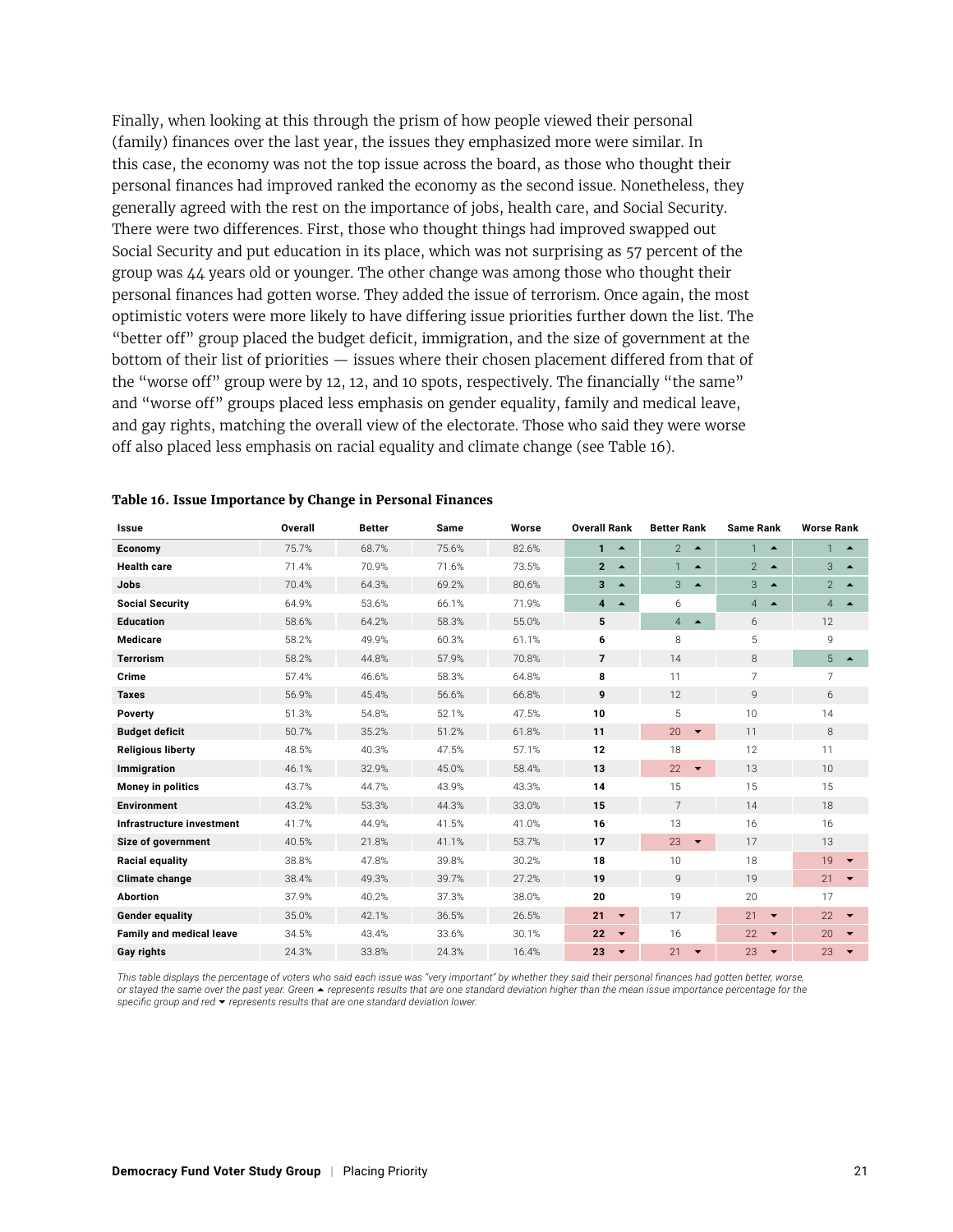Finally, when looking at this through the prism of how people viewed their personal (family) finances over the last year, the issues they emphasized more were similar. In this case, the economy was not the top issue across the board, as those who thought their personal finances had improved ranked the economy as the second issue. Nonetheless, they generally agreed with the rest on the importance of jobs, health care, and Social Security. There were two differences. First, those who thought things had improved swapped out Social Security and put education in its place, which was not surprising as 57 percent of the group was 44 years old or younger. The other change was among those who thought their personal finances had gotten worse. They added the issue of terrorism. Once again, the most optimistic voters were more likely to have differing issue priorities further down the list. The "better off" group placed the budget deficit, immigration, and the size of government at the bottom of their list of priorities — issues where their chosen placement differed from that of the "worse off" group were by 12, 12, and 10 spots, respectively. The financially "the same" and "worse off" groups placed less emphasis on gender equality, family and medical leave, and gay rights, matching the overall view of the electorate. Those who said they were worse off also placed less emphasis on racial equality and climate change (see Table 16).

**Table 16. Issue Importance by Change in Personal Finances**

| Issue | Overall | Better | Same | Worse | Overall Rank | Better Rank | Same Rank | Worse Rank |
|---|---|---|---|---|---|---|---|---|
| **Economy** | 75.7% | 68.7% | 75.6% | 82.6% | **1** ▲ | 2 ▲ | 1 ▲ | 1 ▲ |
| **Health care** | 71.4% | 70.9% | 71.6% | 73.5% | **2** ▲ | 1 ▲ | 2 ▲ | 3 ▲ |
| **Jobs** | 70.4% | 64.3% | 69.2% | 80.6% | **3** ▲ | 3 ▲ | 3 ▲ | 2 ▲ |
| **Social Security** | 64.9% | 53.6% | 66.1% | 71.9% | **4** ▲ | 6 | 4 ▲ | 4 ▲ |
| **Education** | 58.6% | 64.2% | 58.3% | 55.0% | **5** | 4 ▲ | 6 | 12 |
| **Medicare** | 58.2% | 49.9% | 60.3% | 61.1% | **6** | 8 | 5 | 9 |
| **Terrorism** | 58.2% | 44.8% | 57.9% | 70.8% | **7** | 14 | 8 | 5 ▲ |
| **Crime** | 57.4% | 46.6% | 58.3% | 64.8% | **8** | 11 | 7 | 7 |
| **Taxes** | 56.9% | 45.4% | 56.6% | 66.8% | **9** | 12 | 9 | 6 |
| **Poverty** | 51.3% | 54.8% | 52.1% | 47.5% | **10** | 5 | 10 | 14 |
| **Budget deficit** | 50.7% | 35.2% | 51.2% | 61.8% | **11** | 20 ▼ | 11 | 8 |
| **Religious liberty** | 48.5% | 40.3% | 47.5% | 57.1% | **12** | 18 | 12 | 11 |
| **Immigration** | 46.1% | 32.9% | 45.0% | 58.4% | **13** | 22 ▼ | 13 | 10 |
| **Money in politics** | 43.7% | 44.7% | 43.9% | 43.3% | **14** | 15 | 15 | 15 |
| **Environment** | 43.2% | 53.3% | 44.3% | 33.0% | **15** | 7 | 14 | 18 |
| **Infrastructure investment** | 41.7% | 44.9% | 41.5% | 41.0% | **16** | 13 | 16 | 16 |
| **Size of government** | 40.5% | 21.8% | 41.1% | 53.7% | **17** | 23 ▼ | 17 | 13 |
| **Racial equality** | 38.8% | 47.8% | 39.8% | 30.2% | **18** | 10 | 18 | 19 ▼ |
| **Climate change** | 38.4% | 49.3% | 39.7% | 27.2% | **19** | 9 | 19 | 21 ▼ |
| **Abortion** | 37.9% | 40.2% | 37.3% | 38.0% | **20** | 19 | 20 | 17 |
| **Gender equality** | 35.0% | 42.1% | 36.5% | 26.5% | **21** ▼ | 17 | 21 ▼ | 22 ▼ |
| **Family and medical leave** | 34.5% | 43.4% | 33.6% | 30.1% | **22** ▼ | 16 | 22 ▼ | 20 ▼ |
| **Gay rights** | 24.3% | 33.8% | 24.3% | 16.4% | **23** ▼ | 21 ▼ | 23 ▼ | 23 ▼ |

*This table displays the percentage of voters who said each issue was "very important" by whether they said their personal finances had gotten better, worse, or stayed the same over the past year. Green ▲ represents results that are one standard deviation higher than the mean issue importance percentage for the specific group and red ▼ represents results that are one standard deviation lower.*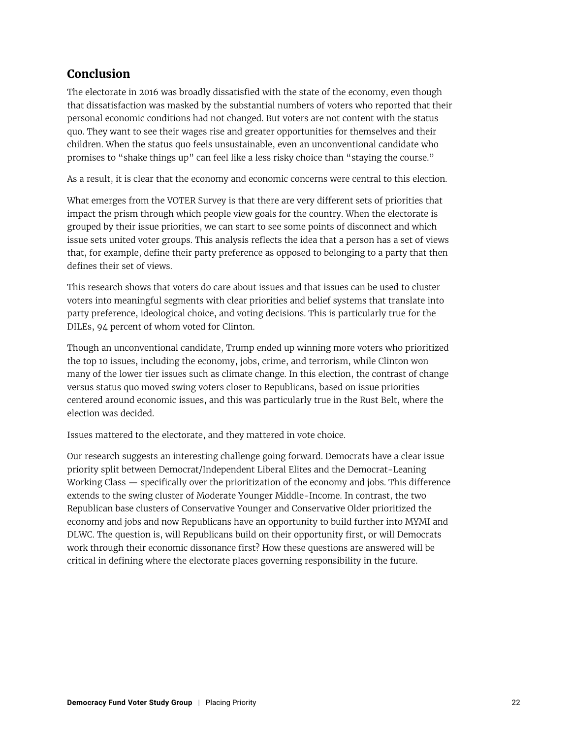## Conclusion

The electorate in 2016 was broadly dissatisfied with the state of the economy, even though that dissatisfaction was masked by the substantial numbers of voters who reported that their personal economic conditions had not changed. But voters are not content with the status quo. They want to see their wages rise and greater opportunities for themselves and their children. When the status quo feels unsustainable, even an unconventional candidate who promises to "shake things up" can feel like a less risky choice than "staying the course."

As a result, it is clear that the economy and economic concerns were central to this election.

What emerges from the VOTER Survey is that there are very different sets of priorities that impact the prism through which people view goals for the country. When the electorate is grouped by their issue priorities, we can start to see some points of disconnect and which issue sets united voter groups. This analysis reflects the idea that a person has a set of views that, for example, define their party preference as opposed to belonging to a party that then defines their set of views.

This research shows that voters do care about issues and that issues can be used to cluster voters into meaningful segments with clear priorities and belief systems that translate into party preference, ideological choice, and voting decisions. This is particularly true for the DILEs, 94 percent of whom voted for Clinton.

Though an unconventional candidate, Trump ended up winning more voters who prioritized the top 10 issues, including the economy, jobs, crime, and terrorism, while Clinton won many of the lower tier issues such as climate change. In this election, the contrast of change versus status quo moved swing voters closer to Republicans, based on issue priorities centered around economic issues, and this was particularly true in the Rust Belt, where the election was decided.

Issues mattered to the electorate, and they mattered in vote choice.

Our research suggests an interesting challenge going forward. Democrats have a clear issue priority split between Democrat/Independent Liberal Elites and the Democrat-Leaning Working Class — specifically over the prioritization of the economy and jobs. This difference extends to the swing cluster of Moderate Younger Middle-Income. In contrast, the two Republican base clusters of Conservative Younger and Conservative Older prioritized the economy and jobs and now Republicans have an opportunity to build further into MYMI and DLWC. The question is, will Republicans build on their opportunity first, or will Democrats work through their economic dissonance first? How these questions are answered will be critical in defining where the electorate places governing responsibility in the future.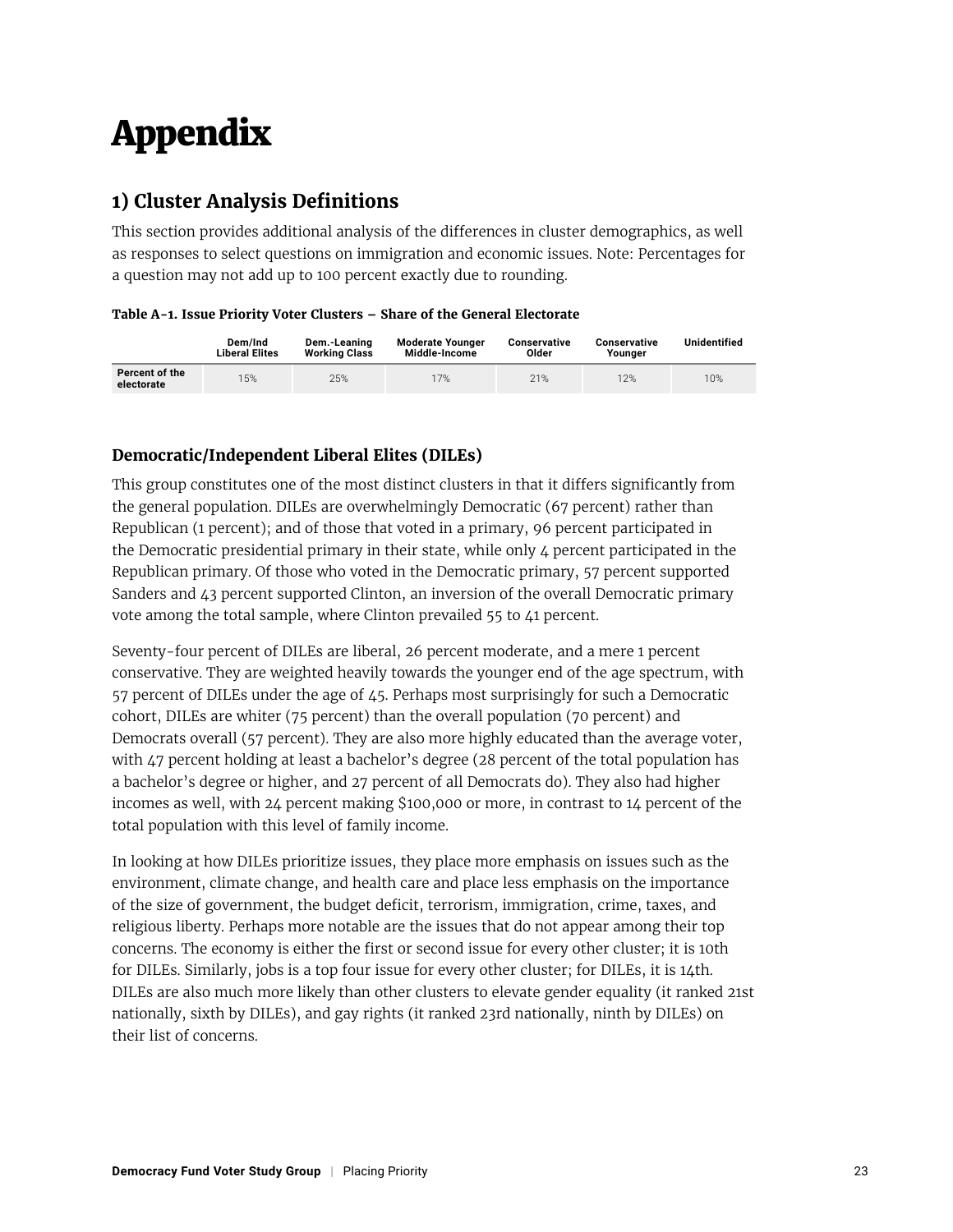# Appendix

## 1) Cluster Analysis Definitions

This section provides additional analysis of the differences in cluster demographics, as well as responses to select questions on immigration and economic issues. Note: Percentages for a question may not add up to 100 percent exactly due to rounding.

**Table A-1. Issue Priority Voter Clusters – Share of the General Electorate**

| | Dem/Ind Liberal Elites | Dem.-Leaning Working Class | Moderate Younger Middle-Income | Conservative Older | Conservative Younger | Unidentified |
|---|---|---|---|---|---|---|
| Percent of the electorate | 15% | 25% | 17% | 21% | 12% | 10% |

### Democratic/Independent Liberal Elites (DILEs)

This group constitutes one of the most distinct clusters in that it differs significantly from the general population. DILEs are overwhelmingly Democratic (67 percent) rather than Republican (1 percent); and of those that voted in a primary, 96 percent participated in the Democratic presidential primary in their state, while only 4 percent participated in the Republican primary. Of those who voted in the Democratic primary, 57 percent supported Sanders and 43 percent supported Clinton, an inversion of the overall Democratic primary vote among the total sample, where Clinton prevailed 55 to 41 percent.

Seventy-four percent of DILEs are liberal, 26 percent moderate, and a mere 1 percent conservative. They are weighted heavily towards the younger end of the age spectrum, with 57 percent of DILEs under the age of 45. Perhaps most surprisingly for such a Democratic cohort, DILEs are whiter (75 percent) than the overall population (70 percent) and Democrats overall (57 percent). They are also more highly educated than the average voter, with 47 percent holding at least a bachelor's degree (28 percent of the total population has a bachelor's degree or higher, and 27 percent of all Democrats do). They also had higher incomes as well, with 24 percent making $100,000 or more, in contrast to 14 percent of the total population with this level of family income.

In looking at how DILEs prioritize issues, they place more emphasis on issues such as the environment, climate change, and health care and place less emphasis on the importance of the size of government, the budget deficit, terrorism, immigration, crime, taxes, and religious liberty. Perhaps more notable are the issues that do not appear among their top concerns. The economy is either the first or second issue for every other cluster; it is 10th for DILEs. Similarly, jobs is a top four issue for every other cluster; for DILEs, it is 14th. DILEs are also much more likely than other clusters to elevate gender equality (it ranked 21st nationally, sixth by DILEs), and gay rights (it ranked 23rd nationally, ninth by DILEs) on their list of concerns.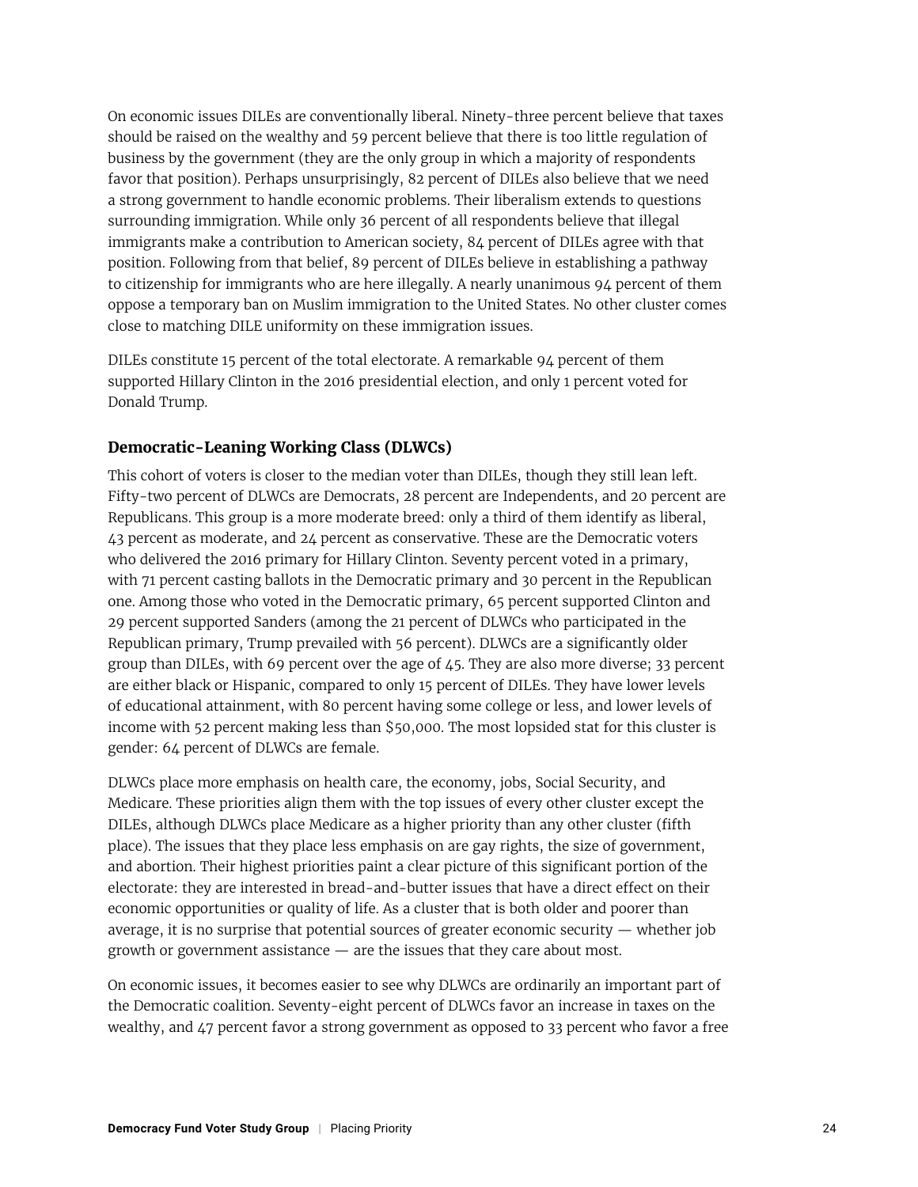On economic issues DILEs are conventionally liberal. Ninety-three percent believe that taxes should be raised on the wealthy and 59 percent believe that there is too little regulation of business by the government (they are the only group in which a majority of respondents favor that position). Perhaps unsurprisingly, 82 percent of DILEs also believe that we need a strong government to handle economic problems. Their liberalism extends to questions surrounding immigration. While only 36 percent of all respondents believe that illegal immigrants make a contribution to American society, 84 percent of DILEs agree with that position. Following from that belief, 89 percent of DILEs believe in establishing a pathway to citizenship for immigrants who are here illegally. A nearly unanimous 94 percent of them oppose a temporary ban on Muslim immigration to the United States. No other cluster comes close to matching DILE uniformity on these immigration issues.

DILEs constitute 15 percent of the total electorate. A remarkable 94 percent of them supported Hillary Clinton in the 2016 presidential election, and only 1 percent voted for Donald Trump.

### Democratic-Leaning Working Class (DLWCs)

This cohort of voters is closer to the median voter than DILEs, though they still lean left. Fifty-two percent of DLWCs are Democrats, 28 percent are Independents, and 20 percent are Republicans. This group is a more moderate breed: only a third of them identify as liberal, 43 percent as moderate, and 24 percent as conservative. These are the Democratic voters who delivered the 2016 primary for Hillary Clinton. Seventy percent voted in a primary, with 71 percent casting ballots in the Democratic primary and 30 percent in the Republican one. Among those who voted in the Democratic primary, 65 percent supported Clinton and 29 percent supported Sanders (among the 21 percent of DLWCs who participated in the Republican primary, Trump prevailed with 56 percent). DLWCs are a significantly older group than DILEs, with 69 percent over the age of 45. They are also more diverse; 33 percent are either black or Hispanic, compared to only 15 percent of DILEs. They have lower levels of educational attainment, with 80 percent having some college or less, and lower levels of income with 52 percent making less than $50,000. The most lopsided stat for this cluster is gender: 64 percent of DLWCs are female.

DLWCs place more emphasis on health care, the economy, jobs, Social Security, and Medicare. These priorities align them with the top issues of every other cluster except the DILEs, although DLWCs place Medicare as a higher priority than any other cluster (fifth place). The issues that they place less emphasis on are gay rights, the size of government, and abortion. Their highest priorities paint a clear picture of this significant portion of the electorate: they are interested in bread-and-butter issues that have a direct effect on their economic opportunities or quality of life. As a cluster that is both older and poorer than average, it is no surprise that potential sources of greater economic security — whether job growth or government assistance — are the issues that they care about most.

On economic issues, it becomes easier to see why DLWCs are ordinarily an important part of the Democratic coalition. Seventy-eight percent of DLWCs favor an increase in taxes on the wealthy, and 47 percent favor a strong government as opposed to 33 percent who favor a free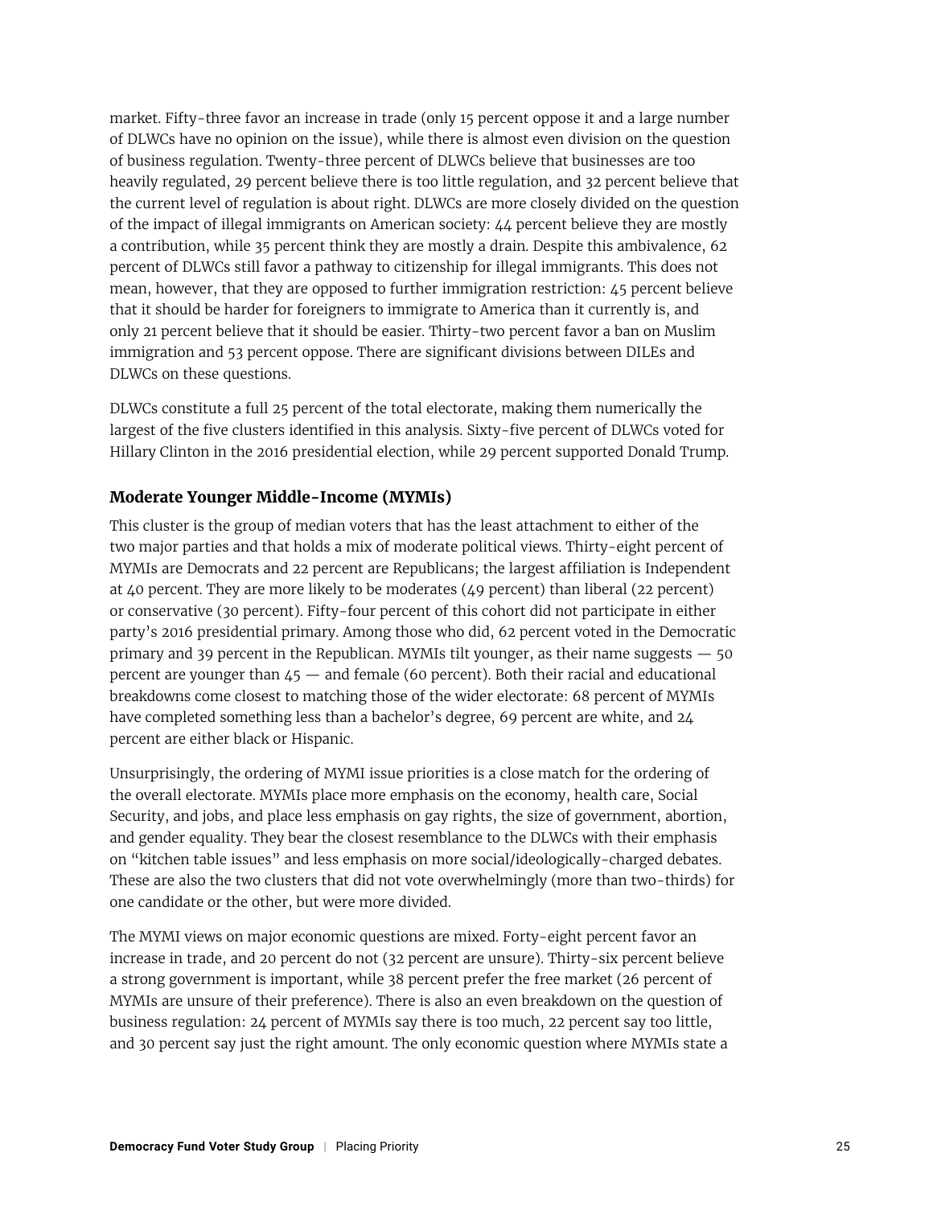market. Fifty-three favor an increase in trade (only 15 percent oppose it and a large number of DLWCs have no opinion on the issue), while there is almost even division on the question of business regulation. Twenty-three percent of DLWCs believe that businesses are too heavily regulated, 29 percent believe there is too little regulation, and 32 percent believe that the current level of regulation is about right. DLWCs are more closely divided on the question of the impact of illegal immigrants on American society: 44 percent believe they are mostly a contribution, while 35 percent think they are mostly a drain. Despite this ambivalence, 62 percent of DLWCs still favor a pathway to citizenship for illegal immigrants. This does not mean, however, that they are opposed to further immigration restriction: 45 percent believe that it should be harder for foreigners to immigrate to America than it currently is, and only 21 percent believe that it should be easier. Thirty-two percent favor a ban on Muslim immigration and 53 percent oppose. There are significant divisions between DILEs and DLWCs on these questions.

DLWCs constitute a full 25 percent of the total electorate, making them numerically the largest of the five clusters identified in this analysis. Sixty-five percent of DLWCs voted for Hillary Clinton in the 2016 presidential election, while 29 percent supported Donald Trump.

### Moderate Younger Middle-Income (MYMIs)

This cluster is the group of median voters that has the least attachment to either of the two major parties and that holds a mix of moderate political views. Thirty-eight percent of MYMIs are Democrats and 22 percent are Republicans; the largest affiliation is Independent at 40 percent. They are more likely to be moderates (49 percent) than liberal (22 percent) or conservative (30 percent). Fifty-four percent of this cohort did not participate in either party's 2016 presidential primary. Among those who did, 62 percent voted in the Democratic primary and 39 percent in the Republican. MYMIs tilt younger, as their name suggests — 50 percent are younger than 45 — and female (60 percent). Both their racial and educational breakdowns come closest to matching those of the wider electorate: 68 percent of MYMIs have completed something less than a bachelor's degree, 69 percent are white, and 24 percent are either black or Hispanic.

Unsurprisingly, the ordering of MYMI issue priorities is a close match for the ordering of the overall electorate. MYMIs place more emphasis on the economy, health care, Social Security, and jobs, and place less emphasis on gay rights, the size of government, abortion, and gender equality. They bear the closest resemblance to the DLWCs with their emphasis on "kitchen table issues" and less emphasis on more social/ideologically-charged debates. These are also the two clusters that did not vote overwhelmingly (more than two-thirds) for one candidate or the other, but were more divided.

The MYMI views on major economic questions are mixed. Forty-eight percent favor an increase in trade, and 20 percent do not (32 percent are unsure). Thirty-six percent believe a strong government is important, while 38 percent prefer the free market (26 percent of MYMIs are unsure of their preference). There is also an even breakdown on the question of business regulation: 24 percent of MYMIs say there is too much, 22 percent say too little, and 30 percent say just the right amount. The only economic question where MYMIs state a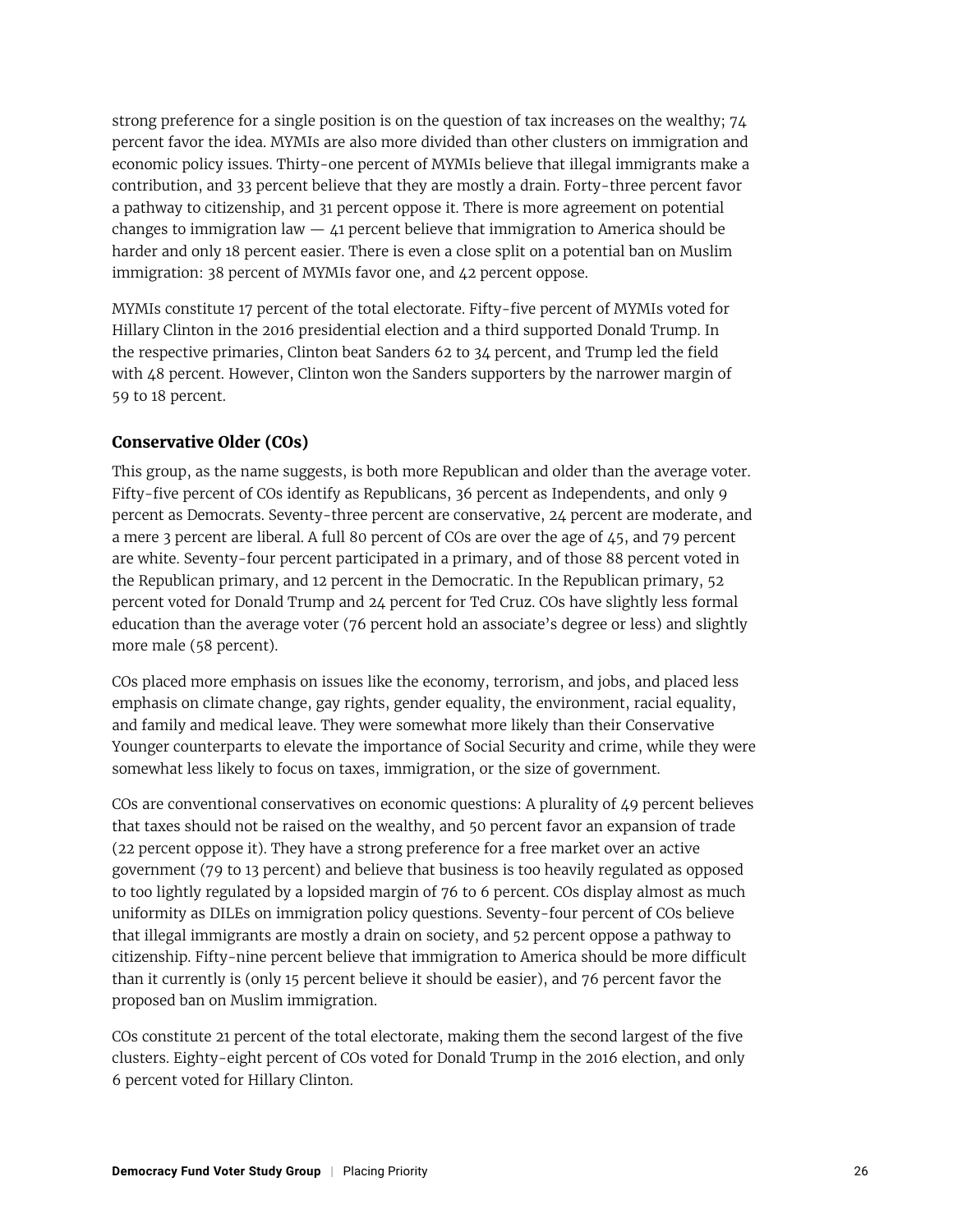strong preference for a single position is on the question of tax increases on the wealthy; 74 percent favor the idea. MYMIs are also more divided than other clusters on immigration and economic policy issues. Thirty-one percent of MYMIs believe that illegal immigrants make a contribution, and 33 percent believe that they are mostly a drain. Forty-three percent favor a pathway to citizenship, and 31 percent oppose it. There is more agreement on potential changes to immigration law — 41 percent believe that immigration to America should be harder and only 18 percent easier. There is even a close split on a potential ban on Muslim immigration: 38 percent of MYMIs favor one, and 42 percent oppose.

MYMIs constitute 17 percent of the total electorate. Fifty-five percent of MYMIs voted for Hillary Clinton in the 2016 presidential election and a third supported Donald Trump. In the respective primaries, Clinton beat Sanders 62 to 34 percent, and Trump led the field with 48 percent. However, Clinton won the Sanders supporters by the narrower margin of 59 to 18 percent.

### Conservative Older (COs)

This group, as the name suggests, is both more Republican and older than the average voter. Fifty-five percent of COs identify as Republicans, 36 percent as Independents, and only 9 percent as Democrats. Seventy-three percent are conservative, 24 percent are moderate, and a mere 3 percent are liberal. A full 80 percent of COs are over the age of 45, and 79 percent are white. Seventy-four percent participated in a primary, and of those 88 percent voted in the Republican primary, and 12 percent in the Democratic. In the Republican primary, 52 percent voted for Donald Trump and 24 percent for Ted Cruz. COs have slightly less formal education than the average voter (76 percent hold an associate's degree or less) and slightly more male (58 percent).

COs placed more emphasis on issues like the economy, terrorism, and jobs, and placed less emphasis on climate change, gay rights, gender equality, the environment, racial equality, and family and medical leave. They were somewhat more likely than their Conservative Younger counterparts to elevate the importance of Social Security and crime, while they were somewhat less likely to focus on taxes, immigration, or the size of government.

COs are conventional conservatives on economic questions: A plurality of 49 percent believes that taxes should not be raised on the wealthy, and 50 percent favor an expansion of trade (22 percent oppose it). They have a strong preference for a free market over an active government (79 to 13 percent) and believe that business is too heavily regulated as opposed to too lightly regulated by a lopsided margin of 76 to 6 percent. COs display almost as much uniformity as DILEs on immigration policy questions. Seventy-four percent of COs believe that illegal immigrants are mostly a drain on society, and 52 percent oppose a pathway to citizenship. Fifty-nine percent believe that immigration to America should be more difficult than it currently is (only 15 percent believe it should be easier), and 76 percent favor the proposed ban on Muslim immigration.

COs constitute 21 percent of the total electorate, making them the second largest of the five clusters. Eighty-eight percent of COs voted for Donald Trump in the 2016 election, and only 6 percent voted for Hillary Clinton.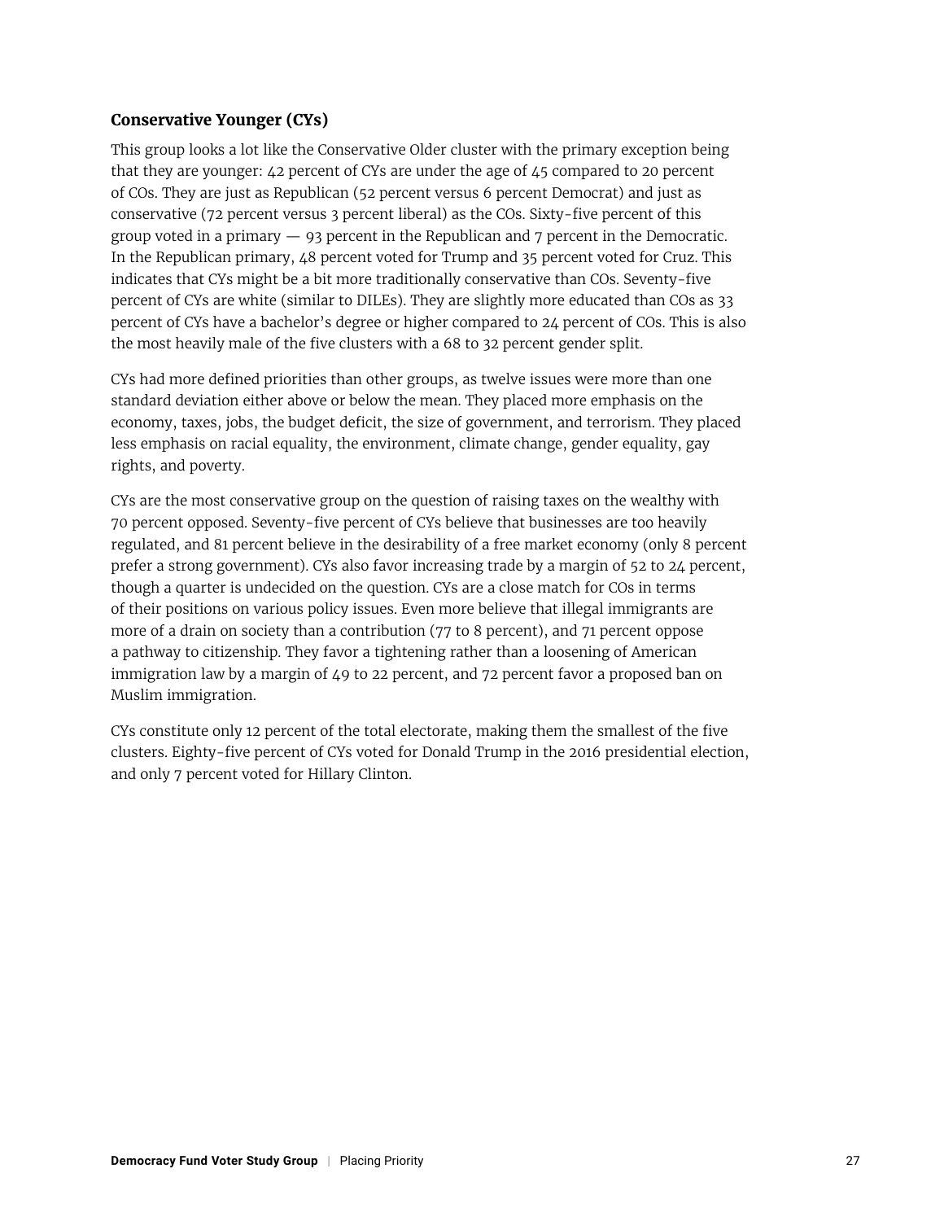### Conservative Younger (CYs)

This group looks a lot like the Conservative Older cluster with the primary exception being that they are younger: 42 percent of CYs are under the age of 45 compared to 20 percent of COs. They are just as Republican (52 percent versus 6 percent Democrat) and just as conservative (72 percent versus 3 percent liberal) as the COs. Sixty-five percent of this group voted in a primary — 93 percent in the Republican and 7 percent in the Democratic. In the Republican primary, 48 percent voted for Trump and 35 percent voted for Cruz. This indicates that CYs might be a bit more traditionally conservative than COs. Seventy-five percent of CYs are white (similar to DILEs). They are slightly more educated than COs as 33 percent of CYs have a bachelor's degree or higher compared to 24 percent of COs. This is also the most heavily male of the five clusters with a 68 to 32 percent gender split.

CYs had more defined priorities than other groups, as twelve issues were more than one standard deviation either above or below the mean. They placed more emphasis on the economy, taxes, jobs, the budget deficit, the size of government, and terrorism. They placed less emphasis on racial equality, the environment, climate change, gender equality, gay rights, and poverty.

CYs are the most conservative group on the question of raising taxes on the wealthy with 70 percent opposed. Seventy-five percent of CYs believe that businesses are too heavily regulated, and 81 percent believe in the desirability of a free market economy (only 8 percent prefer a strong government). CYs also favor increasing trade by a margin of 52 to 24 percent, though a quarter is undecided on the question. CYs are a close match for COs in terms of their positions on various policy issues. Even more believe that illegal immigrants are more of a drain on society than a contribution (77 to 8 percent), and 71 percent oppose a pathway to citizenship. They favor a tightening rather than a loosening of American immigration law by a margin of 49 to 22 percent, and 72 percent favor a proposed ban on Muslim immigration.

CYs constitute only 12 percent of the total electorate, making them the smallest of the five clusters. Eighty-five percent of CYs voted for Donald Trump in the 2016 presidential election, and only 7 percent voted for Hillary Clinton.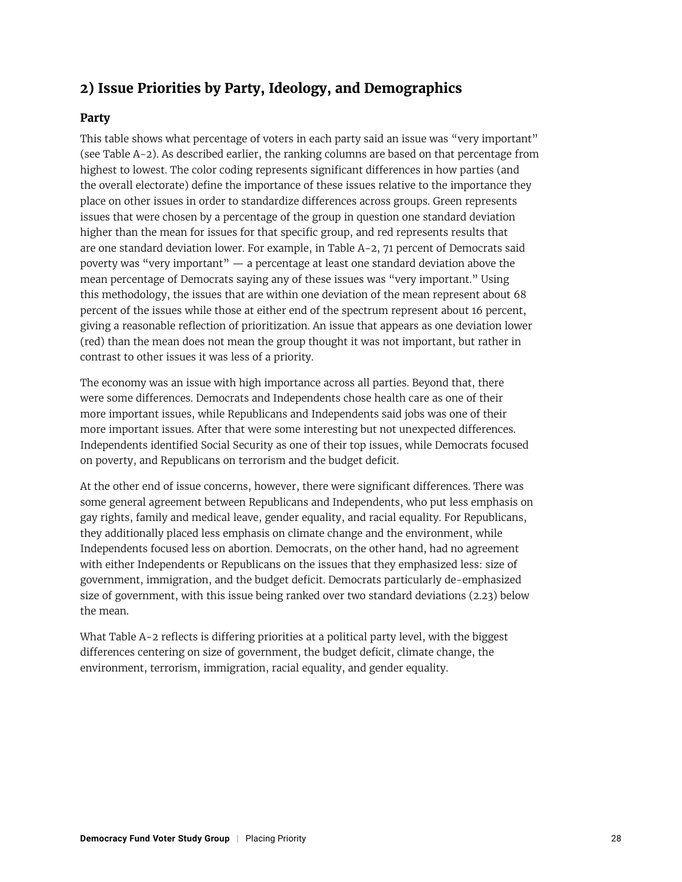## 2) Issue Priorities by Party, Ideology, and Demographics

### Party

This table shows what percentage of voters in each party said an issue was "very important" (see Table A-2). As described earlier, the ranking columns are based on that percentage from highest to lowest. The color coding represents significant differences in how parties (and the overall electorate) define the importance of these issues relative to the importance they place on other issues in order to standardize differences across groups. Green represents issues that were chosen by a percentage of the group in question one standard deviation higher than the mean for issues for that specific group, and red represents results that are one standard deviation lower. For example, in Table A-2, 71 percent of Democrats said poverty was "very important" — a percentage at least one standard deviation above the mean percentage of Democrats saying any of these issues was "very important." Using this methodology, the issues that are within one deviation of the mean represent about 68 percent of the issues while those at either end of the spectrum represent about 16 percent, giving a reasonable reflection of prioritization. An issue that appears as one deviation lower (red) than the mean does not mean the group thought it was not important, but rather in contrast to other issues it was less of a priority.

The economy was an issue with high importance across all parties. Beyond that, there were some differences. Democrats and Independents chose health care as one of their more important issues, while Republicans and Independents said jobs was one of their more important issues. After that were some interesting but not unexpected differences. Independents identified Social Security as one of their top issues, while Democrats focused on poverty, and Republicans on terrorism and the budget deficit.

At the other end of issue concerns, however, there were significant differences. There was some general agreement between Republicans and Independents, who put less emphasis on gay rights, family and medical leave, gender equality, and racial equality. For Republicans, they additionally placed less emphasis on climate change and the environment, while Independents focused less on abortion. Democrats, on the other hand, had no agreement with either Independents or Republicans on the issues that they emphasized less: size of government, immigration, and the budget deficit. Democrats particularly de-emphasized size of government, with this issue being ranked over two standard deviations (2.23) below the mean.

What Table A-2 reflects is differing priorities at a political party level, with the biggest differences centering on size of government, the budget deficit, climate change, the environment, terrorism, immigration, racial equality, and gender equality.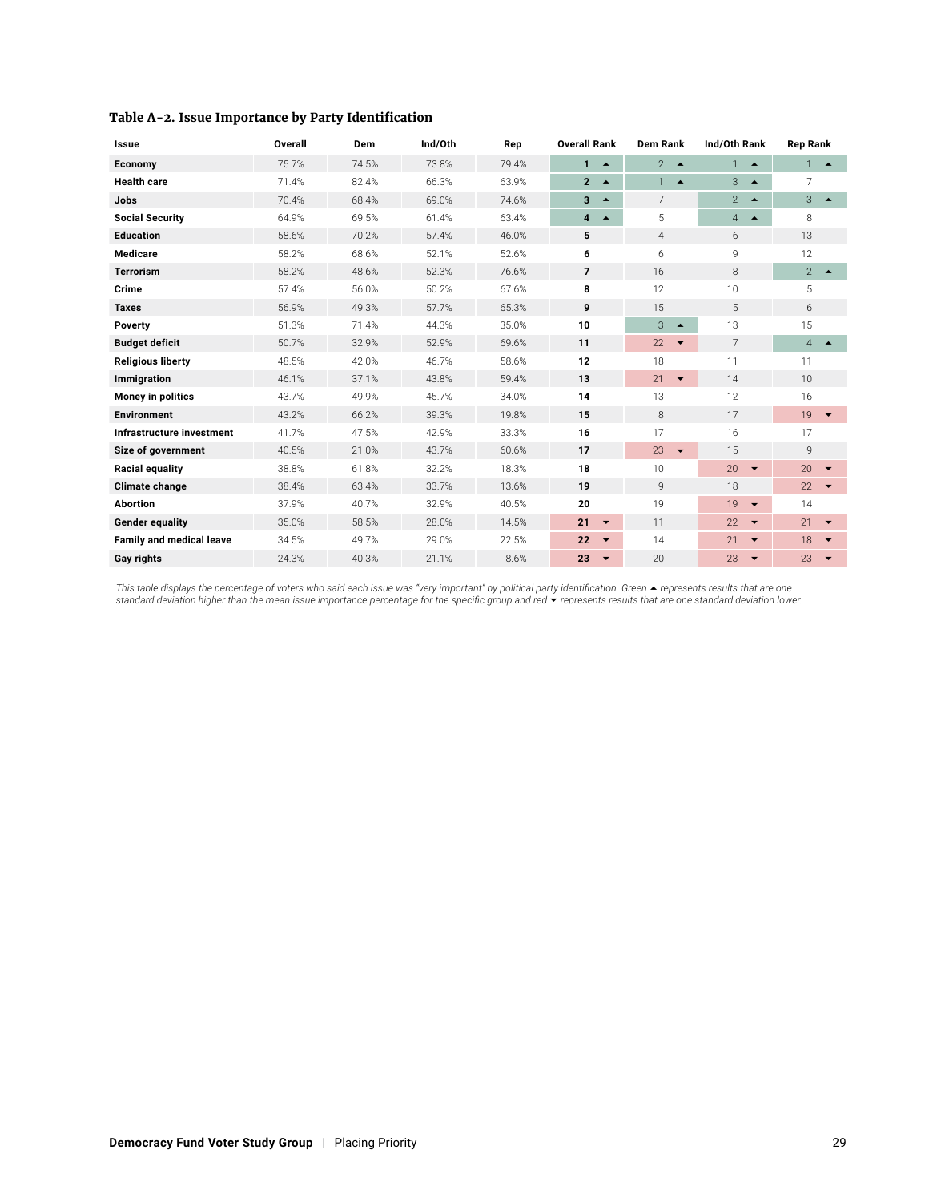### Table A-2. Issue Importance by Party Identification

| Issue | Overall | Dem | Ind/Oth | Rep | Overall Rank | Dem Rank | Ind/Oth Rank | Rep Rank |
|---|---|---|---|---|---|---|---|---|
| **Economy** | 75.7% | 74.5% | 73.8% | 79.4% | **1** ▲ | 2 ▲ | 1 ▲ | 1 ▲ |
| **Health care** | 71.4% | 82.4% | 66.3% | 63.9% | **2** ▲ | 1 ▲ | 3 ▲ | 7 |
| **Jobs** | 70.4% | 68.4% | 69.0% | 74.6% | **3** ▲ | 7 | 2 ▲ | 3 ▲ |
| **Social Security** | 64.9% | 69.5% | 61.4% | 63.4% | **4** ▲ | 5 | 4 ▲ | 8 |
| **Education** | 58.6% | 70.2% | 57.4% | 46.0% | **5** | 4 | 6 | 13 |
| **Medicare** | 58.2% | 68.6% | 52.1% | 52.6% | **6** | 6 | 9 | 12 |
| **Terrorism** | 58.2% | 48.6% | 52.3% | 76.6% | **7** | 16 | 8 | 2 ▲ |
| **Crime** | 57.4% | 56.0% | 50.2% | 67.6% | **8** | 12 | 10 | 5 |
| **Taxes** | 56.9% | 49.3% | 57.7% | 65.3% | **9** | 15 | 5 | 6 |
| **Poverty** | 51.3% | 71.4% | 44.3% | 35.0% | **10** | 3 ▲ | 13 | 15 |
| **Budget deficit** | 50.7% | 32.9% | 52.9% | 69.6% | **11** | 22 ▼ | 7 | 4 ▲ |
| **Religious liberty** | 48.5% | 42.0% | 46.7% | 58.6% | **12** | 18 | 11 | 11 |
| **Immigration** | 46.1% | 37.1% | 43.8% | 59.4% | **13** | 21 ▼ | 14 | 10 |
| **Money in politics** | 43.7% | 49.9% | 45.7% | 34.0% | **14** | 13 | 12 | 16 |
| **Environment** | 43.2% | 66.2% | 39.3% | 19.8% | **15** | 8 | 17 | 19 ▼ |
| **Infrastructure investment** | 41.7% | 47.5% | 42.9% | 33.3% | **16** | 17 | 16 | 17 |
| **Size of government** | 40.5% | 21.0% | 43.7% | 60.6% | **17** | 23 ▼ | 15 | 9 |
| **Racial equality** | 38.8% | 61.8% | 32.2% | 18.3% | **18** | 10 | 20 ▼ | 20 ▼ |
| **Climate change** | 38.4% | 63.4% | 33.7% | 13.6% | **19** | 9 | 18 | 22 ▼ |
| **Abortion** | 37.9% | 40.7% | 32.9% | 40.5% | **20** | 19 | 19 ▼ | 14 |
| **Gender equality** | 35.0% | 58.5% | 28.0% | 14.5% | **21** ▼ | 11 | 22 ▼ | 21 ▼ |
| **Family and medical leave** | 34.5% | 49.7% | 29.0% | 22.5% | **22** ▼ | 14 | 21 ▼ | 18 ▼ |
| **Gay rights** | 24.3% | 40.3% | 21.1% | 8.6% | **23** ▼ | 20 | 23 ▼ | 23 ▼ |

*This table displays the percentage of voters who said each issue was "very important" by political party identification. Green ▲ represents results that are one standard deviation higher than the mean issue importance percentage for the specific group and red ▼ represents results that are one standard deviation lower.*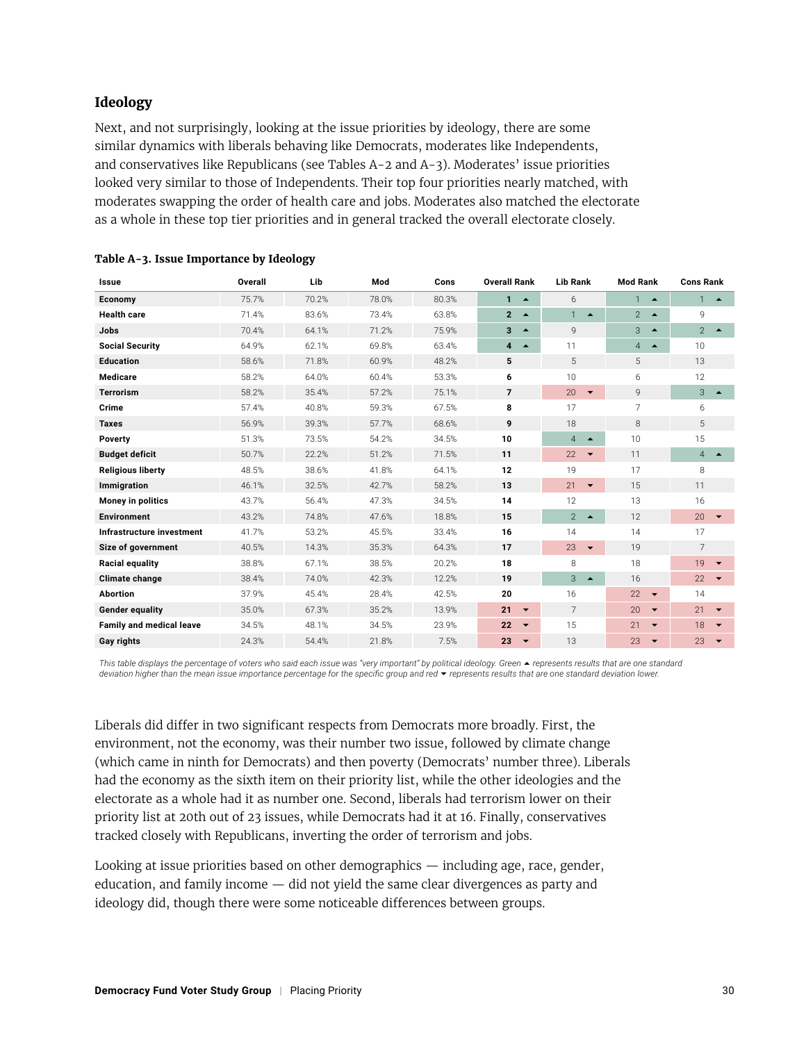### Ideology

Next, and not surprisingly, looking at the issue priorities by ideology, there are some similar dynamics with liberals behaving like Democrats, moderates like Independents, and conservatives like Republicans (see Tables A-2 and A-3). Moderates' issue priorities looked very similar to those of Independents. Their top four priorities nearly matched, with moderates swapping the order of health care and jobs. Moderates also matched the electorate as a whole in these top tier priorities and in general tracked the overall electorate closely.

**Table A-3. Issue Importance by Ideology**

| Issue | Overall | Lib | Mod | Cons | Overall Rank | Lib Rank | Mod Rank | Cons Rank |
|---|---|---|---|---|---|---|---|---|
| Economy | 75.7% | 70.2% | 78.0% | 80.3% | **1** ▲ | 6 | 1 ▲ | 1 ▲ |
| Health care | 71.4% | 83.6% | 73.4% | 63.8% | **2** ▲ | 1 ▲ | 2 ▲ | 9 |
| Jobs | 70.4% | 64.1% | 71.2% | 75.9% | **3** ▲ | 9 | 3 ▲ | 2 ▲ |
| Social Security | 64.9% | 62.1% | 69.8% | 63.4% | **4** ▲ | 11 | 4 ▲ | 10 |
| Education | 58.6% | 71.8% | 60.9% | 48.2% | **5** | 5 | 5 | 13 |
| Medicare | 58.2% | 64.0% | 60.4% | 53.3% | **6** | 10 | 6 | 12 |
| Terrorism | 58.2% | 35.4% | 57.2% | 75.1% | **7** | 20 ▼ | 9 | 3 ▲ |
| Crime | 57.4% | 40.8% | 59.3% | 67.5% | **8** | 17 | 7 | 6 |
| Taxes | 56.9% | 39.3% | 57.7% | 68.6% | **9** | 18 | 8 | 5 |
| Poverty | 51.3% | 73.5% | 54.2% | 34.5% | **10** | 4 ▲ | 10 | 15 |
| Budget deficit | 50.7% | 22.2% | 51.2% | 71.5% | **11** | 22 ▼ | 11 | 4 ▲ |
| Religious liberty | 48.5% | 38.6% | 41.8% | 64.1% | **12** | 19 | 17 | 8 |
| Immigration | 46.1% | 32.5% | 42.7% | 58.2% | **13** | 21 ▼ | 15 | 11 |
| Money in politics | 43.7% | 56.4% | 47.3% | 34.5% | **14** | 12 | 13 | 16 |
| Environment | 43.2% | 74.8% | 47.6% | 18.8% | **15** | 2 ▲ | 12 | 20 ▼ |
| Infrastructure investment | 41.7% | 53.2% | 45.5% | 33.4% | **16** | 14 | 14 | 17 |
| Size of government | 40.5% | 14.3% | 35.3% | 64.3% | **17** | 23 ▼ | 19 | 7 |
| Racial equality | 38.8% | 67.1% | 38.5% | 20.2% | **18** | 8 | 18 | 19 ▼ |
| Climate change | 38.4% | 74.0% | 42.3% | 12.2% | **19** | 3 ▲ | 16 | 22 ▼ |
| Abortion | 37.9% | 45.4% | 28.4% | 42.5% | **20** | 16 | 22 ▼ | 14 |
| Gender equality | 35.0% | 67.3% | 35.2% | 13.9% | **21** ▼ | 7 | 20 ▼ | 21 ▼ |
| Family and medical leave | 34.5% | 48.1% | 34.5% | 23.9% | **22** ▼ | 15 | 21 ▼ | 18 ▼ |
| Gay rights | 24.3% | 54.4% | 21.8% | 7.5% | **23** ▼ | 13 | 23 ▼ | 23 ▼ |

*This table displays the percentage of voters who said each issue was "very important" by political ideology. Green ▲ represents results that are one standard deviation higher than the mean issue importance percentage for the specific group and red ▼ represents results that are one standard deviation lower.*

Liberals did differ in two significant respects from Democrats more broadly. First, the environment, not the economy, was their number two issue, followed by climate change (which came in ninth for Democrats) and then poverty (Democrats' number three). Liberals had the economy as the sixth item on their priority list, while the other ideologies and the electorate as a whole had it as number one. Second, liberals had terrorism lower on their priority list at 20th out of 23 issues, while Democrats had it at 16. Finally, conservatives tracked closely with Republicans, inverting the order of terrorism and jobs.

Looking at issue priorities based on other demographics — including age, race, gender, education, and family income — did not yield the same clear divergences as party and ideology did, though there were some noticeable differences between groups.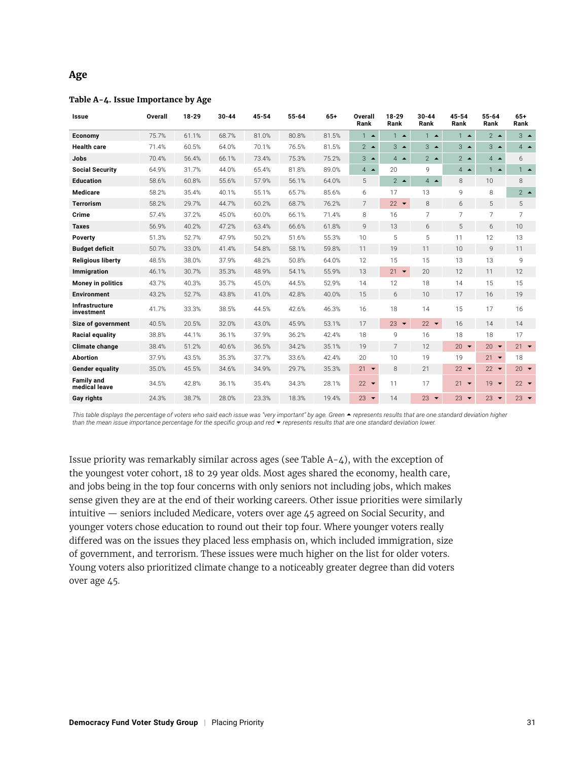## Age

### Table A-4. Issue Importance by Age

| Issue | Overall | 18-29 | 30-44 | 45-54 | 55-64 | 65+ | Overall Rank | 18-29 Rank | 30-44 Rank | 45-54 Rank | 55-64 Rank | 65+ Rank |
|---|---|---|---|---|---|---|---|---|---|---|---|---|
| Economy | 75.7% | 61.1% | 68.7% | 81.0% | 80.8% | 81.5% | 1 ▲ | 1 ▲ | 1 ▲ | 1 ▲ | 2 ▲ | 3 ▲ |
| Health care | 71.4% | 60.5% | 64.0% | 70.1% | 76.5% | 81.5% | 2 ▲ | 3 ▲ | 3 ▲ | 3 ▲ | 3 ▲ | 4 ▲ |
| Jobs | 70.4% | 56.4% | 66.1% | 73.4% | 75.3% | 75.2% | 3 ▲ | 4 ▲ | 2 ▲ | 2 ▲ | 4 ▲ | 6 |
| Social Security | 64.9% | 31.7% | 44.0% | 65.4% | 81.8% | 89.0% | 4 ▲ | 20 | 9 | 4 ▲ | 1 ▲ | 1 ▲ |
| Education | 58.6% | 60.8% | 55.6% | 57.9% | 56.1% | 64.0% | 5 | 2 ▲ | 4 ▲ | 8 | 10 | 8 |
| Medicare | 58.2% | 35.4% | 40.1% | 55.1% | 65.7% | 85.6% | 6 | 17 | 13 | 9 | 8 | 2 ▲ |
| Terrorism | 58.2% | 29.7% | 44.7% | 60.2% | 68.7% | 76.2% | 7 | 22 ▼ | 8 | 6 | 5 | 5 |
| Crime | 57.4% | 37.2% | 45.0% | 60.0% | 66.1% | 71.4% | 8 | 16 | 7 | 7 | 7 | 7 |
| Taxes | 56.9% | 40.2% | 47.2% | 63.4% | 66.6% | 61.8% | 9 | 13 | 6 | 5 | 6 | 10 |
| Poverty | 51.3% | 52.7% | 47.9% | 50.2% | 51.6% | 55.3% | 10 | 5 | 5 | 11 | 12 | 13 |
| Budget deficit | 50.7% | 33.0% | 41.4% | 54.8% | 58.1% | 59.8% | 11 | 19 | 11 | 10 | 9 | 11 |
| Religious liberty | 48.5% | 38.0% | 37.9% | 48.2% | 50.8% | 64.0% | 12 | 15 | 15 | 13 | 13 | 9 |
| Immigration | 46.1% | 30.7% | 35.3% | 48.9% | 54.1% | 55.9% | 13 | 21 ▼ | 20 | 12 | 11 | 12 |
| Money in politics | 43.7% | 40.3% | 35.7% | 45.0% | 44.5% | 52.9% | 14 | 12 | 18 | 14 | 15 | 15 |
| Environment | 43.2% | 52.7% | 43.8% | 41.0% | 42.8% | 40.0% | 15 | 6 | 10 | 17 | 16 | 19 |
| Infrastructure investment | 41.7% | 33.3% | 38.5% | 44.5% | 42.6% | 46.3% | 16 | 18 | 14 | 15 | 17 | 16 |
| Size of government | 40.5% | 20.5% | 32.0% | 43.0% | 45.9% | 53.1% | 17 | 23 ▼ | 22 ▼ | 16 | 14 | 14 |
| Racial equality | 38.8% | 44.1% | 36.1% | 37.9% | 36.2% | 42.4% | 18 | 9 | 16 | 18 | 18 | 17 |
| Climate change | 38.4% | 51.2% | 40.6% | 36.5% | 34.2% | 35.1% | 19 | 7 | 12 | 20 ▼ | 20 ▼ | 21 ▼ |
| Abortion | 37.9% | 43.5% | 35.3% | 37.7% | 33.6% | 42.4% | 20 | 10 | 19 | 19 | 21 ▼ | 18 |
| Gender equality | 35.0% | 45.5% | 34.6% | 34.9% | 29.7% | 35.3% | 21 ▼ | 8 | 21 | 22 ▼ | 22 ▼ | 20 ▼ |
| Family and medical leave | 34.5% | 42.8% | 36.1% | 35.4% | 34.3% | 28.1% | 22 ▼ | 11 | 17 | 21 ▼ | 19 ▼ | 22 ▼ |
| Gay rights | 24.3% | 38.7% | 28.0% | 23.3% | 18.3% | 19.4% | 23 ▼ | 14 | 23 ▼ | 23 ▼ | 23 ▼ | 23 ▼ |

*This table displays the percentage of voters who said each issue was "very important" by age. Green ▲ represents results that are one standard deviation higher than the mean issue importance percentage for the specific group and red ▼ represents results that are one standard deviation lower.*

Issue priority was remarkably similar across ages (see Table A-4), with the exception of the youngest voter cohort, 18 to 29 year olds. Most ages shared the economy, health care, and jobs being in the top four concerns with only seniors not including jobs, which makes sense given they are at the end of their working careers. Other issue priorities were similarly intuitive — seniors included Medicare, voters over age 45 agreed on Social Security, and younger voters chose education to round out their top four. Where younger voters really differed was on the issues they placed less emphasis on, which included immigration, size of government, and terrorism. These issues were much higher on the list for older voters. Young voters also prioritized climate change to a noticeably greater degree than did voters over age 45.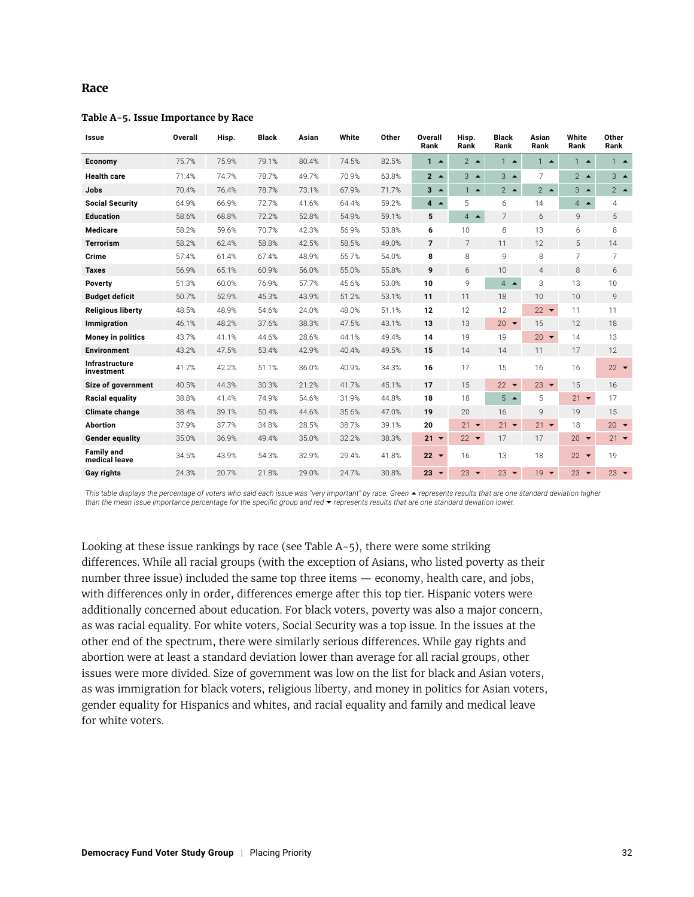## Race

**Table A-5. Issue Importance by Race**

| Issue | Overall | Hisp. | Black | Asian | White | Other | Overall Rank | Hisp. Rank | Black Rank | Asian Rank | White Rank | Other Rank |
|---|---|---|---|---|---|---|---|---|---|---|---|---|
| Economy | 75.7% | 75.9% | 79.1% | 80.4% | 74.5% | 82.5% | 1 ▲ | 2 ▲ | 1 ▲ | 1 ▲ | 1 ▲ | 1 ▲ |
| Health care | 71.4% | 74.7% | 78.7% | 49.7% | 70.9% | 63.8% | 2 ▲ | 3 ▲ | 3 ▲ | 7 | 2 ▲ | 3 ▲ |
| Jobs | 70.4% | 76.4% | 78.7% | 73.1% | 67.9% | 71.7% | 3 ▲ | 1 ▲ | 2 ▲ | 2 ▲ | 3 ▲ | 2 ▲ |
| Social Security | 64.9% | 66.9% | 72.7% | 41.6% | 64.4% | 59.2% | 4 ▲ | 5 | 6 | 14 | 4 ▲ | 4 |
| Education | 58.6% | 68.8% | 72.2% | 52.8% | 54.9% | 59.1% | 5 | 4 ▲ | 7 | 6 | 9 | 5 |
| Medicare | 58.2% | 59.6% | 70.7% | 42.3% | 56.9% | 53.8% | 6 | 10 | 8 | 13 | 6 | 8 |
| Terrorism | 58.2% | 62.4% | 58.8% | 42.5% | 58.5% | 49.0% | 7 | 7 | 11 | 12 | 5 | 14 |
| Crime | 57.4% | 61.4% | 67.4% | 48.9% | 55.7% | 54.0% | 8 | 8 | 9 | 8 | 7 | 7 |
| Taxes | 56.9% | 65.1% | 60.9% | 56.0% | 55.0% | 55.8% | 9 | 6 | 10 | 4 | 8 | 6 |
| Poverty | 51.3% | 60.0% | 76.9% | 57.7% | 45.6% | 53.0% | 10 | 9 | 4 ▲ | 3 | 13 | 10 |
| Budget deficit | 50.7% | 52.9% | 45.3% | 43.9% | 51.2% | 53.1% | 11 | 11 | 18 | 10 | 10 | 9 |
| Religious liberty | 48.5% | 48.9% | 54.6% | 24.0% | 48.0% | 51.1% | 12 | 12 | 12 | 22 ▼ | 11 | 11 |
| Immigration | 46.1% | 48.2% | 37.6% | 38.3% | 47.5% | 43.1% | 13 | 13 | 20 ▼ | 15 | 12 | 18 |
| Money in politics | 43.7% | 41.1% | 44.6% | 28.6% | 44.1% | 49.4% | 14 | 19 | 19 | 20 ▼ | 14 | 13 |
| Environment | 43.2% | 47.5% | 53.4% | 42.9% | 40.4% | 49.5% | 15 | 14 | 14 | 11 | 17 | 12 |
| Infrastructure investment | 41.7% | 42.2% | 51.1% | 36.0% | 40.9% | 34.3% | 16 | 17 | 15 | 16 | 16 | 22 ▼ |
| Size of government | 40.5% | 44.3% | 30.3% | 21.2% | 41.7% | 45.1% | 17 | 15 | 22 ▼ | 23 ▼ | 15 | 16 |
| Racial equality | 38.8% | 41.4% | 74.9% | 54.6% | 31.9% | 44.8% | 18 | 18 | 5 ▲ | 5 | 21 ▼ | 17 |
| Climate change | 38.4% | 39.1% | 50.4% | 44.6% | 35.6% | 47.0% | 19 | 20 | 16 | 9 | 19 | 15 |
| Abortion | 37.9% | 37.7% | 34.8% | 28.5% | 38.7% | 39.1% | 20 | 21 ▼ | 21 ▼ | 21 ▼ | 18 | 20 ▼ |
| Gender equality | 35.0% | 36.9% | 49.4% | 35.0% | 32.2% | 38.3% | 21 ▼ | 22 ▼ | 17 | 17 | 20 ▼ | 21 ▼ |
| Family and medical leave | 34.5% | 43.9% | 54.3% | 32.9% | 29.4% | 41.8% | 22 ▼ | 16 | 13 | 18 | 22 ▼ | 19 |
| Gay rights | 24.3% | 20.7% | 21.8% | 29.0% | 24.7% | 30.8% | 23 ▼ | 23 ▼ | 23 ▼ | 19 ▼ | 23 ▼ | 23 ▼ |

*This table displays the percentage of voters who said each issue was "very important" by race. Green ▲ represents results that are one standard deviation higher than the mean issue importance percentage for the specific group and red ▼ represents results that are one standard deviation lower.*

Looking at these issue rankings by race (see Table A-5), there were some striking differences. While all racial groups (with the exception of Asians, who listed poverty as their number three issue) included the same top three items — economy, health care, and jobs, with differences only in order, differences emerge after this top tier. Hispanic voters were additionally concerned about education. For black voters, poverty was also a major concern, as was racial equality. For white voters, Social Security was a top issue. In the issues at the other end of the spectrum, there were similarly serious differences. While gay rights and abortion were at least a standard deviation lower than average for all racial groups, other issues were more divided. Size of government was low on the list for black and Asian voters, as was immigration for black voters, religious liberty, and money in politics for Asian voters, gender equality for Hispanics and whites, and racial equality and family and medical leave for white voters.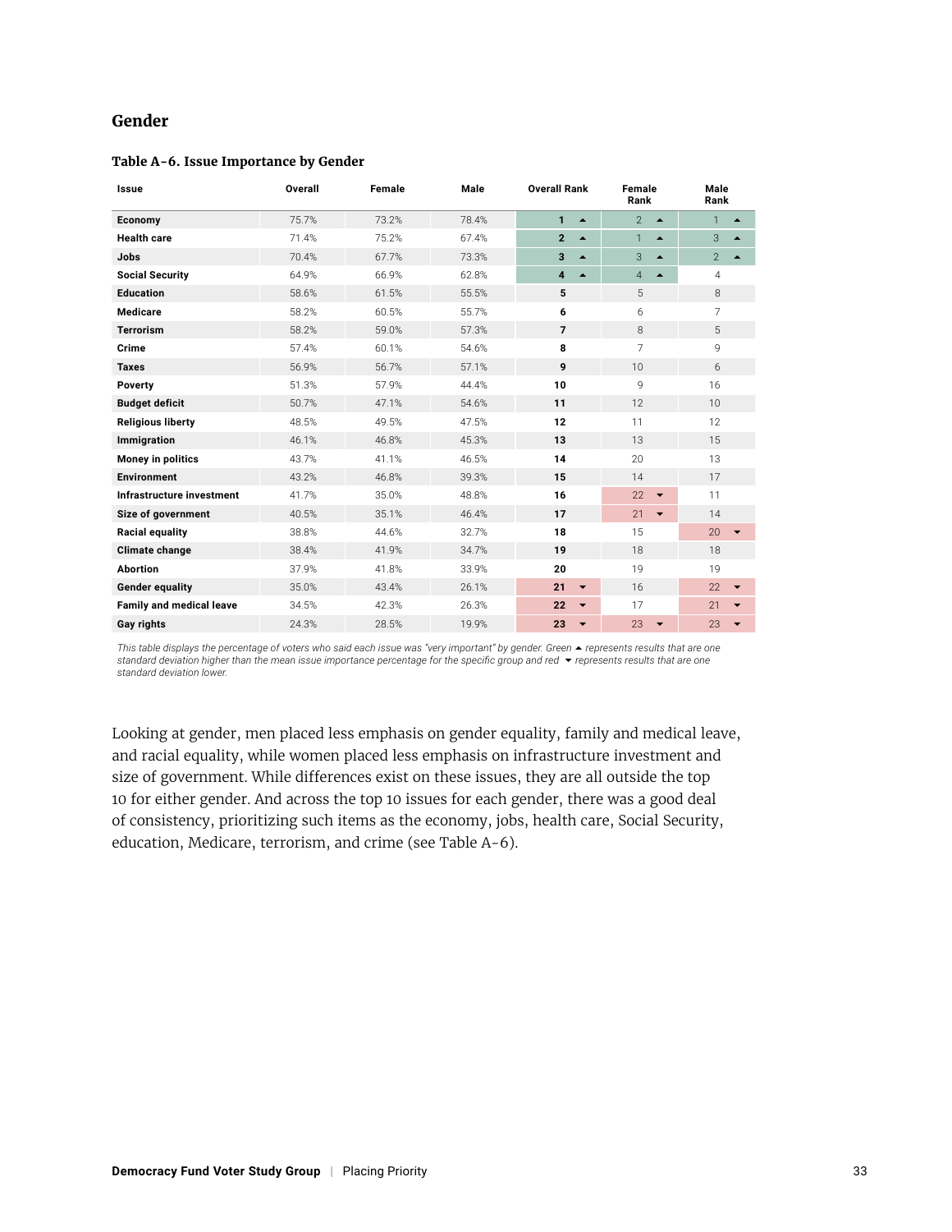## Gender

### Table A-6. Issue Importance by Gender

| Issue | Overall | Female | Male | Overall Rank | Female Rank | Male Rank |
|---|---|---|---|---|---|---|
| Economy | 75.7% | 73.2% | 78.4% | 1 ▲ | 2 ▲ | 1 ▲ |
| Health care | 71.4% | 75.2% | 67.4% | 2 ▲ | 1 ▲ | 3 ▲ |
| Jobs | 70.4% | 67.7% | 73.3% | 3 ▲ | 3 ▲ | 2 ▲ |
| Social Security | 64.9% | 66.9% | 62.8% | 4 ▲ | 4 ▲ | 4 |
| Education | 58.6% | 61.5% | 55.5% | 5 | 5 | 8 |
| Medicare | 58.2% | 60.5% | 55.7% | 6 | 6 | 7 |
| Terrorism | 58.2% | 59.0% | 57.3% | 7 | 8 | 5 |
| Crime | 57.4% | 60.1% | 54.6% | 8 | 7 | 9 |
| Taxes | 56.9% | 56.7% | 57.1% | 9 | 10 | 6 |
| Poverty | 51.3% | 57.9% | 44.4% | 10 | 9 | 16 |
| Budget deficit | 50.7% | 47.1% | 54.6% | 11 | 12 | 10 |
| Religious liberty | 48.5% | 49.5% | 47.5% | 12 | 11 | 12 |
| Immigration | 46.1% | 46.8% | 45.3% | 13 | 13 | 15 |
| Money in politics | 43.7% | 41.1% | 46.5% | 14 | 20 | 13 |
| Environment | 43.2% | 46.8% | 39.3% | 15 | 14 | 17 |
| Infrastructure investment | 41.7% | 35.0% | 48.8% | 16 | 22 ▼ | 11 |
| Size of government | 40.5% | 35.1% | 46.4% | 17 | 21 ▼ | 14 |
| Racial equality | 38.8% | 44.6% | 32.7% | 18 | 15 | 20 ▼ |
| Climate change | 38.4% | 41.9% | 34.7% | 19 | 18 | 18 |
| Abortion | 37.9% | 41.8% | 33.9% | 20 | 19 | 19 |
| Gender equality | 35.0% | 43.4% | 26.1% | 21 ▼ | 16 | 22 ▼ |
| Family and medical leave | 34.5% | 42.3% | 26.3% | 22 ▼ | 17 | 21 ▼ |
| Gay rights | 24.3% | 28.5% | 19.9% | 23 ▼ | 23 ▼ | 23 ▼ |

*This table displays the percentage of voters who said each issue was "very important" by gender. Green ▲ represents results that are one standard deviation higher than the mean issue importance percentage for the specific group and red ▼ represents results that are one standard deviation lower.*

Looking at gender, men placed less emphasis on gender equality, family and medical leave, and racial equality, while women placed less emphasis on infrastructure investment and size of government. While differences exist on these issues, they are all outside the top 10 for either gender. And across the top 10 issues for each gender, there was a good deal of consistency, prioritizing such items as the economy, jobs, health care, Social Security, education, Medicare, terrorism, and crime (see Table A-6).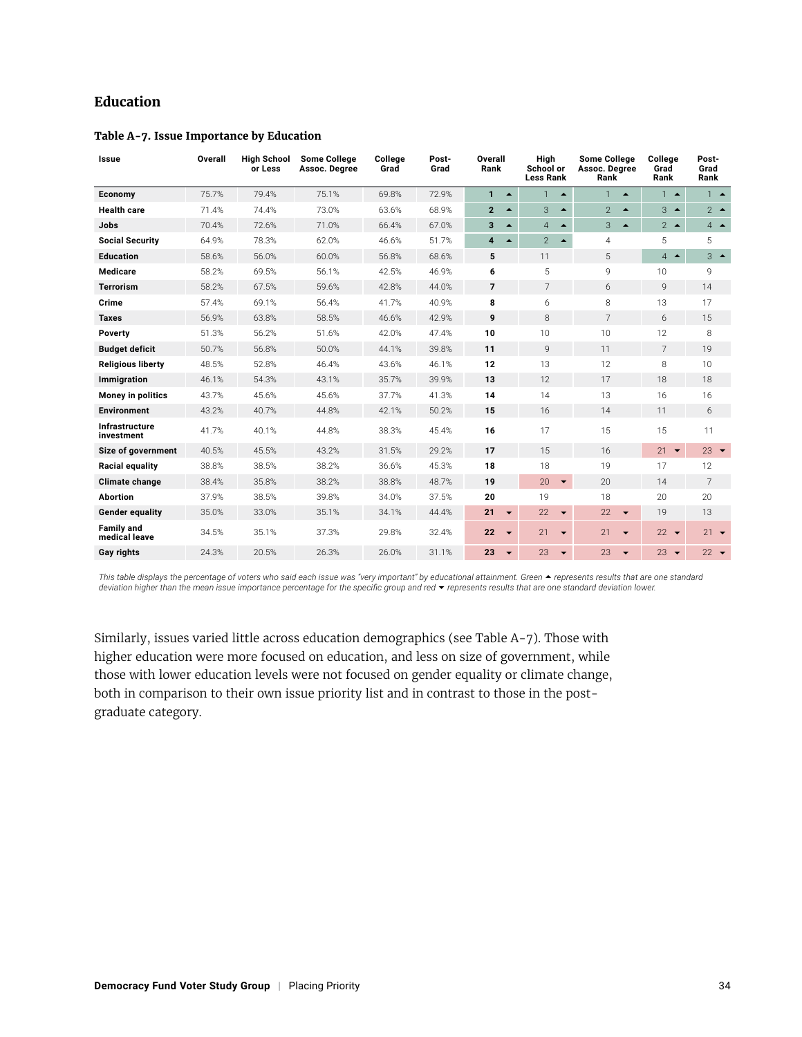## Education

### Table A-7. Issue Importance by Education

| Issue | Overall | High School or Less | Some College Assoc. Degree | College Grad | Post-Grad | Overall Rank | High School or Less Rank | Some College Assoc. Degree Rank | College Grad Rank | Post-Grad Rank |
|---|---|---|---|---|---|---|---|---|---|---|
| **Economy** | 75.7% | 79.4% | 75.1% | 69.8% | 72.9% | **1** ▲ | 1 ▲ | 1 ▲ | 1 ▲ | 1 ▲ |
| **Health care** | 71.4% | 74.4% | 73.0% | 63.6% | 68.9% | **2** ▲ | 3 ▲ | 2 ▲ | 3 ▲ | 2 ▲ |
| **Jobs** | 70.4% | 72.6% | 71.0% | 66.4% | 67.0% | **3** ▲ | 4 ▲ | 3 ▲ | 2 ▲ | 4 ▲ |
| **Social Security** | 64.9% | 78.3% | 62.0% | 46.6% | 51.7% | **4** ▲ | 2 ▲ | 4 | 5 | 5 |
| **Education** | 58.6% | 56.0% | 60.0% | 56.8% | 68.6% | **5** | 11 | 5 | 4 ▲ | 3 ▲ |
| **Medicare** | 58.2% | 69.5% | 56.1% | 42.5% | 46.9% | **6** | 5 | 9 | 10 | 9 |
| **Terrorism** | 58.2% | 67.5% | 59.6% | 42.8% | 44.0% | **7** | 7 | 6 | 9 | 14 |
| **Crime** | 57.4% | 69.1% | 56.4% | 41.7% | 40.9% | **8** | 6 | 8 | 13 | 17 |
| **Taxes** | 56.9% | 63.8% | 58.5% | 46.6% | 42.9% | **9** | 8 | 7 | 6 | 15 |
| **Poverty** | 51.3% | 56.2% | 51.6% | 42.0% | 47.4% | **10** | 10 | 10 | 12 | 8 |
| **Budget deficit** | 50.7% | 56.8% | 50.0% | 44.1% | 39.8% | **11** | 9 | 11 | 7 | 19 |
| **Religious liberty** | 48.5% | 52.8% | 46.4% | 43.6% | 46.1% | **12** | 13 | 12 | 8 | 10 |
| **Immigration** | 46.1% | 54.3% | 43.1% | 35.7% | 39.9% | **13** | 12 | 17 | 18 | 18 |
| **Money in politics** | 43.7% | 45.6% | 45.6% | 37.7% | 41.3% | **14** | 14 | 13 | 16 | 16 |
| **Environment** | 43.2% | 40.7% | 44.8% | 42.1% | 50.2% | **15** | 16 | 14 | 11 | 6 |
| **Infrastructure investment** | 41.7% | 40.1% | 44.8% | 38.3% | 45.4% | **16** | 17 | 15 | 15 | 11 |
| **Size of government** | 40.5% | 45.5% | 43.2% | 31.5% | 29.2% | **17** | 15 | 16 | 21 ▼ | 23 ▼ |
| **Racial equality** | 38.8% | 38.5% | 38.2% | 36.6% | 45.3% | **18** | 18 | 19 | 17 | 12 |
| **Climate change** | 38.4% | 35.8% | 38.2% | 38.8% | 48.7% | **19** | 20 ▼ | 20 | 14 | 7 |
| **Abortion** | 37.9% | 38.5% | 39.8% | 34.0% | 37.5% | **20** | 19 | 18 | 20 | 20 |
| **Gender equality** | 35.0% | 33.0% | 35.1% | 34.1% | 44.4% | **21** ▼ | 22 ▼ | 22 ▼ | 19 | 13 |
| **Family and medical leave** | 34.5% | 35.1% | 37.3% | 29.8% | 32.4% | **22** ▼ | 21 ▼ | 21 ▼ | 22 ▼ | 21 ▼ |
| **Gay rights** | 24.3% | 20.5% | 26.3% | 26.0% | 31.1% | **23** ▼ | 23 ▼ | 23 ▼ | 23 ▼ | 22 ▼ |

*This table displays the percentage of voters who said each issue was "very important" by educational attainment. Green ▲ represents results that are one standard deviation higher than the mean issue importance percentage for the specific group and red ▼ represents results that are one standard deviation lower.*

Similarly, issues varied little across education demographics (see Table A-7). Those with higher education were more focused on education, and less on size of government, while those with lower education levels were not focused on gender equality or climate change, both in comparison to their own issue priority list and in contrast to those in the post-graduate category.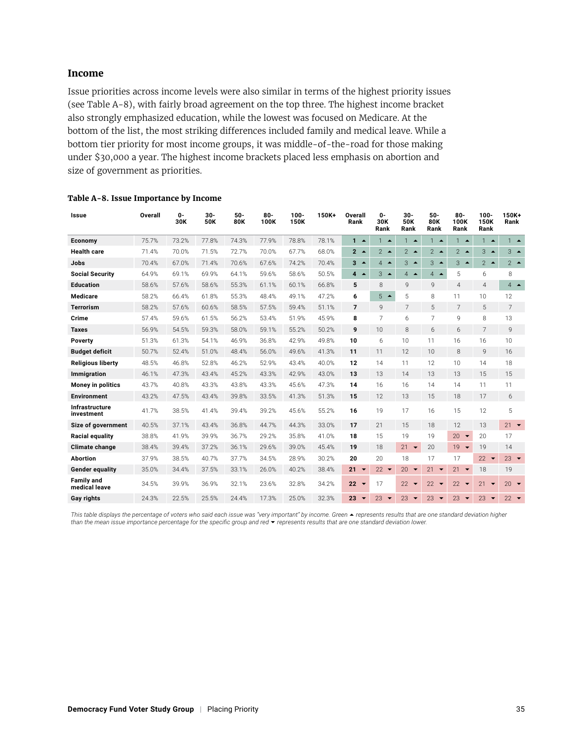### Income

Issue priorities across income levels were also similar in terms of the highest priority issues (see Table A-8), with fairly broad agreement on the top three. The highest income bracket also strongly emphasized education, while the lowest was focused on Medicare. At the bottom of the list, the most striking differences included family and medical leave. While a bottom tier priority for most income groups, it was middle-of-the-road for those making under $30,000 a year. The highest income brackets placed less emphasis on abortion and size of government as priorities.

**Table A-8. Issue Importance by Income**

| Issue | Overall | 0-30K | 30-50K | 50-80K | 80-100K | 100-150K | 150K+ | Overall Rank | 0-30K Rank | 30-50K Rank | 50-80K Rank | 80-100K Rank | 100-150K Rank | 150K+ Rank |
|---|---|---|---|---|---|---|---|---|---|---|---|---|---|---|
| Economy | 75.7% | 73.2% | 77.8% | 74.3% | 77.9% | 78.8% | 78.1% | 1 ▲ | 1 ▲ | 1 ▲ | 1 ▲ | 1 ▲ | 1 ▲ | 1 ▲ |
| Health care | 71.4% | 70.0% | 71.5% | 72.7% | 70.0% | 67.7% | 68.0% | 2 ▲ | 2 ▲ | 2 ▲ | 2 ▲ | 2 ▲ | 3 ▲ | 3 ▲ |
| Jobs | 70.4% | 67.0% | 71.4% | 70.6% | 67.6% | 74.2% | 70.4% | 3 ▲ | 4 ▲ | 3 ▲ | 3 ▲ | 3 ▲ | 2 ▲ | 2 ▲ |
| Social Security | 64.9% | 69.1% | 69.9% | 64.1% | 59.6% | 58.6% | 50.5% | 4 ▲ | 3 ▲ | 4 ▲ | 4 ▲ | 5 | 6 | 8 |
| Education | 58.6% | 57.6% | 58.6% | 55.3% | 61.1% | 60.1% | 66.8% | 5 | 8 | 9 | 9 | 4 | 4 | 4 ▲ |
| Medicare | 58.2% | 66.4% | 61.8% | 55.3% | 48.4% | 49.1% | 47.2% | 6 | 5 ▲ | 5 | 8 | 11 | 10 | 12 |
| Terrorism | 58.2% | 57.6% | 60.6% | 58.5% | 57.5% | 59.4% | 51.1% | 7 | 9 | 7 | 5 | 7 | 5 | 7 |
| Crime | 57.4% | 59.6% | 61.5% | 56.2% | 53.4% | 51.9% | 45.9% | 8 | 7 | 6 | 7 | 9 | 8 | 13 |
| Taxes | 56.9% | 54.5% | 59.3% | 58.0% | 59.1% | 55.2% | 50.2% | 9 | 10 | 8 | 6 | 6 | 7 | 9 |
| Poverty | 51.3% | 61.3% | 54.1% | 46.9% | 36.8% | 42.9% | 49.8% | 10 | 6 | 10 | 11 | 16 | 16 | 10 |
| Budget deficit | 50.7% | 52.4% | 51.0% | 48.4% | 56.0% | 49.6% | 41.3% | 11 | 11 | 12 | 10 | 8 | 9 | 16 |
| Religious liberty | 48.5% | 46.8% | 52.8% | 46.2% | 52.9% | 43.4% | 40.0% | 12 | 14 | 11 | 12 | 10 | 14 | 18 |
| Immigration | 46.1% | 47.3% | 43.4% | 45.2% | 43.3% | 42.9% | 43.0% | 13 | 13 | 14 | 13 | 13 | 15 | 15 |
| Money in politics | 43.7% | 40.8% | 43.3% | 43.8% | 43.3% | 45.6% | 47.3% | 14 | 16 | 16 | 14 | 14 | 11 | 11 |
| Environment | 43.2% | 47.5% | 43.4% | 39.8% | 33.5% | 41.3% | 51.3% | 15 | 12 | 13 | 15 | 18 | 17 | 6 |
| Infrastructure investment | 41.7% | 38.5% | 41.4% | 39.4% | 39.2% | 45.6% | 55.2% | 16 | 19 | 17 | 16 | 15 | 12 | 5 |
| Size of government | 40.5% | 37.1% | 43.4% | 36.8% | 44.7% | 44.3% | 33.0% | 17 | 21 | 15 | 18 | 12 | 13 | 21 ▼ |
| Racial equality | 38.8% | 41.9% | 39.9% | 36.7% | 29.2% | 35.8% | 41.0% | 18 | 15 | 19 | 19 | 20 ▼ | 20 | 17 |
| Climate change | 38.4% | 39.4% | 37.2% | 36.1% | 29.6% | 39.0% | 45.4% | 19 | 18 | 21 ▼ | 20 | 19 ▼ | 19 | 14 |
| Abortion | 37.9% | 38.5% | 40.7% | 37.7% | 34.5% | 28.9% | 30.2% | 20 | 20 | 18 | 17 | 17 | 22 ▼ | 23 ▼ |
| Gender equality | 35.0% | 34.4% | 37.5% | 33.1% | 26.0% | 40.2% | 38.4% | 21 ▼ | 22 ▼ | 20 ▼ | 21 ▼ | 21 ▼ | 18 | 19 |
| Family and medical leave | 34.5% | 39.9% | 36.9% | 32.1% | 23.6% | 32.8% | 34.2% | 22 ▼ | 17 | 22 ▼ | 22 ▼ | 22 ▼ | 21 ▼ | 20 ▼ |
| Gay rights | 24.3% | 22.5% | 25.5% | 24.4% | 17.3% | 25.0% | 32.3% | 23 ▼ | 23 ▼ | 23 ▼ | 23 ▼ | 23 ▼ | 23 ▼ | 22 ▼ |

*This table displays the percentage of voters who said each issue was "very important" by income. Green ▲ represents results that are one standard deviation higher than the mean issue importance percentage for the specific group and red ▼ represents results that are one standard deviation lower.*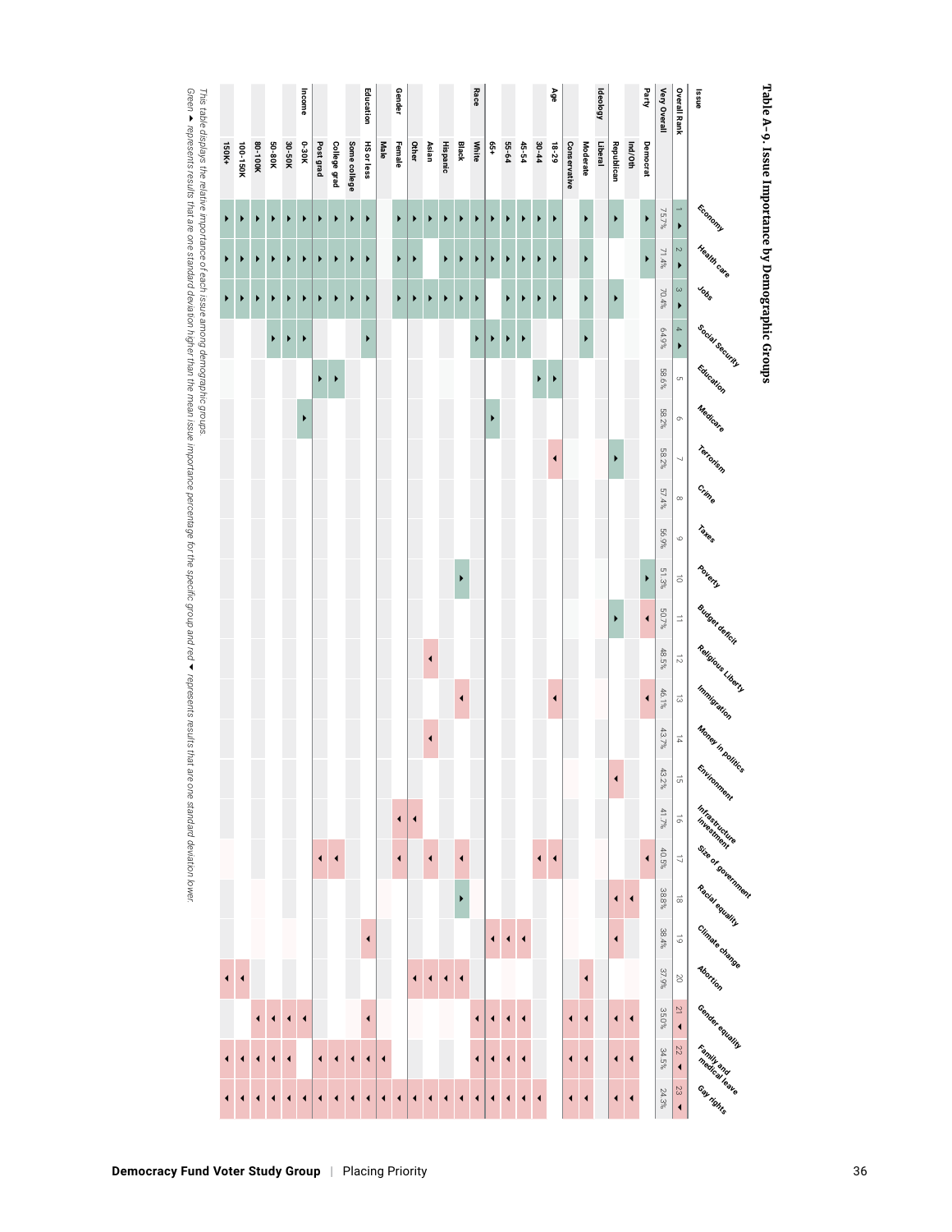# Table A-9. Issue Importance by Demographic Groups

| Issue | | Economy | Health care | Jobs | Social Security | Education | Medicare | Terrorism | Crime | Taxes | Poverty | Budget deficit | Religious Liberty | Immigration | Money in politics | Environment | Infrastructure investment | Size of government | Racial equality | Climate change | Abortion | Gender equality | Family and medical leave | Gay rights |
|---|---|---|---|---|---|---|---|---|---|---|---|---|---|---|---|---|---|---|---|---|---|---|---|---|
| Overall Rank | | 1 ▲ | 2 ▲ | 3 ▲ | 4 ▲ | 5 | 6 | 7 | 8 | 9 | 10 | 11 | 12 | 13 | 14 | 15 | 16 | 17 | 18 | 19 | 20 | 21 ▼ | 22 ▼ | 23 ▼ |
| Very Overall | | 75.7% | 71.4% | 70.4% | 64.9% | 58.6% | 58.2% | 58.2% | 57.4% | 56.9% | 51.3% | 50.7% | 48.5% | 46.1% | 43.7% | 43.2% | 41.7% | 40.5% | 38.8% | 38.4% | 37.9% | 35.0% | 34.5% | 24.3% |
| Party | Democrat | ▲ | ▲ | | | | | | | | ▲ | ▼ | | ▼ | | | | ▼ | | | | | | |
| | Ind/Oth | | | | | | | | | | | | | | | | | | ▼ | | | ▼ | ▼ | ▼ |
| | Republican | ▲ | | ▲ | | | | ▲ | | | | ▲ | | | | ▼ | | | ▼ | ▼ | | ▼ | ▼ | ▼ |
| Ideology | Liberal | | | | | | | | | | | | | | | | | | | | | | | |
| | Moderate | ▲ | ▲ | ▲ | ▲ | | | | | | | | | | | | | | | | ▼ | ▼ | ▼ | ▼ |
| | Conservative | | | | | | | | | | | | | | | | | | | | | ▼ | ▼ | ▼ |
| Age | 18-29 | ▲ | ▲ | ▲ | | ▲ | | ▼ | | | | | | ▼ | | | | ▼ | | | | | | |
| | 30-44 | ▲ | ▲ | ▲ | | ▲ | | | | | | | | | | | | ▼ | | | | | | ▼ |
| | 45-54 | ▲ | ▲ | ▲ | ▲ | | | | | | | | | | | | | | | ▼ | | ▼ | ▼ | ▼ |
| | 55-64 | ▲ | ▲ | ▲ | ▲ | | | | | | | | | | | | | | | ▼ | | ▼ | ▼ | ▼ |
| | 65+ | ▲ | ▲ | | ▲ | | ▲ | | | | | | | | | | | | | ▼ | | ▼ | ▼ | ▼ |
| Race | White | ▲ | ▲ | ▲ | ▲ | | | | | | | | | | | | | | | | | ▼ | ▼ | ▼ |
| | Black | ▲ | ▲ | ▲ | | | | | | | ▲ | | | ▼ | | | | ▼ | ▲ | | ▼ | | | ▼ |
| | Hispanic | ▲ | ▲ | ▲ | | | | | | | | | | | | | | | | | ▼ | | | ▼ |
| | Asian | ▲ | | ▲ | | | | | | | | | ▼ | | ▼ | | | ▼ | | | ▼ | | | ▼ |
| | Other | ▲ | ▲ | ▲ | | | | | | | | | | | | | ▼ | | | | ▼ | | | ▼ |
| Gender | Female | ▲ | ▲ | ▲ | | | | | | | | | | | | | ▼ | ▼ | | | | | | ▼ |
| | Male | | | | | | | | | | | | | | | | | | | | | | ▼ | ▼ |
| Education | HS or less | ▲ | ▲ | ▲ | ▲ | | | | | | | | | | | | | | | ▼ | | ▼ | ▼ | ▼ |
| | Some college | ▲ | ▲ | ▲ | | | | | | | | | | | | | | | | | | | ▼ | ▼ |
| | College grad | ▲ | ▲ | ▲ | | ▲ | | | | | | | | | | | | ▼ | | | | | ▼ | ▼ |
| | Post grad | ▲ | ▲ | ▲ | | ▲ | | | | | | | | | | | | ▼ | | | | | ▼ | ▼ |
| Income | 0-30K | ▲ | ▲ | ▲ | ▲ | | ▲ | | | | | | | | | | | | | | | ▼ | | ▼ |
| | 30-50K | ▲ | ▲ | ▲ | ▲ | | | | | | | | | | | | | | | | | ▼ | ▼ | ▼ |
| | 50-80K | ▲ | ▲ | ▲ | ▲ | | | | | | | | | | | | | | | | | ▼ | ▼ | ▼ |
| | 80-100K | ▲ | ▲ | ▲ | | | | | | | | | | | | | | | | | | ▼ | ▼ | ▼ |
| | 100-150K | ▲ | ▲ | ▲ | | | | | | | | | | | | | | | | | ▼ | | ▼ | ▼ |
| | 150K+ | ▲ | ▲ | ▲ | | | | | | | | | | | | | | | | | ▼ | | ▼ | ▼ |

*This table displays the relative importance of each issue among demographic groups.*
*Green ▲ represents results that are one standard deviation higher than the mean issue importance percentage for the specific group and red ▼ represents results that are one standard deviation lower.*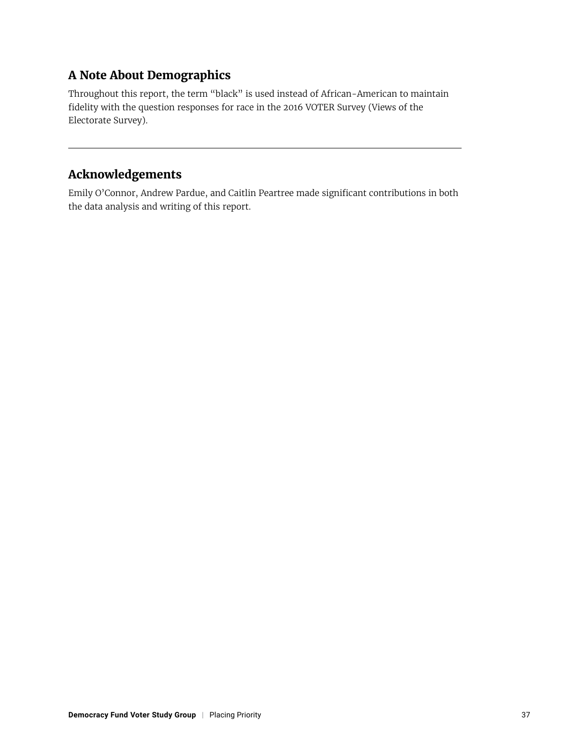## A Note About Demographics

Throughout this report, the term "black" is used instead of African-American to maintain fidelity with the question responses for race in the 2016 VOTER Survey (Views of the Electorate Survey).

---

## Acknowledgements

Emily O'Connor, Andrew Pardue, and Caitlin Peartree made significant contributions in both the data analysis and writing of this report.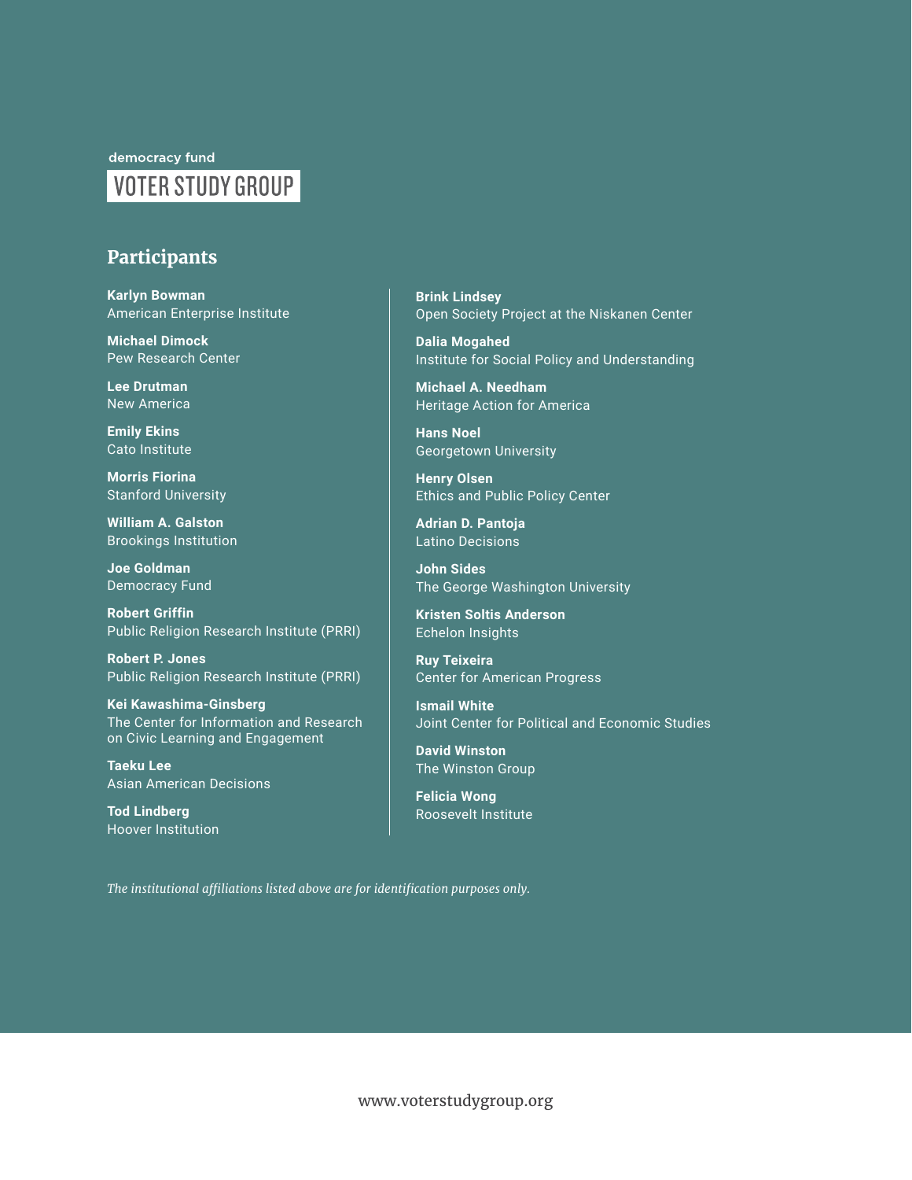democracy fund

VOTER STUDY GROUP

## Participants

**Karlyn Bowman**
American Enterprise Institute

**Michael Dimock**
Pew Research Center

**Lee Drutman**
New America

**Emily Ekins**
Cato Institute

**Morris Fiorina**
Stanford University

**William A. Galston**
Brookings Institution

**Joe Goldman**
Democracy Fund

**Robert Griffin**
Public Religion Research Institute (PRRI)

**Robert P. Jones**
Public Religion Research Institute (PRRI)

**Kei Kawashima-Ginsberg**
The Center for Information and Research on Civic Learning and Engagement

**Taeku Lee**
Asian American Decisions

**Tod Lindberg**
Hoover Institution

**Brink Lindsey**
Open Society Project at the Niskanen Center

**Dalia Mogahed**
Institute for Social Policy and Understanding

**Michael A. Needham**
Heritage Action for America

**Hans Noel**
Georgetown University

**Henry Olsen**
Ethics and Public Policy Center

**Adrian D. Pantoja**
Latino Decisions

**John Sides**
The George Washington University

**Kristen Soltis Anderson**
Echelon Insights

**Ruy Teixeira**
Center for American Progress

**Ismail White**
Joint Center for Political and Economic Studies

**David Winston**
The Winston Group

**Felicia Wong**
Roosevelt Institute

*The institutional affiliations listed above are for identification purposes only.*

www.voterstudygroup.org